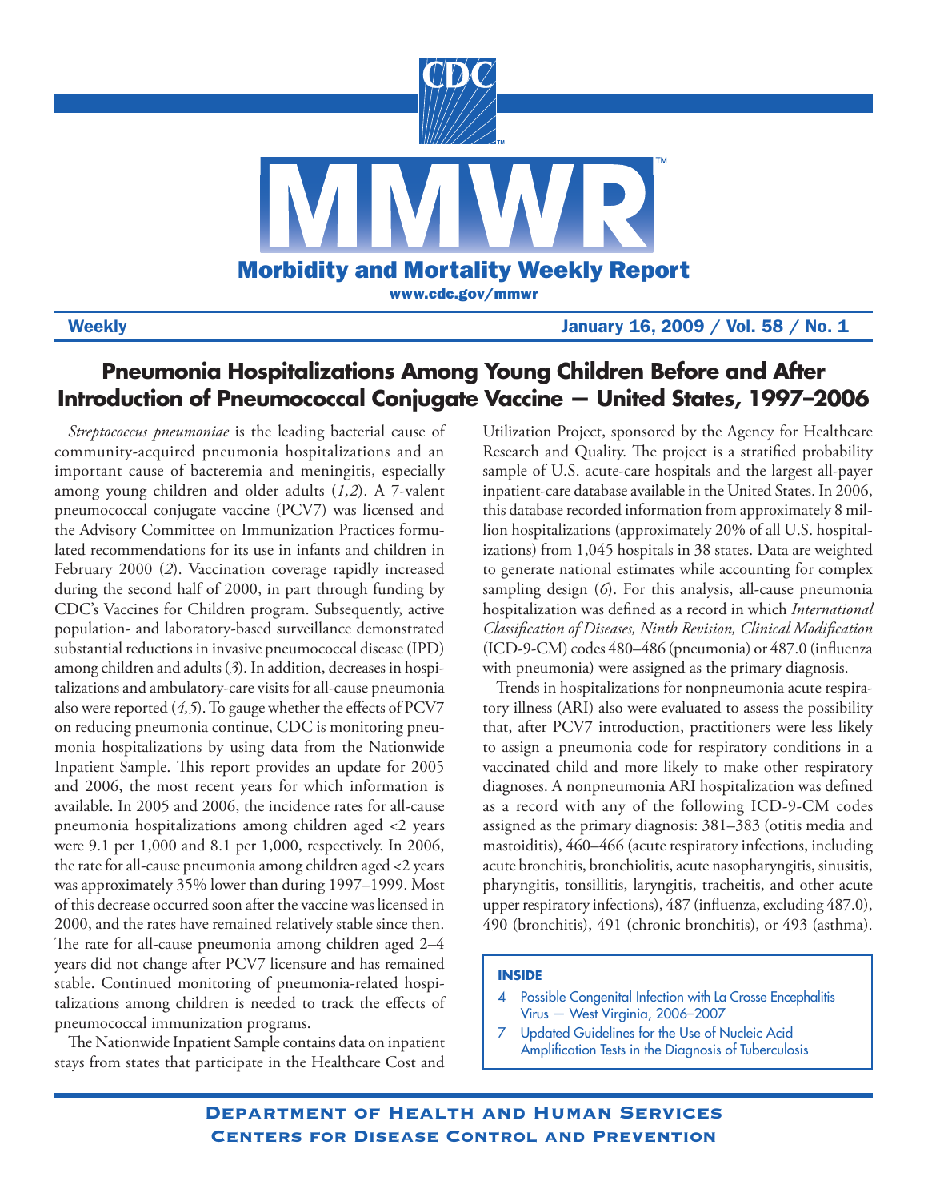# Morbidity and Mortality Weekly Report

www.cdc.gov/mmwr

**Weekly** **January 16, 2009 / Vol. 58 / No. 1**

## Pneumonia Hospitalizations Among Young Children Before and After Introduction of Pneumococcal Conjugate Vaccine — United States, 1997–2006

*Streptococcus pneumoniae* is the leading bacterial cause of community-acquired pneumonia hospitalizations and an important cause of bacteremia and meningitis, especially among young children and older adults (*1,2*). A 7-valent pneumococcal conjugate vaccine (PCV7) was licensed and the Advisory Committee on Immunization Practices formulated recommendations for its use in infants and children in February 2000 (*2*). Vaccination coverage rapidly increased during the second half of 2000, in part through funding by CDC's Vaccines for Children program. Subsequently, active population- and laboratory-based surveillance demonstrated substantial reductions in invasive pneumococcal disease (IPD) among children and adults (*3*). In addition, decreases in hospitalizations and ambulatory-care visits for all-cause pneumonia also were reported (*4,5*). To gauge whether the effects of PCV7 on reducing pneumonia continue, CDC is monitoring pneumonia hospitalizations by using data from the Nationwide Inpatient Sample. This report provides an update for 2005 and 2006, the most recent years for which information is available. In 2005 and 2006, the incidence rates for all-cause pneumonia hospitalizations among children aged <2 years were 9.1 per 1,000 and 8.1 per 1,000, respectively. In 2006, the rate for all-cause pneumonia among children aged <2 years was approximately 35% lower than during 1997–1999. Most of this decrease occurred soon after the vaccine was licensed in 2000, and the rates have remained relatively stable since then. The rate for all-cause pneumonia among children aged 2–4 years did not change after PCV7 licensure and has remained stable. Continued monitoring of pneumonia-related hospitalizations among children is needed to track the effects of pneumococcal immunization programs.

The Nationwide Inpatient Sample contains data on inpatient stays from states that participate in the Healthcare Cost and Utilization Project, sponsored by the Agency for Healthcare Research and Quality. The project is a stratified probability sample of U.S. acute-care hospitals and the largest all-payer inpatient-care database available in the United States. In 2006, this database recorded information from approximately 8 million hospitalizations (approximately 20% of all U.S. hospitalizations) from 1,045 hospitals in 38 states. Data are weighted to generate national estimates while accounting for complex sampling design (*6*). For this analysis, all-cause pneumonia hospitalization was defined as a record in which *International Classification of Diseases, Ninth Revision, Clinical Modification* (ICD-9-CM) codes 480–486 (pneumonia) or 487.0 (influenza with pneumonia) were assigned as the primary diagnosis.

Trends in hospitalizations for nonpneumonia acute respiratory illness (ARI) also were evaluated to assess the possibility that, after PCV7 introduction, practitioners were less likely to assign a pneumonia code for respiratory conditions in a vaccinated child and more likely to make other respiratory diagnoses. A nonpneumonia ARI hospitalization was defined as a record with any of the following ICD-9-CM codes assigned as the primary diagnosis: 381–383 (otitis media and mastoiditis), 460–466 (acute respiratory infections, including acute bronchitis, bronchiolitis, acute nasopharyngitis, sinusitis, pharyngitis, tonsillitis, laryngitis, tracheitis, and other acute upper respiratory infections), 487 (influenza, excluding 487.0), 490 (bronchitis), 491 (chronic bronchitis), or 493 (asthma).

**INSIDE**

4 Possible Congenital Infection with La Crosse Encephalitis Virus — West Virginia, 2006–2007

7 Updated Guidelines for the Use of Nucleic Acid Amplification Tests in the Diagnosis of Tuberculosis

**Department of Health and Human Services**
**Centers for Disease Control and Prevention**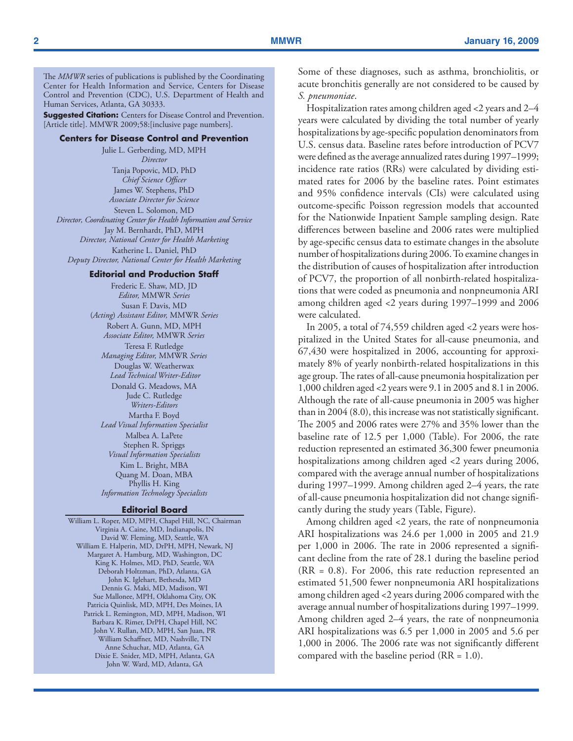The *MMWR* series of publications is published by the Coordinating Center for Health Information and Service, Centers for Disease Control and Prevention (CDC), U.S. Department of Health and Human Services, Atlanta, GA 30333.

**Suggested Citation:** Centers for Disease Control and Prevention. [Article title]. MMWR 2009;58:[inclusive page numbers].

**Centers for Disease Control and Prevention**

Julie L. Gerberding, MD, MPH
*Director*
Tanja Popovic, MD, PhD
*Chief Science Officer*
James W. Stephens, PhD
*Associate Director for Science*
Steven L. Solomon, MD
*Director, Coordinating Center for Health Information and Service*
Jay M. Bernhardt, PhD, MPH
*Director, National Center for Health Marketing*
Katherine L. Daniel, PhD
*Deputy Director, National Center for Health Marketing*

**Editorial and Production Staff**

Frederic E. Shaw, MD, JD
*Editor,* MMWR *Series*
Susan F. Davis, MD
(*Acting*) *Assistant Editor,* MMWR *Series*
Robert A. Gunn, MD, MPH
*Associate Editor,* MMWR *Series*
Teresa F. Rutledge
*Managing Editor,* MMWR *Series*
Douglas W. Weatherwax
*Lead Technical Writer-Editor*
Donald G. Meadows, MA
Jude C. Rutledge
*Writers-Editors*
Martha F. Boyd
*Lead Visual Information Specialist*
Malbea A. LaPete
Stephen R. Spriggs
*Visual Information Specialists*
Kim L. Bright, MBA
Quang M. Doan, MBA
Phyllis H. King
*Information Technology Specialists*

**Editorial Board**

William L. Roper, MD, MPH, Chapel Hill, NC, Chairman
Virginia A. Caine, MD, Indianapolis, IN
David W. Fleming, MD, Seattle, WA
William E. Halperin, MD, DrPH, MPH, Newark, NJ
Margaret A. Hamburg, MD, Washington, DC
King K. Holmes, MD, PhD, Seattle, WA
Deborah Holtzman, PhD, Atlanta, GA
John K. Iglehart, Bethesda, MD
Dennis G. Maki, MD, Madison, WI
Sue Mallonee, MPH, Oklahoma City, OK
Patricia Quinlisk, MD, MPH, Des Moines, IA
Patrick L. Remington, MD, MPH, Madison, WI
Barbara K. Rimer, DrPH, Chapel Hill, NC
John V. Rullan, MD, MPH, San Juan, PR
William Schaffner, MD, Nashville, TN
Anne Schuchat, MD, Atlanta, GA
Dixie E. Snider, MD, MPH, Atlanta, GA
John W. Ward, MD, Atlanta, GA

Some of these diagnoses, such as asthma, bronchiolitis, or acute bronchitis generally are not considered to be caused by *S. pneumoniae*.

Hospitalization rates among children aged <2 years and 2–4 years were calculated by dividing the total number of yearly hospitalizations by age-specific population denominators from U.S. census data. Baseline rates before introduction of PCV7 were defined as the average annualized rates during 1997–1999; incidence rate ratios (RRs) were calculated by dividing estimated rates for 2006 by the baseline rates. Point estimates and 95% confidence intervals (CIs) were calculated using outcome-specific Poisson regression models that accounted for the Nationwide Inpatient Sample sampling design. Rate differences between baseline and 2006 rates were multiplied by age-specific census data to estimate changes in the absolute number of hospitalizations during 2006. To examine changes in the distribution of causes of hospitalization after introduction of PCV7, the proportion of all nonbirth-related hospitalizations that were coded as pneumonia and nonpneumonia ARI among children aged <2 years during 1997–1999 and 2006 were calculated.

In 2005, a total of 74,559 children aged <2 years were hospitalized in the United States for all-cause pneumonia, and 67,430 were hospitalized in 2006, accounting for approximately 8% of yearly nonbirth-related hospitalizations in this age group. The rates of all-cause pneumonia hospitalization per 1,000 children aged <2 years were 9.1 in 2005 and 8.1 in 2006. Although the rate of all-cause pneumonia in 2005 was higher than in 2004 (8.0), this increase was not statistically significant. The 2005 and 2006 rates were 27% and 35% lower than the baseline rate of 12.5 per 1,000 (Table). For 2006, the rate reduction represented an estimated 36,300 fewer pneumonia hospitalizations among children aged <2 years during 2006, compared with the average annual number of hospitalizations during 1997–1999. Among children aged 2–4 years, the rate of all-cause pneumonia hospitalization did not change significantly during the study years (Table, Figure).

Among children aged <2 years, the rate of nonpneumonia ARI hospitalizations was 24.6 per 1,000 in 2005 and 21.9 per 1,000 in 2006. The rate in 2006 represented a significant decline from the rate of 28.1 during the baseline period (RR = 0.8). For 2006, this rate reduction represented an estimated 51,500 fewer nonpneumonia ARI hospitalizations among children aged <2 years during 2006 compared with the average annual number of hospitalizations during 1997–1999. Among children aged 2–4 years, the rate of nonpneumonia ARI hospitalizations was 6.5 per 1,000 in 2005 and 5.6 per 1,000 in 2006. The 2006 rate was not significantly different compared with the baseline period (RR = 1.0).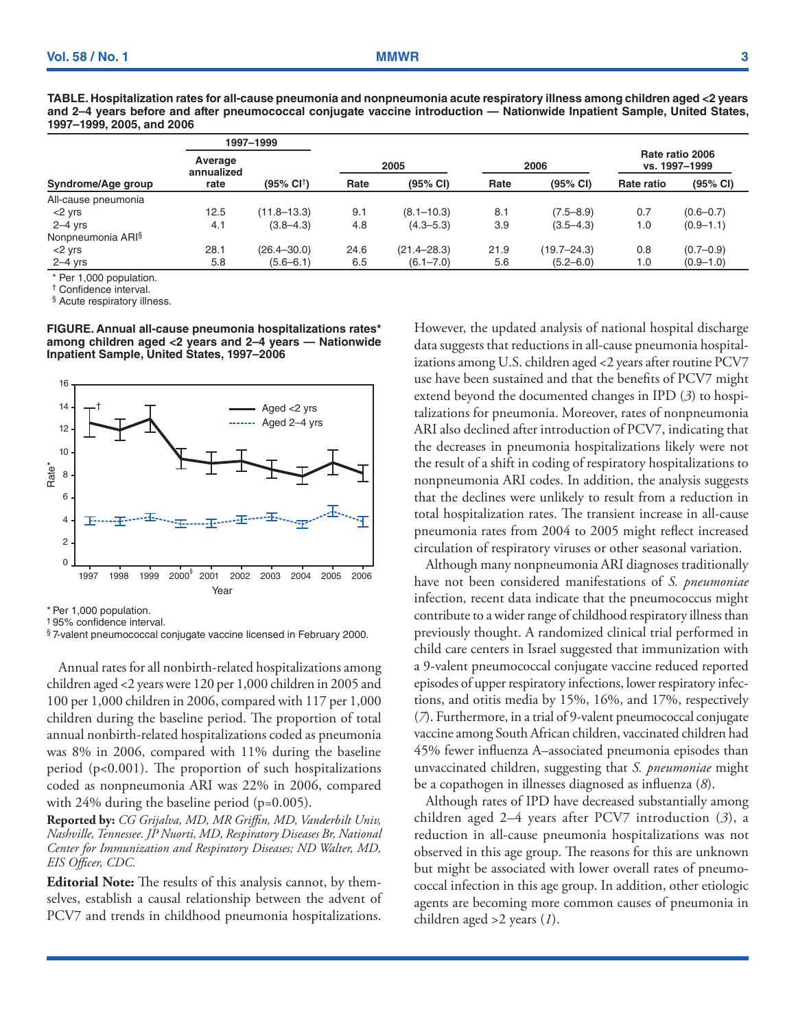**TABLE. Hospitalization rates for all-cause pneumonia and nonpneumonia acute respiratory illness among children aged <2 years and 2–4 years before and after pneumococcal conjugate vaccine introduction — Nationwide Inpatient Sample, United States, 1997–1999, 2005, and 2006**

| Syndrome/Age group | 1997–1999 Average annualized rate | 1997–1999 (95% CI[†]) | 2005 Rate | 2005 (95% CI) | 2006 Rate | 2006 (95% CI) | Rate ratio 2006 vs. 1997–1999 Rate ratio | Rate ratio 2006 vs. 1997–1999 (95% CI) |
|---|---|---|---|---|---|---|---|---|
| All-cause pneumonia | | | | | | | | |
| <2 yrs | 12.5 | (11.8–13.3) | 9.1 | (8.1–10.3) | 8.1 | (7.5–8.9) | 0.7 | (0.6–0.7) |
| 2–4 yrs | 4.1 | (3.8–4.3) | 4.8 | (4.3–5.3) | 3.9 | (3.5–4.3) | 1.0 | (0.9–1.1) |
| Nonpneumonia ARI[§] | | | | | | | | |
| <2 yrs | 28.1 | (26.4–30.0) | 24.6 | (21.4–28.3) | 21.9 | (19.7–24.3) | 0.8 | (0.7–0.9) |
| 2–4 yrs | 5.8 | (5.6–6.1) | 6.5 | (6.1–7.0) | 5.6 | (5.2–6.0) | 1.0 | (0.9–1.0) |

\* Per 1,000 population.
[†] Confidence interval.
[§] Acute respiratory illness.

**FIGURE. Annual all-cause pneumonia hospitalizations rates\* among children aged <2 years and 2–4 years — Nationwide Inpatient Sample, United States, 1997–2006**

\* Per 1,000 population.
[†] 95% confidence interval.
[§] 7-valent pneumococcal conjugate vaccine licensed in February 2000.

Annual rates for all nonbirth-related hospitalizations among children aged <2 years were 120 per 1,000 children in 2005 and 100 per 1,000 children in 2006, compared with 117 per 1,000 children during the baseline period. The proportion of total annual nonbirth-related hospitalizations coded as pneumonia was 8% in 2006, compared with 11% during the baseline period ($p<0.001$). The proportion of such hospitalizations coded as nonpneumonia ARI was 22% in 2006, compared with 24% during the baseline period ($p=0.005$).

**Reported by:** *CG Grijalva, MD, MR Griffin, MD, Vanderbilt Univ, Nashville, Tennessee. JP Nuorti, MD, Respiratory Diseases Br, National Center for Immunization and Respiratory Diseases; ND Walter, MD, EIS Officer, CDC.*

**Editorial Note:** The results of this analysis cannot, by themselves, establish a causal relationship between the advent of PCV7 and trends in childhood pneumonia hospitalizations. However, the updated analysis of national hospital discharge data suggests that reductions in all-cause pneumonia hospitalizations among U.S. children aged <2 years after routine PCV7 use have been sustained and that the benefits of PCV7 might extend beyond the documented changes in IPD (*3*) to hospitalizations for pneumonia. Moreover, rates of nonpneumonia ARI also declined after introduction of PCV7, indicating that the decreases in pneumonia hospitalizations likely were not the result of a shift in coding of respiratory hospitalizations to nonpneumonia ARI codes. In addition, the analysis suggests that the declines were unlikely to result from a reduction in total hospitalization rates. The transient increase in all-cause pneumonia rates from 2004 to 2005 might reflect increased circulation of respiratory viruses or other seasonal variation.

Although many nonpneumonia ARI diagnoses traditionally have not been considered manifestations of *S. pneumoniae* infection, recent data indicate that the pneumococcus might contribute to a wider range of childhood respiratory illness than previously thought. A randomized clinical trial performed in child care centers in Israel suggested that immunization with a 9-valent pneumococcal conjugate vaccine reduced reported episodes of upper respiratory infections, lower respiratory infections, and otitis media by 15%, 16%, and 17%, respectively (*7*). Furthermore, in a trial of 9-valent pneumococcal conjugate vaccine among South African children, vaccinated children had 45% fewer influenza A–associated pneumonia episodes than unvaccinated children, suggesting that *S. pneumoniae* might be a copathogen in illnesses diagnosed as influenza (*8*).

Although rates of IPD have decreased substantially among children aged 2–4 years after PCV7 introduction (*3*), a reduction in all-cause pneumonia hospitalizations was not observed in this age group. The reasons for this are unknown but might be associated with lower overall rates of pneumococcal infection in this age group. In addition, other etiologic agents are becoming more common causes of pneumonia in children aged >2 years (*1*).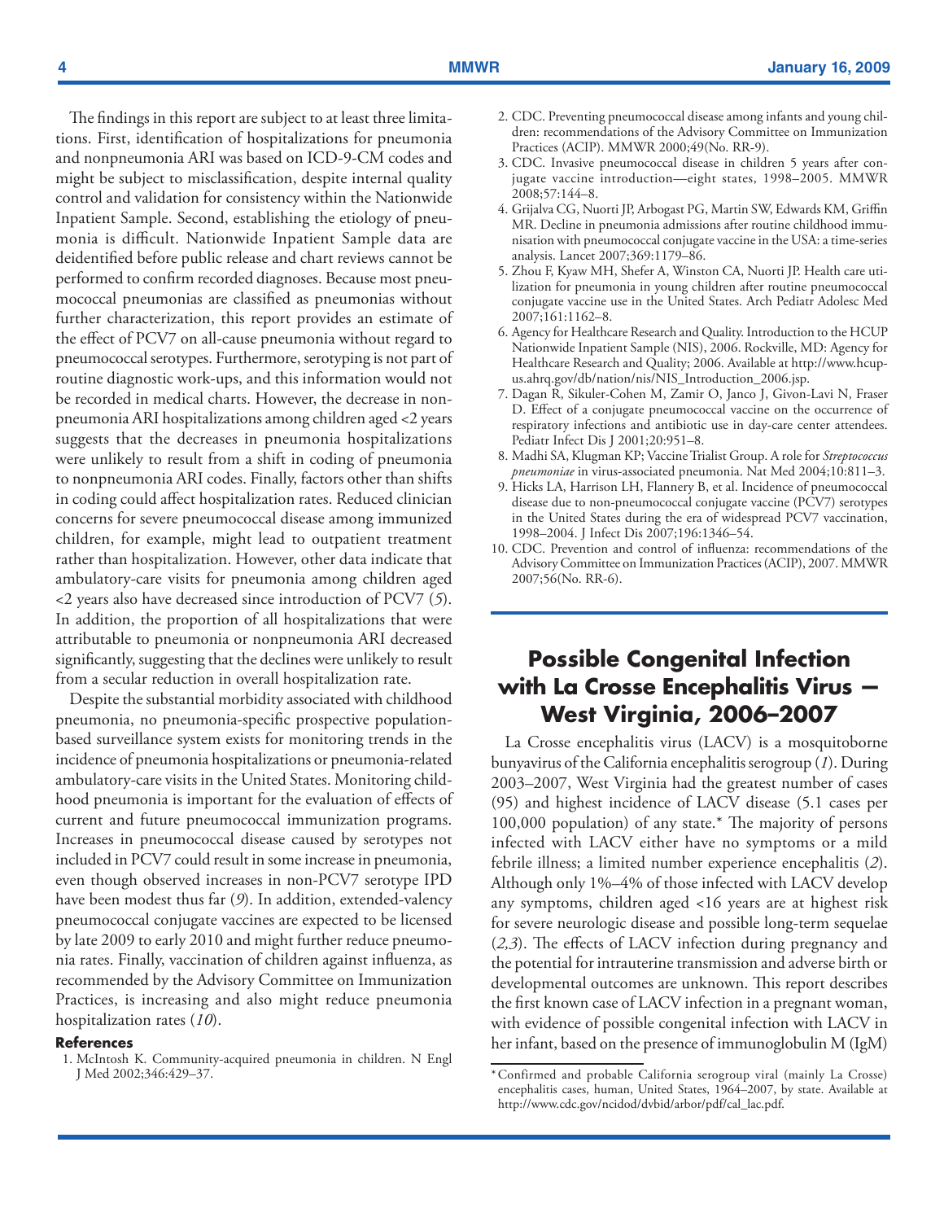The findings in this report are subject to at least three limitations. First, identification of hospitalizations for pneumonia and nonpneumonia ARI was based on ICD-9-CM codes and might be subject to misclassification, despite internal quality control and validation for consistency within the Nationwide Inpatient Sample. Second, establishing the etiology of pneumonia is difficult. Nationwide Inpatient Sample data are deidentified before public release and chart reviews cannot be performed to confirm recorded diagnoses. Because most pneumococcal pneumonias are classified as pneumonias without further characterization, this report provides an estimate of the effect of PCV7 on all-cause pneumonia without regard to pneumococcal serotypes. Furthermore, serotyping is not part of routine diagnostic work-ups, and this information would not be recorded in medical charts. However, the decrease in nonpneumonia ARI hospitalizations among children aged <2 years suggests that the decreases in pneumonia hospitalizations were unlikely to result from a shift in coding of pneumonia to nonpneumonia ARI codes. Finally, factors other than shifts in coding could affect hospitalization rates. Reduced clinician concerns for severe pneumococcal disease among immunized children, for example, might lead to outpatient treatment rather than hospitalization. However, other data indicate that ambulatory-care visits for pneumonia among children aged <2 years also have decreased since introduction of PCV7 (*5*). In addition, the proportion of all hospitalizations that were attributable to pneumonia or nonpneumonia ARI decreased significantly, suggesting that the declines were unlikely to result from a secular reduction in overall hospitalization rate.

Despite the substantial morbidity associated with childhood pneumonia, no pneumonia-specific prospective population-based surveillance system exists for monitoring trends in the incidence of pneumonia hospitalizations or pneumonia-related ambulatory-care visits in the United States. Monitoring childhood pneumonia is important for the evaluation of effects of current and future pneumococcal immunization programs. Increases in pneumococcal disease caused by serotypes not included in PCV7 could result in some increase in pneumonia, even though observed increases in non-PCV7 serotype IPD have been modest thus far (*9*). In addition, extended-valency pneumococcal conjugate vaccines are expected to be licensed by late 2009 to early 2010 and might further reduce pneumonia rates. Finally, vaccination of children against influenza, as recommended by the Advisory Committee on Immunization Practices, is increasing and also might reduce pneumonia hospitalization rates (*10*).

#### References

1. McIntosh K. Community-acquired pneumonia in children. N Engl J Med 2002;346:429–37.
2. CDC. Preventing pneumococcal disease among infants and young children: recommendations of the Advisory Committee on Immunization Practices (ACIP). MMWR 2000;49(No. RR-9).
3. CDC. Invasive pneumococcal disease in children 5 years after conjugate vaccine introduction—eight states, 1998–2005. MMWR 2008;57:144–8.
4. Grijalva CG, Nuorti JP, Arbogast PG, Martin SW, Edwards KM, Griffin MR. Decline in pneumonia admissions after routine childhood immunisation with pneumococcal conjugate vaccine in the USA: a time-series analysis. Lancet 2007;369:1179–86.
5. Zhou F, Kyaw MH, Shefer A, Winston CA, Nuorti JP. Health care utilization for pneumonia in young children after routine pneumococcal conjugate vaccine use in the United States. Arch Pediatr Adolesc Med 2007;161:1162–8.
6. Agency for Healthcare Research and Quality. Introduction to the HCUP Nationwide Inpatient Sample (NIS), 2006. Rockville, MD: Agency for Healthcare Research and Quality; 2006. Available at http://www.hcup-us.ahrq.gov/db/nation/nis/NIS_Introduction_2006.jsp.
7. Dagan R, Sikuler-Cohen M, Zamir O, Janco J, Givon-Lavi N, Fraser D. Effect of a conjugate pneumococcal vaccine on the occurrence of respiratory infections and antibiotic use in day-care center attendees. Pediatr Infect Dis J 2001;20:951–8.
8. Madhi SA, Klugman KP; Vaccine Trialist Group. A role for *Streptococcus pneumoniae* in virus-associated pneumonia. Nat Med 2004;10:811–3.
9. Hicks LA, Harrison LH, Flannery B, et al. Incidence of pneumococcal disease due to non-pneumococcal conjugate vaccine (PCV7) serotypes in the United States during the era of widespread PCV7 vaccination, 1998–2004. J Infect Dis 2007;196:1346–54.
10. CDC. Prevention and control of influenza: recommendations of the Advisory Committee on Immunization Practices (ACIP), 2007. MMWR 2007;56(No. RR-6).

## Possible Congenital Infection with La Crosse Encephalitis Virus — West Virginia, 2006–2007

La Crosse encephalitis virus (LACV) is a mosquitoborne bunyavirus of the California encephalitis serogroup (*1*). During 2003–2007, West Virginia had the greatest number of cases (95) and highest incidence of LACV disease (5.1 cases per 100,000 population) of any state.* The majority of persons infected with LACV either have no symptoms or a mild febrile illness; a limited number experience encephalitis (*2*). Although only 1%–4% of those infected with LACV develop any symptoms, children aged <16 years are at highest risk for severe neurologic disease and possible long-term sequelae (*2,3*). The effects of LACV infection during pregnancy and the potential for intrauterine transmission and adverse birth or developmental outcomes are unknown. This report describes the first known case of LACV infection in a pregnant woman, with evidence of possible congenital infection with LACV in her infant, based on the presence of immunoglobulin M (IgM)

\* Confirmed and probable California serogroup viral (mainly La Crosse) encephalitis cases, human, United States, 1964–2007, by state. Available at http://www.cdc.gov/ncidod/dvbid/arbor/pdf/cal_lac.pdf.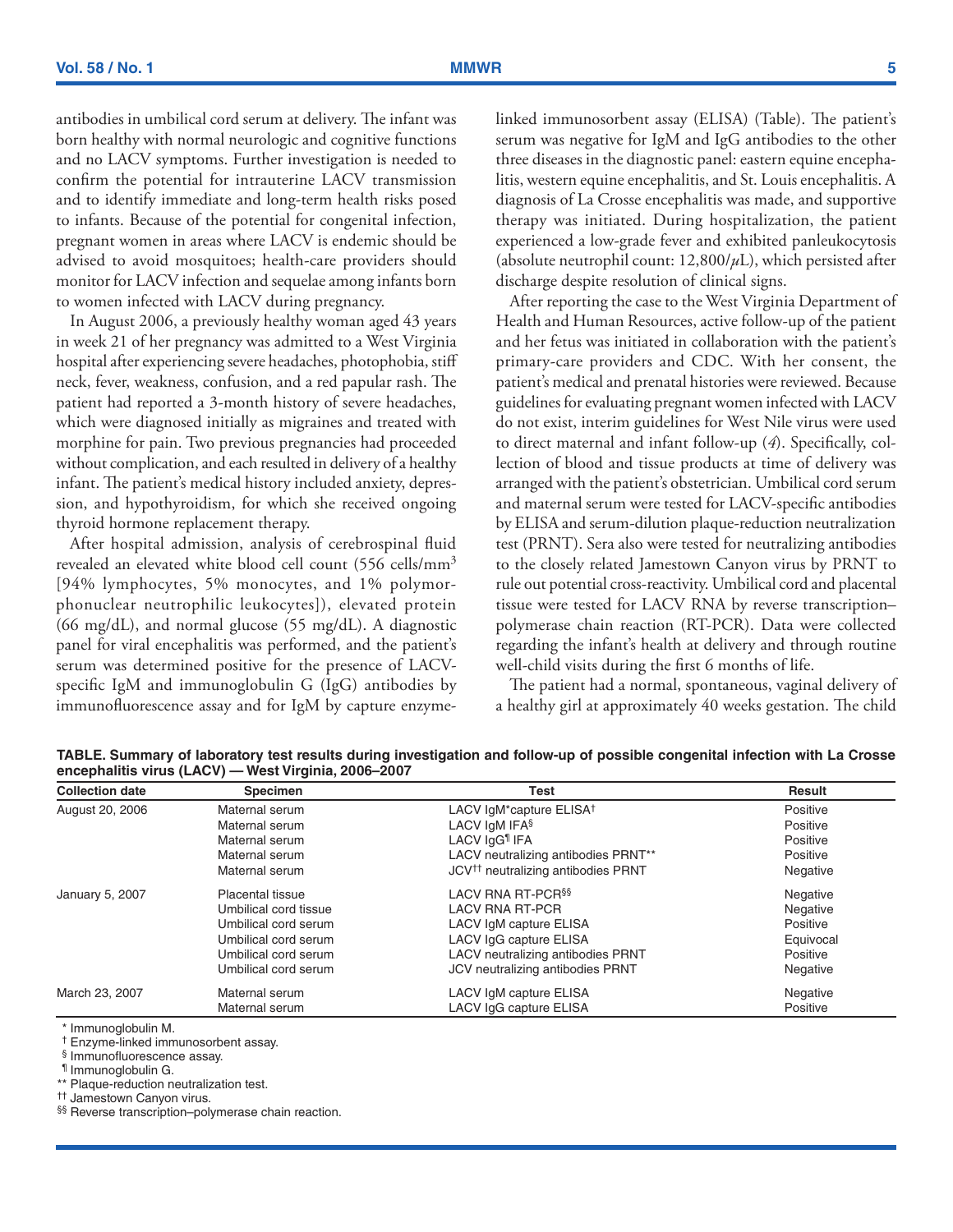antibodies in umbilical cord serum at delivery. The infant was born healthy with normal neurologic and cognitive functions and no LACV symptoms. Further investigation is needed to confirm the potential for intrauterine LACV transmission and to identify immediate and long-term health risks posed to infants. Because of the potential for congenital infection, pregnant women in areas where LACV is endemic should be advised to avoid mosquitoes; health-care providers should monitor for LACV infection and sequelae among infants born to women infected with LACV during pregnancy.

In August 2006, a previously healthy woman aged 43 years in week 21 of her pregnancy was admitted to a West Virginia hospital after experiencing severe headaches, photophobia, stiff neck, fever, weakness, confusion, and a red papular rash. The patient had reported a 3-month history of severe headaches, which were diagnosed initially as migraines and treated with morphine for pain. Two previous pregnancies had proceeded without complication, and each resulted in delivery of a healthy infant. The patient's medical history included anxiety, depression, and hypothyroidism, for which she received ongoing thyroid hormone replacement therapy.

After hospital admission, analysis of cerebrospinal fluid revealed an elevated white blood cell count (556 cells/$mm^3$ [94% lymphocytes, 5% monocytes, and 1% polymorphonuclear neutrophilic leukocytes]), elevated protein (66 mg/dL), and normal glucose (55 mg/dL). A diagnostic panel for viral encephalitis was performed, and the patient's serum was determined positive for the presence of LACV-specific IgM and immunoglobulin G (IgG) antibodies by immunofluorescence assay and for IgM by capture enzyme-linked immunosorbent assay (ELISA) (Table). The patient's serum was negative for IgM and IgG antibodies to the other three diseases in the diagnostic panel: eastern equine encephalitis, western equine encephalitis, and St. Louis encephalitis. A diagnosis of La Crosse encephalitis was made, and supportive therapy was initiated. During hospitalization, the patient experienced a low-grade fever and exhibited panleukocytosis (absolute neutrophil count: 12,800/$\mu$L), which persisted after discharge despite resolution of clinical signs.

After reporting the case to the West Virginia Department of Health and Human Resources, active follow-up of the patient and her fetus was initiated in collaboration with the patient's primary-care providers and CDC. With her consent, the patient's medical and prenatal histories were reviewed. Because guidelines for evaluating pregnant women infected with LACV do not exist, interim guidelines for West Nile virus were used to direct maternal and infant follow-up (*4*). Specifically, collection of blood and tissue products at time of delivery was arranged with the patient's obstetrician. Umbilical cord serum and maternal serum were tested for LACV-specific antibodies by ELISA and serum-dilution plaque-reduction neutralization test (PRNT). Sera also were tested for neutralizing antibodies to the closely related Jamestown Canyon virus by PRNT to rule out potential cross-reactivity. Umbilical cord and placental tissue were tested for LACV RNA by reverse transcription–polymerase chain reaction (RT-PCR). Data were collected regarding the infant's health at delivery and through routine well-child visits during the first 6 months of life.

The patient had a normal, spontaneous, vaginal delivery of a healthy girl at approximately 40 weeks gestation. The child

**TABLE. Summary of laboratory test results during investigation and follow-up of possible congenital infection with La Crosse encephalitis virus (LACV) — West Virginia, 2006–2007**

| Collection date | Specimen | Test | Result |
|---|---|---|---|
| August 20, 2006 | Maternal serum | LACV IgM* capture ELISA† | Positive |
| | Maternal serum | LACV IgM IFA§ | Positive |
| | Maternal serum | LACV IgG¶ IFA | Positive |
| | Maternal serum | LACV neutralizing antibodies PRNT** | Positive |
| | Maternal serum | JCV†† neutralizing antibodies PRNT | Negative |
| January 5, 2007 | Placental tissue | LACV RNA RT-PCR§§ | Negative |
| | Umbilical cord tissue | LACV RNA RT-PCR | Negative |
| | Umbilical cord serum | LACV IgM capture ELISA | Positive |
| | Umbilical cord serum | LACV IgG capture ELISA | Equivocal |
| | Umbilical cord serum | LACV neutralizing antibodies PRNT | Positive |
| | Umbilical cord serum | JCV neutralizing antibodies PRNT | Negative |
| March 23, 2007 | Maternal serum | LACV IgM capture ELISA | Negative |
| | Maternal serum | LACV IgG capture ELISA | Positive |

\* Immunoglobulin M.
† Enzyme-linked immunosorbent assay.
§ Immunofluorescence assay.
¶ Immunoglobulin G.
** Plaque-reduction neutralization test.
†† Jamestown Canyon virus.
§§ Reverse transcription–polymerase chain reaction.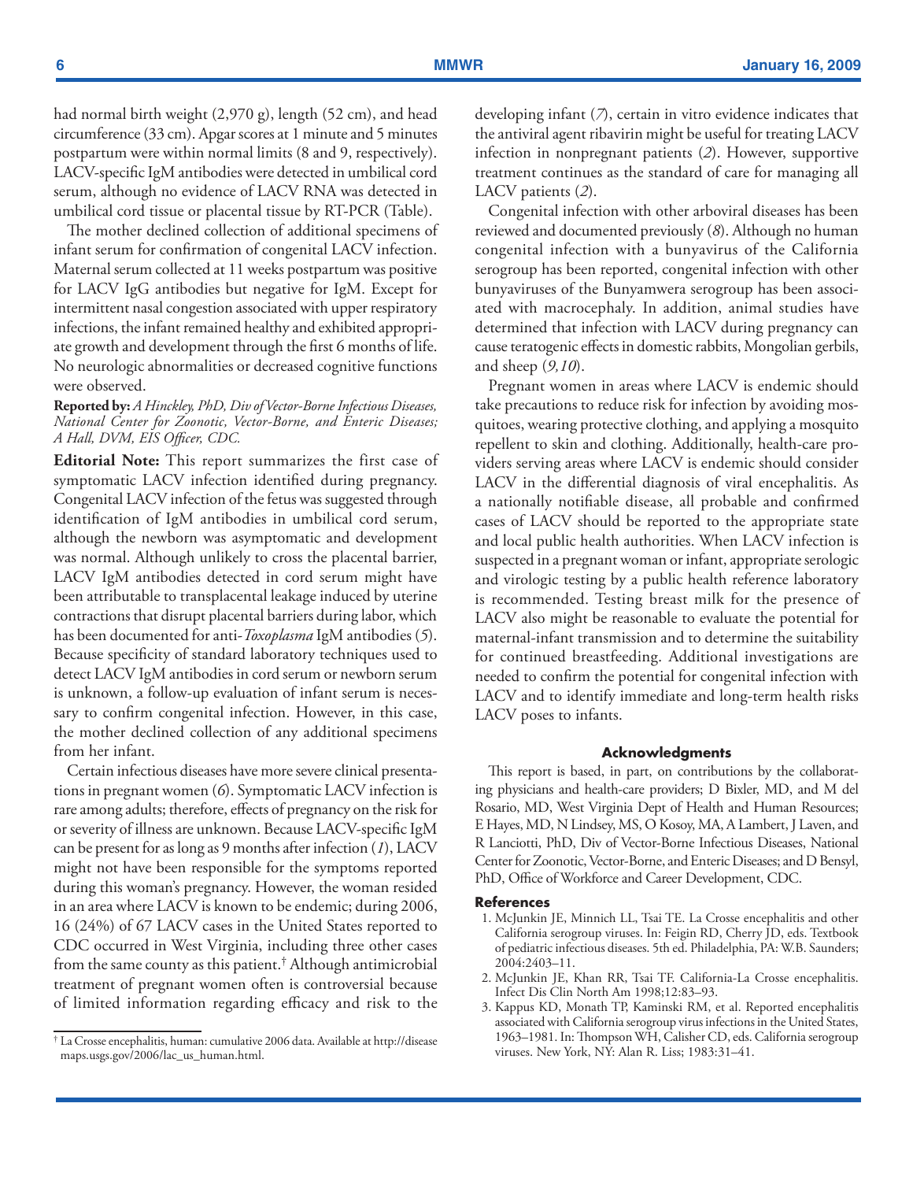had normal birth weight (2,970 g), length (52 cm), and head circumference (33 cm). Apgar scores at 1 minute and 5 minutes postpartum were within normal limits (8 and 9, respectively). LACV-specific IgM antibodies were detected in umbilical cord serum, although no evidence of LACV RNA was detected in umbilical cord tissue or placental tissue by RT-PCR (Table).

The mother declined collection of additional specimens of infant serum for confirmation of congenital LACV infection. Maternal serum collected at 11 weeks postpartum was positive for LACV IgG antibodies but negative for IgM. Except for intermittent nasal congestion associated with upper respiratory infections, the infant remained healthy and exhibited appropriate growth and development through the first 6 months of life. No neurologic abnormalities or decreased cognitive functions were observed.

**Reported by:** *A Hinckley, PhD, Div of Vector-Borne Infectious Diseases, National Center for Zoonotic, Vector-Borne, and Enteric Diseases; A Hall, DVM, EIS Officer, CDC.*

**Editorial Note:** This report summarizes the first case of symptomatic LACV infection identified during pregnancy. Congenital LACV infection of the fetus was suggested through identification of IgM antibodies in umbilical cord serum, although the newborn was asymptomatic and development was normal. Although unlikely to cross the placental barrier, LACV IgM antibodies detected in cord serum might have been attributable to transplacental leakage induced by uterine contractions that disrupt placental barriers during labor, which has been documented for anti-*Toxoplasma* IgM antibodies (*5*). Because specificity of standard laboratory techniques used to detect LACV IgM antibodies in cord serum or newborn serum is unknown, a follow-up evaluation of infant serum is necessary to confirm congenital infection. However, in this case, the mother declined collection of any additional specimens from her infant.

Certain infectious diseases have more severe clinical presentations in pregnant women (*6*). Symptomatic LACV infection is rare among adults; therefore, effects of pregnancy on the risk for or severity of illness are unknown. Because LACV-specific IgM can be present for as long as 9 months after infection (*1*), LACV might not have been responsible for the symptoms reported during this woman's pregnancy. However, the woman resided in an area where LACV is known to be endemic; during 2006, 16 (24%) of 67 LACV cases in the United States reported to CDC occurred in West Virginia, including three other cases from the same county as this patient.[†] Although antimicrobial treatment of pregnant women often is controversial because of limited information regarding efficacy and risk to the developing infant (*7*), certain in vitro evidence indicates that the antiviral agent ribavirin might be useful for treating LACV infection in nonpregnant patients (*2*). However, supportive treatment continues as the standard of care for managing all LACV patients (*2*).

Congenital infection with other arboviral diseases has been reviewed and documented previously (*8*). Although no human congenital infection with a bunyavirus of the California serogroup has been reported, congenital infection with other bunyaviruses of the Bunyamwera serogroup has been associated with macrocephaly. In addition, animal studies have determined that infection with LACV during pregnancy can cause teratogenic effects in domestic rabbits, Mongolian gerbils, and sheep (*9,10*).

Pregnant women in areas where LACV is endemic should take precautions to reduce risk for infection by avoiding mosquitoes, wearing protective clothing, and applying a mosquito repellent to skin and clothing. Additionally, health-care providers serving areas where LACV is endemic should consider LACV in the differential diagnosis of viral encephalitis. As a nationally notifiable disease, all probable and confirmed cases of LACV should be reported to the appropriate state and local public health authorities. When LACV infection is suspected in a pregnant woman or infant, appropriate serologic and virologic testing by a public health reference laboratory is recommended. Testing breast milk for the presence of LACV also might be reasonable to evaluate the potential for maternal-infant transmission and to determine the suitability for continued breastfeeding. Additional investigations are needed to confirm the potential for congenital infection with LACV and to identify immediate and long-term health risks LACV poses to infants.

[†] La Crosse encephalitis, human: cumulative 2006 data. Available at http://diseasemaps.usgs.gov/2006/lac_us_human.html.

#### Acknowledgments

This report is based, in part, on contributions by the collaborating physicians and health-care providers; D Bixler, MD, and M del Rosario, MD, West Virginia Dept of Health and Human Resources; E Hayes, MD, N Lindsey, MS, O Kosoy, MA, A Lambert, J Laven, and R Lanciotti, PhD, Div of Vector-Borne Infectious Diseases, National Center for Zoonotic, Vector-Borne, and Enteric Diseases; and D Bensyl, PhD, Office of Workforce and Career Development, CDC.

#### References

1. McJunkin JE, Minnich LL, Tsai TE. La Crosse encephalitis and other California serogroup viruses. In: Feigin RD, Cherry JD, eds. Textbook of pediatric infectious diseases. 5th ed. Philadelphia, PA: W.B. Saunders; 2004:2403–11.
2. McJunkin JE, Khan RR, Tsai TF. California-La Crosse encephalitis. Infect Dis Clin North Am 1998;12:83–93.
3. Kappus KD, Monath TP, Kaminski RM, et al. Reported encephalitis associated with California serogroup virus infections in the United States, 1963–1981. In: Thompson WH, Calisher CD, eds. California serogroup viruses. New York, NY: Alan R. Liss; 1983:31–41.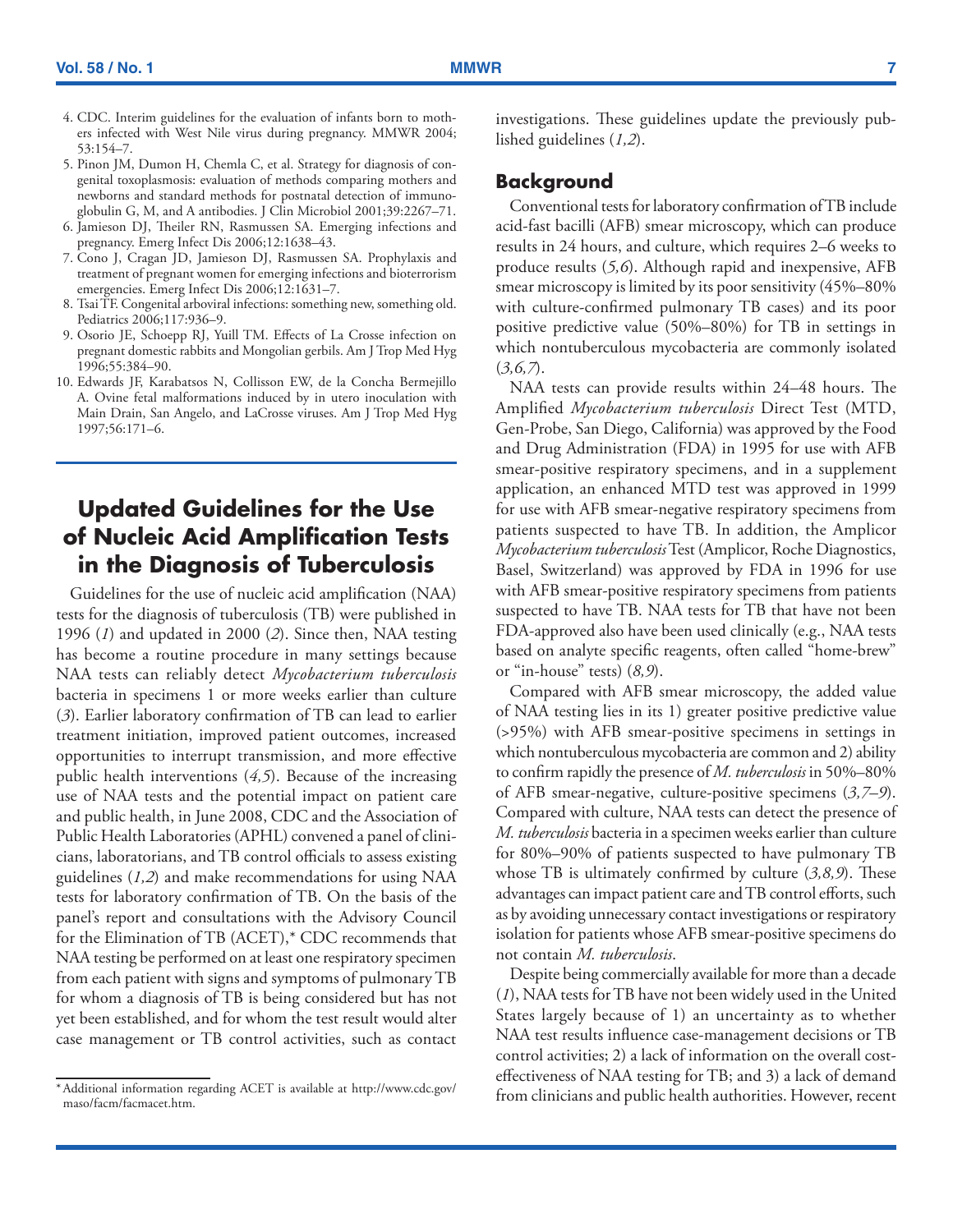4. CDC. Interim guidelines for the evaluation of infants born to mothers infected with West Nile virus during pregnancy. MMWR 2004; 53:154–7.
5. Pinon JM, Dumon H, Chemla C, et al. Strategy for diagnosis of congenital toxoplasmosis: evaluation of methods comparing mothers and newborns and standard methods for postnatal detection of immunoglobulin G, M, and A antibodies. J Clin Microbiol 2001;39:2267–71.
6. Jamieson DJ, Theiler RN, Rasmussen SA. Emerging infections and pregnancy. Emerg Infect Dis 2006;12:1638–43.
7. Cono J, Cragan JD, Jamieson DJ, Rasmussen SA. Prophylaxis and treatment of pregnant women for emerging infections and bioterrorism emergencies. Emerg Infect Dis 2006;12:1631–7.
8. Tsai TF. Congenital arboviral infections: something new, something old. Pediatrics 2006;117:936–9.
9. Osorio JE, Schoepp RJ, Yuill TM. Effects of La Crosse infection on pregnant domestic rabbits and Mongolian gerbils. Am J Trop Med Hyg 1996;55:384–90.
10. Edwards JF, Karabatsos N, Collisson EW, de la Concha Bermejillo A. Ovine fetal malformations induced by in utero inoculation with Main Drain, San Angelo, and LaCrosse viruses. Am J Trop Med Hyg 1997;56:171–6.

# Updated Guidelines for the Use of Nucleic Acid Amplification Tests in the Diagnosis of Tuberculosis

Guidelines for the use of nucleic acid amplification (NAA) tests for the diagnosis of tuberculosis (TB) were published in 1996 (*1*) and updated in 2000 (*2*). Since then, NAA testing has become a routine procedure in many settings because NAA tests can reliably detect *Mycobacterium tuberculosis* bacteria in specimens 1 or more weeks earlier than culture (*3*). Earlier laboratory confirmation of TB can lead to earlier treatment initiation, improved patient outcomes, increased opportunities to interrupt transmission, and more effective public health interventions (*4,5*). Because of the increasing use of NAA tests and the potential impact on patient care and public health, in June 2008, CDC and the Association of Public Health Laboratories (APHL) convened a panel of clinicians, laboratorians, and TB control officials to assess existing guidelines (*1,2*) and make recommendations for using NAA tests for laboratory confirmation of TB. On the basis of the panel's report and consultations with the Advisory Council for the Elimination of TB (ACET),* CDC recommends that NAA testing be performed on at least one respiratory specimen from each patient with signs and symptoms of pulmonary TB for whom a diagnosis of TB is being considered but has not yet been established, and for whom the test result would alter case management or TB control activities, such as contact investigations. These guidelines update the previously published guidelines (*1,2*).

\* Additional information regarding ACET is available at http://www.cdc.gov/maso/facm/facmacet.htm.

## Background

Conventional tests for laboratory confirmation of TB include acid-fast bacilli (AFB) smear microscopy, which can produce results in 24 hours, and culture, which requires 2–6 weeks to produce results (*5,6*). Although rapid and inexpensive, AFB smear microscopy is limited by its poor sensitivity (45%–80% with culture-confirmed pulmonary TB cases) and its poor positive predictive value (50%–80%) for TB in settings in which nontuberculous mycobacteria are commonly isolated (*3,6,7*).

NAA tests can provide results within 24–48 hours. The Amplified *Mycobacterium tuberculosis* Direct Test (MTD, Gen-Probe, San Diego, California) was approved by the Food and Drug Administration (FDA) in 1995 for use with AFB smear-positive respiratory specimens, and in a supplement application, an enhanced MTD test was approved in 1999 for use with AFB smear-negative respiratory specimens from patients suspected to have TB. In addition, the Amplicor *Mycobacterium tuberculosis* Test (Amplicor, Roche Diagnostics, Basel, Switzerland) was approved by FDA in 1996 for use with AFB smear-positive respiratory specimens from patients suspected to have TB. NAA tests for TB that have not been FDA-approved also have been used clinically (e.g., NAA tests based on analyte specific reagents, often called "home-brew" or "in-house" tests) (*8,9*).

Compared with AFB smear microscopy, the added value of NAA testing lies in its 1) greater positive predictive value (>95%) with AFB smear-positive specimens in settings in which nontuberculous mycobacteria are common and 2) ability to confirm rapidly the presence of *M. tuberculosis* in 50%–80% of AFB smear-negative, culture-positive specimens (*3,7–9*). Compared with culture, NAA tests can detect the presence of *M. tuberculosis* bacteria in a specimen weeks earlier than culture for 80%–90% of patients suspected to have pulmonary TB whose TB is ultimately confirmed by culture (*3,8,9*). These advantages can impact patient care and TB control efforts, such as by avoiding unnecessary contact investigations or respiratory isolation for patients whose AFB smear-positive specimens do not contain *M. tuberculosis*.

Despite being commercially available for more than a decade (*1*), NAA tests for TB have not been widely used in the United States largely because of 1) an uncertainty as to whether NAA test results influence case-management decisions or TB control activities; 2) a lack of information on the overall cost-effectiveness of NAA testing for TB; and 3) a lack of demand from clinicians and public health authorities. However, recent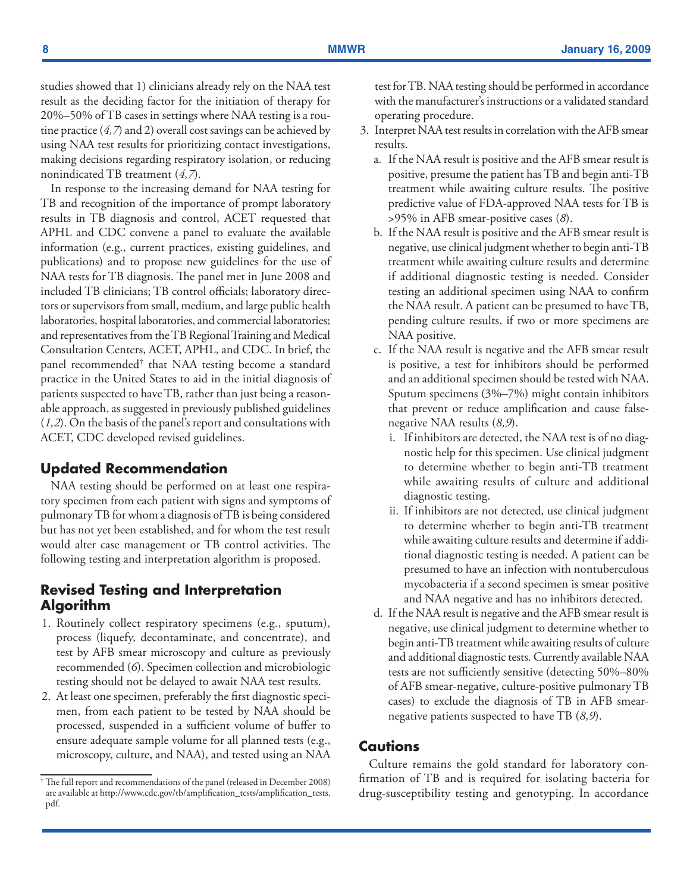studies showed that 1) clinicians already rely on the NAA test result as the deciding factor for the initiation of therapy for 20%–50% of TB cases in settings where NAA testing is a routine practice (*4,7*) and 2) overall cost savings can be achieved by using NAA test results for prioritizing contact investigations, making decisions regarding respiratory isolation, or reducing nonindicated TB treatment (*4,7*).

In response to the increasing demand for NAA testing for TB and recognition of the importance of prompt laboratory results in TB diagnosis and control, ACET requested that APHL and CDC convene a panel to evaluate the available information (e.g., current practices, existing guidelines, and publications) and to propose new guidelines for the use of NAA tests for TB diagnosis. The panel met in June 2008 and included TB clinicians; TB control officials; laboratory directors or supervisors from small, medium, and large public health laboratories, hospital laboratories, and commercial laboratories; and representatives from the TB Regional Training and Medical Consultation Centers, ACET, APHL, and CDC. In brief, the panel recommended† that NAA testing become a standard practice in the United States to aid in the initial diagnosis of patients suspected to have TB, rather than just being a reasonable approach, as suggested in previously published guidelines (*1,2*). On the basis of the panel's report and consultations with ACET, CDC developed revised guidelines.

## Updated Recommendation

NAA testing should be performed on at least one respiratory specimen from each patient with signs and symptoms of pulmonary TB for whom a diagnosis of TB is being considered but has not yet been established, and for whom the test result would alter case management or TB control activities. The following testing and interpretation algorithm is proposed.

## Revised Testing and Interpretation Algorithm

1. Routinely collect respiratory specimens (e.g., sputum), process (liquefy, decontaminate, and concentrate), and test by AFB smear microscopy and culture as previously recommended (*6*). Specimen collection and microbiologic testing should not be delayed to await NAA test results.
2. At least one specimen, preferably the first diagnostic specimen, from each patient to be tested by NAA should be processed, suspended in a sufficient volume of buffer to ensure adequate sample volume for all planned tests (e.g., microscopy, culture, and NAA), and tested using an NAA test for TB. NAA testing should be performed in accordance with the manufacturer's instructions or a validated standard operating procedure.
3. Interpret NAA test results in correlation with the AFB smear results.
   a. If the NAA result is positive and the AFB smear result is positive, presume the patient has TB and begin anti-TB treatment while awaiting culture results. The positive predictive value of FDA-approved NAA tests for TB is >95% in AFB smear-positive cases (*8*).
   b. If the NAA result is positive and the AFB smear result is negative, use clinical judgment whether to begin anti-TB treatment while awaiting culture results and determine if additional diagnostic testing is needed. Consider testing an additional specimen using NAA to confirm the NAA result. A patient can be presumed to have TB, pending culture results, if two or more specimens are NAA positive.
   c. If the NAA result is negative and the AFB smear result is positive, a test for inhibitors should be performed and an additional specimen should be tested with NAA. Sputum specimens (3%–7%) might contain inhibitors that prevent or reduce amplification and cause false-negative NAA results (*8,9*).
      i. If inhibitors are detected, the NAA test is of no diagnostic help for this specimen. Use clinical judgment to determine whether to begin anti-TB treatment while awaiting results of culture and additional diagnostic testing.
      ii. If inhibitors are not detected, use clinical judgment to determine whether to begin anti-TB treatment while awaiting culture results and determine if additional diagnostic testing is needed. A patient can be presumed to have an infection with nontuberculous mycobacteria if a second specimen is smear positive and NAA negative and has no inhibitors detected.
   d. If the NAA result is negative and the AFB smear result is negative, use clinical judgment to determine whether to begin anti-TB treatment while awaiting results of culture and additional diagnostic tests. Currently available NAA tests are not sufficiently sensitive (detecting 50%–80% of AFB smear-negative, culture-positive pulmonary TB cases) to exclude the diagnosis of TB in AFB smear-negative patients suspected to have TB (*8,9*).

## Cautions

Culture remains the gold standard for laboratory confirmation of TB and is required for isolating bacteria for drug-susceptibility testing and genotyping. In accordance

† The full report and recommendations of the panel (released in December 2008) are available at http://www.cdc.gov/tb/amplification_tests/amplification_tests.pdf.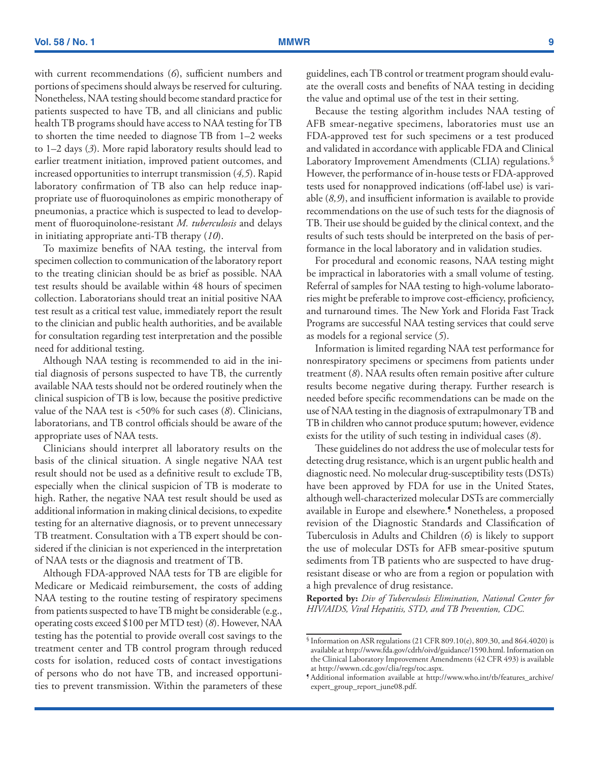with current recommendations (*6*), sufficient numbers and portions of specimens should always be reserved for culturing. Nonetheless, NAA testing should become standard practice for patients suspected to have TB, and all clinicians and public health TB programs should have access to NAA testing for TB to shorten the time needed to diagnose TB from 1–2 weeks to 1–2 days (*3*). More rapid laboratory results should lead to earlier treatment initiation, improved patient outcomes, and increased opportunities to interrupt transmission (*4,5*). Rapid laboratory confirmation of TB also can help reduce inappropriate use of fluoroquinolones as empiric monotherapy of pneumonias, a practice which is suspected to lead to development of fluoroquinolone-resistant *M. tuberculosis* and delays in initiating appropriate anti-TB therapy (*10*).

To maximize benefits of NAA testing, the interval from specimen collection to communication of the laboratory report to the treating clinician should be as brief as possible. NAA test results should be available within 48 hours of specimen collection. Laboratorians should treat an initial positive NAA test result as a critical test value, immediately report the result to the clinician and public health authorities, and be available for consultation regarding test interpretation and the possible need for additional testing.

Although NAA testing is recommended to aid in the initial diagnosis of persons suspected to have TB, the currently available NAA tests should not be ordered routinely when the clinical suspicion of TB is low, because the positive predictive value of the NAA test is <50% for such cases (*8*). Clinicians, laboratorians, and TB control officials should be aware of the appropriate uses of NAA tests.

Clinicians should interpret all laboratory results on the basis of the clinical situation. A single negative NAA test result should not be used as a definitive result to exclude TB, especially when the clinical suspicion of TB is moderate to high. Rather, the negative NAA test result should be used as additional information in making clinical decisions, to expedite testing for an alternative diagnosis, or to prevent unnecessary TB treatment. Consultation with a TB expert should be considered if the clinician is not experienced in the interpretation of NAA tests or the diagnosis and treatment of TB.

Although FDA-approved NAA tests for TB are eligible for Medicare or Medicaid reimbursement, the costs of adding NAA testing to the routine testing of respiratory specimens from patients suspected to have TB might be considerable (e.g., operating costs exceed $100 per MTD test) (*8*). However, NAA testing has the potential to provide overall cost savings to the treatment center and TB control program through reduced costs for isolation, reduced costs of contact investigations of persons who do not have TB, and increased opportunities to prevent transmission. Within the parameters of these guidelines, each TB control or treatment program should evaluate the overall costs and benefits of NAA testing in deciding the value and optimal use of the test in their setting.

Because the testing algorithm includes NAA testing of AFB smear-negative specimens, laboratories must use an FDA-approved test for such specimens or a test produced and validated in accordance with applicable FDA and Clinical Laboratory Improvement Amendments (CLIA) regulations.[§] However, the performance of in-house tests or FDA-approved tests used for nonapproved indications (off-label use) is variable (*8,9*), and insufficient information is available to provide recommendations on the use of such tests for the diagnosis of TB. Their use should be guided by the clinical context, and the results of such tests should be interpreted on the basis of performance in the local laboratory and in validation studies.

For procedural and economic reasons, NAA testing might be impractical in laboratories with a small volume of testing. Referral of samples for NAA testing to high-volume laboratories might be preferable to improve cost-efficiency, proficiency, and turnaround times. The New York and Florida Fast Track Programs are successful NAA testing services that could serve as models for a regional service (*5*).

Information is limited regarding NAA test performance for nonrespiratory specimens or specimens from patients under treatment (*8*). NAA results often remain positive after culture results become negative during therapy. Further research is needed before specific recommendations can be made on the use of NAA testing in the diagnosis of extrapulmonary TB and TB in children who cannot produce sputum; however, evidence exists for the utility of such testing in individual cases (*8*).

These guidelines do not address the use of molecular tests for detecting drug resistance, which is an urgent public health and diagnostic need. No molecular drug-susceptibility tests (DSTs) have been approved by FDA for use in the United States, although well-characterized molecular DSTs are commercially available in Europe and elsewhere.[¶] Nonetheless, a proposed revision of the Diagnostic Standards and Classification of Tuberculosis in Adults and Children (*6*) is likely to support the use of molecular DSTs for AFB smear-positive sputum sediments from TB patients who are suspected to have drug-resistant disease or who are from a region or population with a high prevalence of drug resistance.

**Reported by:** *Div of Tuberculosis Elimination, National Center for HIV/AIDS, Viral Hepatitis, STD, and TB Prevention, CDC.*

---

[§] Information on ASR regulations (21 CFR 809.10(e), 809.30, and 864.4020) is available at http://www.fda.gov/cdrh/oivd/guidance/1590.html. Information on the Clinical Laboratory Improvement Amendments (42 CFR 493) is available at http://wwwn.cdc.gov/clia/regs/toc.aspx.

[¶] Additional information available at http://www.who.int/tb/features_archive/expert_group_report_june08.pdf.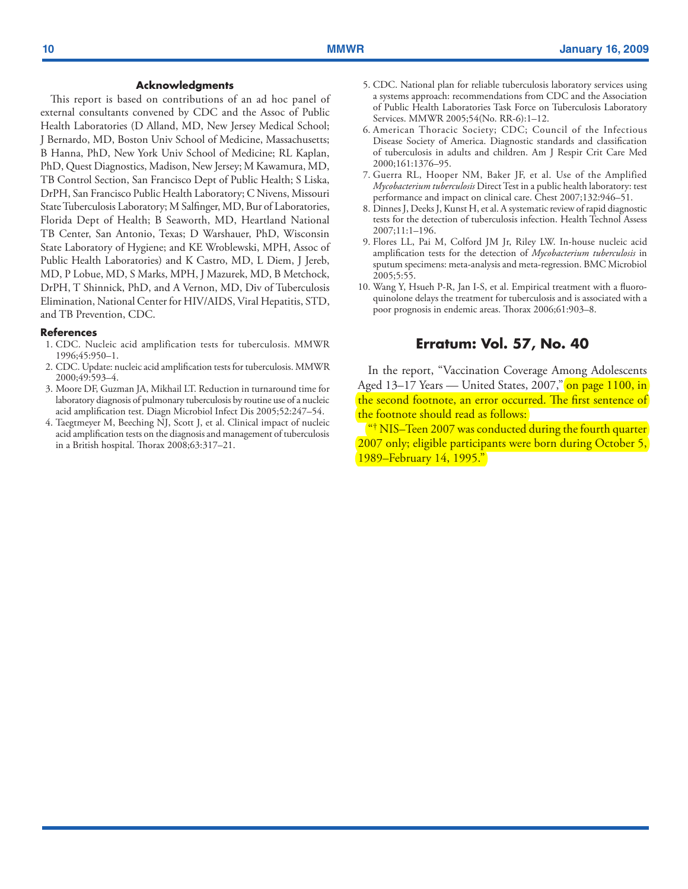### Acknowledgments

This report is based on contributions of an ad hoc panel of external consultants convened by CDC and the Assoc of Public Health Laboratories (D Alland, MD, New Jersey Medical School; J Bernardo, MD, Boston Univ School of Medicine, Massachusetts; B Hanna, PhD, New York Univ School of Medicine; RL Kaplan, PhD, Quest Diagnostics, Madison, New Jersey; M Kawamura, MD, TB Control Section, San Francisco Dept of Public Health; S Liska, DrPH, San Francisco Public Health Laboratory; C Nivens, Missouri State Tuberculosis Laboratory; M Salfinger, MD, Bur of Laboratories, Florida Dept of Health; B Seaworth, MD, Heartland National TB Center, San Antonio, Texas; D Warshauer, PhD, Wisconsin State Laboratory of Hygiene; and KE Wroblewski, MPH, Assoc of Public Health Laboratories) and K Castro, MD, L Diem, J Jereb, MD, P Lobue, MD, S Marks, MPH, J Mazurek, MD, B Metchock, DrPH, T Shinnick, PhD, and A Vernon, MD, Div of Tuberculosis Elimination, National Center for HIV/AIDS, Viral Hepatitis, STD, and TB Prevention, CDC.

### References

1. CDC. Nucleic acid amplification tests for tuberculosis. MMWR 1996;45:950–1.
2. CDC. Update: nucleic acid amplification tests for tuberculosis. MMWR 2000;49:593–4.
3. Moore DF, Guzman JA, Mikhail LT. Reduction in turnaround time for laboratory diagnosis of pulmonary tuberculosis by routine use of a nucleic acid amplification test. Diagn Microbiol Infect Dis 2005;52:247–54.
4. Taegtmeyer M, Beeching NJ, Scott J, et al. Clinical impact of nucleic acid amplification tests on the diagnosis and management of tuberculosis in a British hospital. Thorax 2008;63:317–21.
5. CDC. National plan for reliable tuberculosis laboratory services using a systems approach: recommendations from CDC and the Association of Public Health Laboratories Task Force on Tuberculosis Laboratory Services. MMWR 2005;54(No. RR-6):1–12.
6. American Thoracic Society; CDC; Council of the Infectious Disease Society of America. Diagnostic standards and classification of tuberculosis in adults and children. Am J Respir Crit Care Med 2000;161:1376–95.
7. Guerra RL, Hooper NM, Baker JF, et al. Use of the Amplified *Mycobacterium tuberculosis* Direct Test in a public health laboratory: test performance and impact on clinical care. Chest 2007;132:946–51.
8. Dinnes J, Deeks J, Kunst H, et al. A systematic review of rapid diagnostic tests for the detection of tuberculosis infection. Health Technol Assess 2007;11:1–196.
9. Flores LL, Pai M, Colford JM Jr, Riley LW. In-house nucleic acid amplification tests for the detection of *Mycobacterium tuberculosis* in sputum specimens: meta-analysis and meta-regression. BMC Microbiol 2005;5:55.
10. Wang Y, Hsueh P-R, Jan I-S, et al. Empirical treatment with a fluoroquinolone delays the treatment for tuberculosis and is associated with a poor prognosis in endemic areas. Thorax 2006;61:903–8.

## Erratum: Vol. 57, No. 40

In the report, "Vaccination Coverage Among Adolescents Aged 13–17 Years — United States, 2007," on page 1100, in the second footnote, an error occurred. The first sentence of the footnote should read as follows:

"† NIS–Teen 2007 was conducted during the fourth quarter 2007 only; eligible participants were born during October 5, 1989–February 14, 1995."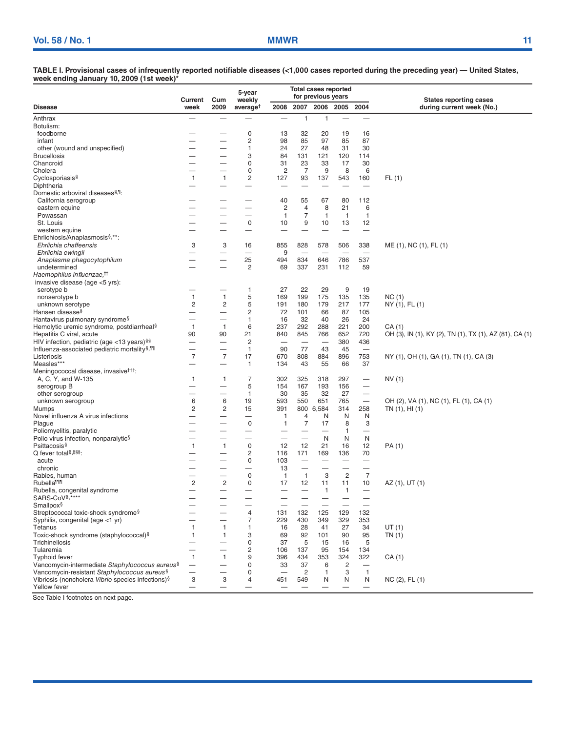**TABLE I. Provisional cases of infrequently reported notifiable diseases (<1,000 cases reported during the preceding year) — United States, week ending January 10, 2009 (1st week)***

| Disease | Current week | Cum 2009 | 5-year weekly average† | Total cases reported for previous years | | | | | States reporting cases during current week (No.) |
|---|---|---|---|---|---|---|---|---|---|
| | | | | 2008 | 2007 | 2006 | 2005 | 2004 | |
| Anthrax | — | — | — | — | 1 | 1 | — | — | |
| Botulism: | | | | | | | | | |
| foodborne | — | — | 0 | 13 | 32 | 20 | 19 | 16 | |
| infant | — | — | 2 | 98 | 85 | 97 | 85 | 87 | |
| other (wound and unspecified) | — | — | 1 | 24 | 27 | 48 | 31 | 30 | |
| Brucellosis | — | — | 3 | 84 | 131 | 121 | 120 | 114 | |
| Chancroid | — | — | 0 | 31 | 23 | 33 | 17 | 30 | |
| Cholera | — | — | 0 | 2 | 7 | 9 | 8 | 6 | |
| Cyclosporiasis§ | 1 | 1 | 2 | 127 | 93 | 137 | 543 | 160 | FL (1) |
| Diphtheria | — | — | — | — | — | — | — | — | |
| Domestic arboviral diseases§,¶: | | | | | | | | | |
| California serogroup | — | — | — | 40 | 55 | 67 | 80 | 112 | |
| eastern equine | — | — | — | 2 | 4 | 8 | 21 | 6 | |
| Powassan | — | — | — | 1 | 7 | 1 | 1 | 1 | |
| St. Louis | — | — | 0 | 10 | 9 | 10 | 13 | 12 | |
| western equine | — | — | — | — | — | — | — | — | |
| Ehrlichiosis/Anaplasmosis§,**: | | | | | | | | | |
| *Ehrlichia chaffeensis* | 3 | 3 | 16 | 855 | 828 | 578 | 506 | 338 | ME (1), NC (1), FL (1) |
| *Ehrlichia ewingii* | — | — | — | 9 | — | — | — | — | |
| *Anaplasma phagocytophilum* | — | — | 25 | 494 | 834 | 646 | 786 | 537 | |
| undetermined | — | — | 2 | 69 | 337 | 231 | 112 | 59 | |
| *Haemophilus influenzae*,†† invasive disease (age <5 yrs): | | | | | | | | | |
| serotype b | — | — | 1 | 27 | 22 | 29 | 9 | 19 | |
| nonserotype b | 1 | 1 | 5 | 169 | 199 | 175 | 135 | 135 | NC (1) |
| unknown serotype | 2 | 2 | 5 | 191 | 180 | 179 | 217 | 177 | NY (1), FL (1) |
| Hansen disease§ | — | — | 2 | 72 | 101 | 66 | 87 | 105 | |
| Hantavirus pulmonary syndrome§ | — | — | 1 | 16 | 32 | 40 | 26 | 24 | |
| Hemolytic uremic syndrome, postdiarrheal§ | 1 | 1 | 6 | 237 | 292 | 288 | 221 | 200 | CA (1) |
| Hepatitis C viral, acute | 90 | 90 | 21 | 840 | 845 | 766 | 652 | 720 | OH (3), IN (1), KY (2), TN (1), TX (1), AZ (81), CA (1) |
| HIV infection, pediatric (age <13 years)§§ | — | — | 2 | — | — | — | 380 | 436 | |
| Influenza-associated pediatric mortality§,¶¶ | — | — | 1 | 90 | 77 | 43 | 45 | — | |
| Listeriosis | 7 | 7 | 17 | 670 | 808 | 884 | 896 | 753 | NY (1), OH (1), GA (1), TN (1), CA (3) |
| Measles*** | — | — | 1 | 134 | 43 | 55 | 66 | 37 | |
| Meningococcal disease, invasive†††: | | | | | | | | | |
| A, C, Y, and W-135 | 1 | 1 | 7 | 302 | 325 | 318 | 297 | — | NV (1) |
| serogroup B | — | — | 5 | 154 | 167 | 193 | 156 | — | |
| other serogroup | — | — | 1 | 30 | 35 | 32 | 27 | — | |
| unknown serogroup | 6 | 6 | 19 | 593 | 550 | 651 | 765 | — | OH (2), VA (1), NC (1), FL (1), CA (1) |
| Mumps | 2 | 2 | 15 | 391 | 800 | 6,584 | 314 | 258 | TN (1), HI (1) |
| Novel influenza A virus infections | — | — | — | 1 | 4 | N | N | N | |
| Plague | — | — | 0 | 1 | 7 | 17 | 8 | 3 | |
| Poliomyelitis, paralytic | — | — | — | — | — | — | 1 | — | |
| Polio virus infection, nonparalytic§ | — | — | — | — | — | N | N | N | |
| Psittacosis§ | 1 | 1 | 0 | 12 | 12 | 21 | 16 | 12 | PA (1) |
| Q fever total§,§§§: | — | — | 2 | 116 | 171 | 169 | 136 | 70 | |
| acute | — | — | 0 | 103 | — | — | — | — | |
| chronic | — | — | — | 13 | — | — | — | — | |
| Rabies, human | — | — | 0 | 1 | 1 | 3 | 2 | 7 | |
| Rubella¶¶¶ | 2 | 2 | 0 | 17 | 12 | 11 | 11 | 10 | AZ (1), UT (1) |
| Rubella, congenital syndrome | — | — | — | — | — | 1 | 1 | — | |
| SARS-CoV§,**** | — | — | — | — | — | — | — | — | |
| Smallpox§ | — | — | — | — | — | — | — | — | |
| Streptococcal toxic-shock syndrome§ | — | — | 4 | 131 | 132 | 125 | 129 | 132 | |
| Syphilis, congenital (age <1 yr) | — | — | 7 | 229 | 430 | 349 | 329 | 353 | |
| Tetanus | 1 | 1 | 1 | 16 | 28 | 41 | 27 | 34 | UT (1) |
| Toxic-shock syndrome (staphylococcal)§ | 1 | 1 | 3 | 69 | 92 | 101 | 90 | 95 | TN (1) |
| Trichinellosis | — | — | 0 | 37 | 5 | 15 | 16 | 5 | |
| Tularemia | — | — | 2 | 106 | 137 | 95 | 154 | 134 | |
| Typhoid fever | 1 | 1 | 9 | 396 | 434 | 353 | 324 | 322 | CA (1) |
| Vancomycin-intermediate *Staphylococcus aureus*§ | — | — | 0 | 33 | 37 | 6 | 2 | — | |
| Vancomycin-resistant *Staphylococcus aureus*§ | — | — | 0 | — | 2 | 1 | 3 | 1 | |
| Vibriosis (noncholera *Vibrio* species infections)§ | 3 | 3 | 4 | 451 | 549 | N | N | N | NC (2), FL (1) |
| Yellow fever | — | — | — | — | — | — | — | — | |

See Table I footnotes on next page.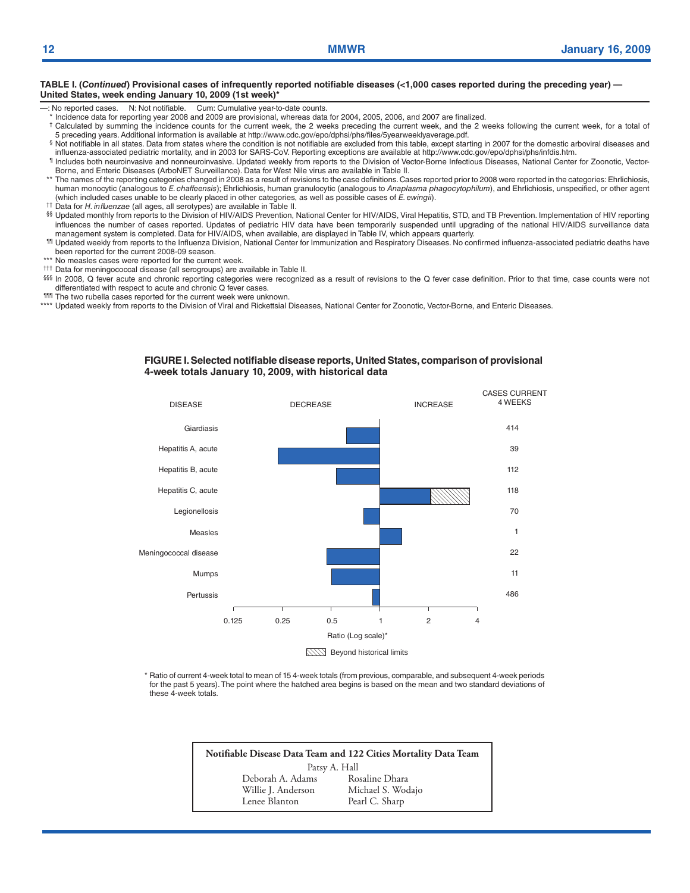**TABLE I. (*Continued*) Provisional cases of infrequently reported notifiable diseases (<1,000 cases reported during the preceding year) — United States, week ending January 10, 2009 (1st week)***

—: No reported cases. N: Not notifiable. Cum: Cumulative year-to-date counts.

\* Incidence data for reporting year 2008 and 2009 are provisional, whereas data for 2004, 2005, 2006, and 2007 are finalized.

† Calculated by summing the incidence counts for the current week, the 2 weeks preceding the current week, and the 2 weeks following the current week, for a total of 5 preceding years. Additional information is available at http://www.cdc.gov/epo/dphsi/phs/files/5yearweeklyaverage.pdf.

§ Not notifiable in all states. Data from states where the condition is not notifiable are excluded from this table, except starting in 2007 for the domestic arboviral diseases and influenza-associated pediatric mortality, and in 2003 for SARS-CoV. Reporting exceptions are available at http://www.cdc.gov/epo/dphsi/phs/infdis.htm.

¶ Includes both neuroinvasive and nonneuroinvasive. Updated weekly from reports to the Division of Vector-Borne Infectious Diseases, National Center for Zoonotic, Vector-Borne, and Enteric Diseases (ArboNET Surveillance). Data for West Nile virus are available in Table II.

\*\* The names of the reporting categories changed in 2008 as a result of revisions to the case definitions. Cases reported prior to 2008 were reported in the categories: Ehrlichiosis, human monocytic (analogous to *E. chaffeensis*); Ehrlichiosis, human granulocytic (analogous to *Anaplasma phagocytophilum*), and Ehrlichiosis, unspecified, or other agent (which included cases unable to be clearly placed in other categories, as well as possible cases of *E. ewingii*).

†† Data for *H. influenzae* (all ages, all serotypes) are available in Table II.

§§ Updated monthly from reports to the Division of HIV/AIDS Prevention, National Center for HIV/AIDS, Viral Hepatitis, STD, and TB Prevention. Implementation of HIV reporting influences the number of cases reported. Updates of pediatric HIV data have been temporarily suspended until upgrading of the national HIV/AIDS surveillance data management system is completed. Data for HIV/AIDS, when available, are displayed in Table IV, which appears quarterly.

¶¶ Updated weekly from reports to the Influenza Division, National Center for Immunization and Respiratory Diseases. No confirmed influenza-associated pediatric deaths have been reported for the current 2008-09 season.

\*\*\* No measles cases were reported for the current week.

††† Data for meningococcal disease (all serogroups) are available in Table II.

§§§ In 2008, Q fever acute and chronic reporting categories were recognized as a result of revisions to the Q fever case definition. Prior to that time, case counts were not differentiated with respect to acute and chronic Q fever cases.

¶¶¶ The two rubella cases reported for the current week were unknown.

\*\*\*\* Updated weekly from reports to the Division of Viral and Rickettsial Diseases, National Center for Zoonotic, Vector-Borne, and Enteric Diseases.

**FIGURE I. Selected notifiable disease reports, United States, comparison of provisional 4-week totals January 10, 2009, with historical data**

| DISEASE | CASES CURRENT 4 WEEKS |
|---|---|
| Giardiasis | 414 |
| Hepatitis A, acute | 39 |
| Hepatitis B, acute | 112 |
| Hepatitis C, acute | 118 |
| Legionellosis | 70 |
| Measles | 1 |
| Meningococcal disease | 22 |
| Mumps | 11 |
| Pertussis | 486 |

Ratio (Log scale)* — DECREASE / INCREASE; axis: 0.125, 0.25, 0.5, 1, 2, 4

Beyond historical limits

\* Ratio of current 4-week total to mean of 15 4-week totals (from previous, comparable, and subsequent 4-week periods for the past 5 years). The point where the hatched area begins is based on the mean and two standard deviations of these 4-week totals.

**Notifiable Disease Data Team and 122 Cities Mortality Data Team**

Patsy A. Hall

| | |
|---|---|
| Deborah A. Adams | Rosaline Dhara |
| Willie J. Anderson | Michael S. Wodajo |
| Lenee Blanton | Pearl C. Sharp |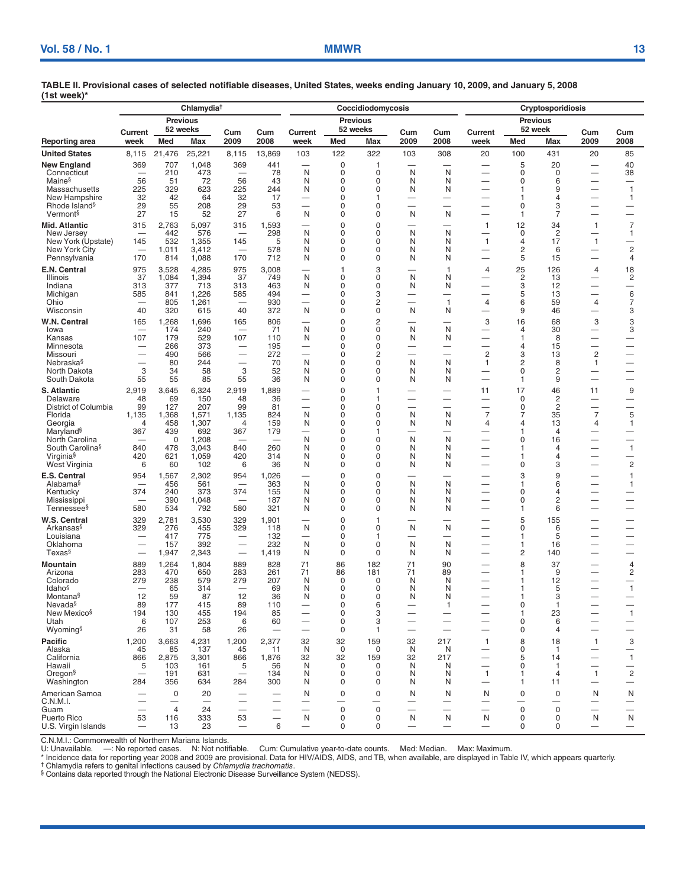**TABLE II. Provisional cases of selected notifiable diseases, United States, weeks ending January 10, 2009, and January 5, 2008 (1st week)***

| | Chlamydia† | | | | | Coccidiodomycosis | | | | | Cryptosporidiosis | | | | |
|---|---|---|---|---|---|---|---|---|---|---|---|---|---|---|---|
| | Current | Previous 52 weeks | | Cum | Cum | Current | Previous 52 weeks | | Cum | Cum | Current | Previous 52 week | | Cum | Cum |
| Reporting area | week | Med | Max | 2009 | 2008 | week | Med | Max | 2009 | 2008 | week | Med | Max | 2009 | 2008 |
| **United States** | 8,115 | 21,476 | 25,221 | 8,115 | 13,869 | 103 | 122 | 322 | 103 | 308 | 20 | 100 | 431 | 20 | 85 |
| **New England** | 369 | 707 | 1,048 | 369 | 441 | — | 0 | 1 | — | — | — | 5 | 20 | — | 40 |
| Connecticut | — | 210 | 473 | — | 78 | N | 0 | 0 | N | N | — | 0 | 0 | — | 38 |
| Maine§ | 56 | 51 | 72 | 56 | 43 | N | 0 | 0 | N | N | — | 0 | 6 | — | — |
| Massachusetts | 225 | 329 | 623 | 225 | 244 | N | 0 | 0 | N | N | — | 1 | 9 | — | 1 |
| New Hampshire | 32 | 42 | 64 | 32 | 17 | — | 0 | 1 | — | — | — | 1 | 4 | — | 1 |
| Rhode Island§ | 29 | 55 | 208 | 29 | 53 | — | 0 | 0 | — | — | — | 0 | 3 | — | — |
| Vermont§ | 27 | 15 | 52 | 27 | 6 | N | 0 | 0 | N | N | — | 1 | 7 | — | — |
| **Mid. Atlantic** | 315 | 2,763 | 5,097 | 315 | 1,593 | — | 0 | 0 | — | — | 1 | 12 | 34 | 1 | 7 |
| New Jersey | — | 442 | 576 | — | 298 | N | 0 | 0 | N | N | — | 0 | 2 | — | 1 |
| New York (Upstate) | 145 | 532 | 1,355 | 145 | 5 | N | 0 | 0 | N | N | 1 | 4 | 17 | 1 | — |
| New York City | — | 1,011 | 3,412 | — | 578 | N | 0 | 0 | N | N | — | 2 | 6 | — | 2 |
| Pennsylvania | 170 | 814 | 1,088 | 170 | 712 | N | 0 | 0 | N | N | — | 5 | 15 | — | 4 |
| **E.N. Central** | 975 | 3,528 | 4,285 | 975 | 3,008 | — | 1 | 3 | — | 1 | 4 | 25 | 126 | 4 | 18 |
| Illinois | 37 | 1,084 | 1,394 | 37 | 749 | N | 0 | 0 | N | N | — | 2 | 13 | — | 2 |
| Indiana | 313 | 377 | 713 | 313 | 463 | N | 0 | 0 | N | N | — | 3 | 12 | — | — |
| Michigan | 585 | 841 | 1,226 | 585 | 494 | — | 0 | 3 | — | — | — | 5 | 13 | — | 6 |
| Ohio | — | 805 | 1,261 | — | 930 | — | 0 | 2 | — | 1 | 4 | 6 | 59 | 4 | 7 |
| Wisconsin | 40 | 320 | 615 | 40 | 372 | N | 0 | 0 | N | N | — | 9 | 46 | — | 3 |
| **W.N. Central** | 165 | 1,268 | 1,696 | 165 | 806 | — | 0 | 2 | — | — | 3 | 16 | 68 | 3 | 3 |
| Iowa | — | 174 | 240 | — | 71 | N | 0 | 0 | N | N | — | 4 | 30 | — | 3 |
| Kansas | 107 | 179 | 529 | 107 | 110 | N | 0 | 0 | N | N | — | 1 | 8 | — | — |
| Minnesota | — | 266 | 373 | — | 195 | — | 0 | 0 | — | — | — | 4 | 15 | — | — |
| Missouri | — | 490 | 566 | — | 272 | — | 0 | 2 | — | — | 2 | 3 | 13 | 2 | — |
| Nebraska§ | — | 80 | 244 | — | 70 | N | 0 | 0 | N | N | 1 | 2 | 8 | 1 | — |
| North Dakota | 3 | 34 | 58 | 3 | 52 | N | 0 | 0 | N | N | — | 0 | 2 | — | — |
| South Dakota | 55 | 55 | 85 | 55 | 36 | N | 0 | 0 | N | N | — | 1 | 9 | — | — |
| **S. Atlantic** | 2,919 | 3,645 | 6,324 | 2,919 | 1,889 | — | 0 | 1 | — | — | 11 | 17 | 46 | 11 | 9 |
| Delaware | 48 | 69 | 150 | 48 | 36 | — | 0 | 1 | — | — | — | 0 | 2 | — | — |
| District of Columbia | 99 | 127 | 207 | 99 | 81 | — | 0 | 0 | — | — | — | 0 | 2 | — | — |
| Florida | 1,135 | 1,368 | 1,571 | 1,135 | 824 | N | 0 | 0 | N | N | 7 | 7 | 35 | 7 | 5 |
| Georgia | 4 | 458 | 1,307 | 4 | 159 | N | 0 | 0 | N | N | 4 | 4 | 13 | 4 | 1 |
| Maryland§ | 367 | 439 | 692 | 367 | 179 | — | 0 | 1 | — | — | — | 1 | 4 | — | — |
| North Carolina | — | 0 | 1,208 | — | — | N | 0 | 0 | N | N | — | 0 | 16 | — | — |
| South Carolina§ | 840 | 478 | 3,043 | 840 | 260 | N | 0 | 0 | N | N | — | 1 | 4 | — | 1 |
| Virginia§ | 420 | 621 | 1,059 | 420 | 314 | N | 0 | 0 | N | N | — | 1 | 4 | — | — |
| West Virginia | 6 | 60 | 102 | 6 | 36 | N | 0 | 0 | N | N | — | 0 | 3 | — | 2 |
| **E.S. Central** | 954 | 1,567 | 2,302 | 954 | 1,026 | — | 0 | 0 | — | — | — | 3 | 9 | — | 1 |
| Alabama§ | — | 456 | 561 | — | 363 | N | 0 | 0 | N | N | — | 1 | 6 | — | 1 |
| Kentucky | 374 | 240 | 373 | 374 | 155 | N | 0 | 0 | N | N | — | 0 | 4 | — | — |
| Mississippi | — | 390 | 1,048 | — | 187 | N | 0 | 0 | N | N | — | 0 | 2 | — | — |
| Tennessee§ | 580 | 534 | 792 | 580 | 321 | N | 0 | 0 | N | N | — | 1 | 6 | — | — |
| **W.S. Central** | 329 | 2,781 | 3,530 | 329 | 1,901 | — | 0 | 1 | — | — | — | 5 | 155 | — | — |
| Arkansas§ | 329 | 276 | 455 | 329 | 118 | N | 0 | 0 | N | N | — | 0 | 6 | — | — |
| Louisiana | — | 417 | 775 | — | 132 | — | 0 | 1 | — | — | — | 1 | 5 | — | — |
| Oklahoma | — | 157 | 392 | — | 232 | N | 0 | 0 | N | N | — | 1 | 16 | — | — |
| Texas§ | — | 1,947 | 2,343 | — | 1,419 | N | 0 | 0 | N | N | — | 2 | 140 | — | — |
| **Mountain** | 889 | 1,264 | 1,804 | 889 | 828 | 71 | 86 | 182 | 71 | 90 | — | 8 | 37 | — | 4 |
| Arizona | 283 | 470 | 650 | 283 | 261 | 71 | 86 | 181 | 71 | 89 | — | 1 | 9 | — | 2 |
| Colorado | 279 | 238 | 579 | 279 | 207 | N | 0 | 0 | N | N | — | 1 | 12 | — | — |
| Idaho§ | — | 65 | 314 | — | 69 | N | 0 | 0 | N | N | — | 1 | 5 | — | 1 |
| Montana§ | 12 | 59 | 87 | 12 | 36 | N | 0 | 0 | N | N | — | 1 | 3 | — | — |
| Nevada§ | 89 | 177 | 415 | 89 | 110 | — | 0 | 6 | — | 1 | — | 0 | 1 | — | — |
| New Mexico§ | 194 | 130 | 455 | 194 | 85 | — | 0 | 3 | — | — | — | 1 | 23 | — | 1 |
| Utah | 6 | 107 | 253 | 6 | 60 | — | 0 | 3 | — | — | — | 0 | 6 | — | — |
| Wyoming§ | 26 | 31 | 58 | 26 | — | — | 0 | 1 | — | — | — | 0 | 4 | — | — |
| **Pacific** | 1,200 | 3,663 | 4,231 | 1,200 | 2,377 | 32 | 32 | 159 | 32 | 217 | 1 | 8 | 18 | 1 | 3 |
| Alaska | 45 | 85 | 137 | 45 | 11 | N | 0 | 0 | N | N | — | 0 | 1 | — | — |
| California | 866 | 2,875 | 3,301 | 866 | 1,876 | 32 | 32 | 159 | 32 | 217 | — | 5 | 14 | — | 1 |
| Hawaii | 5 | 103 | 161 | 5 | 56 | N | 0 | 0 | N | N | — | 0 | 1 | — | — |
| Oregon§ | — | 191 | 631 | — | 134 | N | 0 | 0 | N | N | 1 | 1 | 4 | 1 | 2 |
| Washington | 284 | 356 | 634 | 284 | 300 | N | 0 | 0 | N | N | — | 1 | 11 | — | — |
| American Samoa | — | 0 | 20 | — | — | N | 0 | 0 | N | N | N | 0 | 0 | N | N |
| C.N.M.I. | — | — | — | — | — | — | — | — | — | — | — | — | — | — | — |
| Guam | — | 4 | 24 | — | — | — | 0 | 0 | — | — | — | 0 | 0 | — | — |
| Puerto Rico | 53 | 116 | 333 | 53 | — | N | 0 | 0 | N | N | N | 0 | 0 | N | N |
| U.S. Virgin Islands | — | 13 | 23 | — | 6 | — | 0 | 0 | — | — | — | 0 | 0 | — | — |

C.N.M.I.: Commonwealth of Northern Mariana Islands.
U: Unavailable. —: No reported cases. N: Not notifiable. Cum: Cumulative year-to-date counts. Med: Median. Max: Maximum.
\* Incidence data for reporting year 2008 and 2009 are provisional. Data for HIV/AIDS, AIDS, and TB, when available, are displayed in Table IV, which appears quarterly.
† Chlamydia refers to genital infections caused by *Chlamydia trachomatis*.
§ Contains data reported through the National Electronic Disease Surveillance System (NEDSS).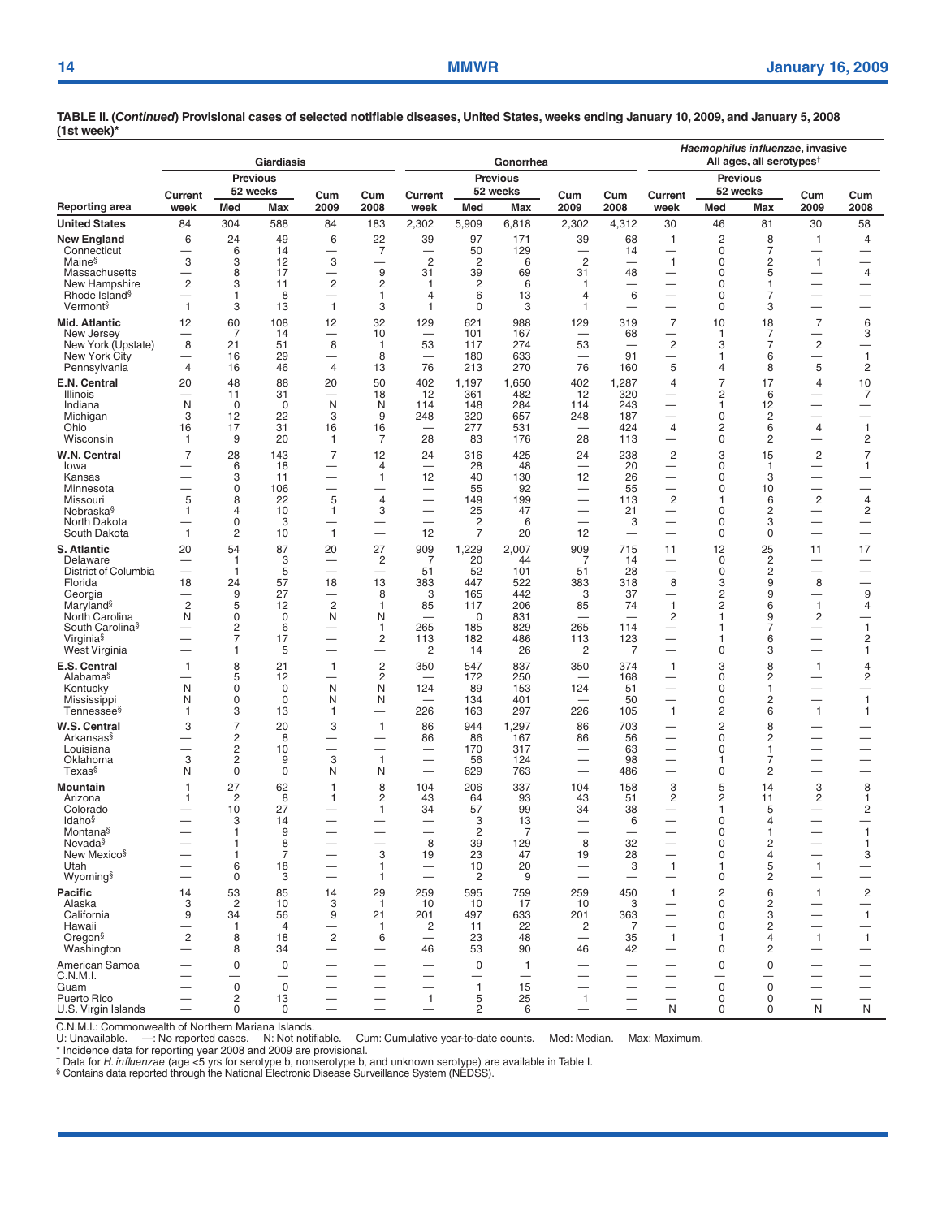**TABLE II. (*Continued*) Provisional cases of selected notifiable diseases, United States, weeks ending January 10, 2009, and January 5, 2008 (1st week)***

| Reporting area | Giardiasis | | | | | Gonorrhea | | | | | *Haemophilus influenzae*, invasive All ages, all serotypes† | | | | |
|---|---|---|---|---|---|---|---|---|---|---|---|---|---|---|---|
| | Current week | Previous 52 weeks Med | Previous 52 weeks Max | Cum 2009 | Cum 2008 | Current week | Previous 52 weeks Med | Previous 52 weeks Max | Cum 2009 | Cum 2008 | Current week | Previous 52 weeks Med | Previous 52 weeks Max | Cum 2009 | Cum 2008 |
| **United States** | 84 | 304 | 588 | 84 | 183 | 2,302 | 5,909 | 6,818 | 2,302 | 4,312 | 30 | 46 | 81 | 30 | 58 |
| **New England** | 6 | 24 | 49 | 6 | 22 | 39 | 97 | 171 | 39 | 68 | 1 | 2 | 8 | 1 | 4 |
| Connecticut | — | 6 | 14 | — | 7 | — | 50 | 129 | — | 14 | — | 0 | 7 | — | — |
| Maine§ | 3 | 3 | 12 | 3 | — | 2 | 2 | 6 | 2 | — | 1 | 0 | 2 | 1 | — |
| Massachusetts | — | 8 | 17 | — | 9 | 31 | 39 | 69 | 31 | 48 | — | 0 | 5 | — | 4 |
| New Hampshire | 2 | 3 | 11 | 2 | 2 | 1 | 2 | 6 | 1 | — | — | 0 | 1 | — | — |
| Rhode Island§ | — | 1 | 8 | — | 1 | 4 | 6 | 13 | 4 | 6 | — | 0 | 7 | — | — |
| Vermont§ | 1 | 3 | 13 | 1 | 3 | 1 | 0 | 3 | 1 | — | — | 0 | 3 | — | — |
| **Mid. Atlantic** | 12 | 60 | 108 | 12 | 32 | 129 | 621 | 988 | 129 | 319 | 7 | 10 | 18 | 7 | 6 |
| New Jersey | — | 7 | 14 | — | 10 | — | 101 | 167 | — | 68 | — | 1 | 7 | — | 3 |
| New York (Upstate) | 8 | 21 | 51 | 8 | 1 | 53 | 117 | 274 | 53 | — | 2 | 3 | 7 | 2 | — |
| New York City | — | 16 | 29 | — | 8 | — | 180 | 633 | — | 91 | — | 1 | 6 | — | 1 |
| Pennsylvania | 4 | 16 | 46 | 4 | 13 | 76 | 213 | 270 | 76 | 160 | 5 | 4 | 8 | 5 | 2 |
| **E.N. Central** | 20 | 48 | 88 | 20 | 50 | 402 | 1,197 | 1,650 | 402 | 1,287 | 4 | 7 | 17 | 4 | 10 |
| Illinois | — | 11 | 31 | — | 18 | 12 | 361 | 482 | 12 | 320 | — | 2 | 6 | — | 7 |
| Indiana | N | 0 | 0 | N | N | 114 | 148 | 284 | 114 | 243 | — | 1 | 12 | — | — |
| Michigan | 3 | 12 | 22 | 3 | 9 | 248 | 320 | 657 | 248 | 187 | — | 0 | 2 | — | — |
| Ohio | 16 | 17 | 31 | 16 | 16 | — | 277 | 531 | — | 424 | 4 | 2 | 6 | 4 | 1 |
| Wisconsin | 1 | 9 | 20 | 1 | 7 | 28 | 83 | 176 | 28 | 113 | — | 0 | 2 | — | 2 |
| **W.N. Central** | 7 | 28 | 143 | 7 | 12 | 24 | 316 | 425 | 24 | 238 | 2 | 3 | 15 | 2 | 7 |
| Iowa | — | 6 | 18 | — | 4 | — | 28 | 48 | — | 20 | — | 0 | 1 | — | 1 |
| Kansas | — | 3 | 11 | — | 1 | 12 | 40 | 130 | 12 | 26 | — | 0 | 3 | — | — |
| Minnesota | — | 0 | 106 | — | — | — | 55 | 92 | — | 55 | — | 0 | 10 | — | — |
| Missouri | 5 | 8 | 22 | 5 | 4 | — | 149 | 199 | — | 113 | 2 | 1 | 6 | 2 | 4 |
| Nebraska§ | 1 | 4 | 10 | 1 | 3 | — | 25 | 47 | — | 21 | — | 0 | 2 | — | 2 |
| North Dakota | — | 0 | 3 | — | — | — | 2 | 6 | — | 3 | — | 0 | 3 | — | — |
| South Dakota | 1 | 2 | 10 | 1 | — | 12 | 7 | 20 | 12 | — | — | 0 | 0 | — | — |
| **S. Atlantic** | 20 | 54 | 87 | 20 | 27 | 909 | 1,229 | 2,007 | 909 | 715 | 11 | 12 | 25 | 11 | 17 |
| Delaware | — | 1 | 3 | — | 2 | 7 | 20 | 44 | 7 | 14 | — | 0 | 2 | — | — |
| District of Columbia | — | 1 | 5 | — | — | 51 | 52 | 101 | 51 | 28 | — | 0 | 2 | — | — |
| Florida | 18 | 24 | 57 | 18 | 13 | 383 | 447 | 522 | 383 | 318 | 8 | 3 | 9 | 8 | — |
| Georgia | — | 9 | 27 | — | 8 | 3 | 165 | 442 | 3 | 37 | — | 2 | 9 | — | 9 |
| Maryland§ | 2 | 5 | 12 | 2 | 1 | 85 | 117 | 206 | 85 | 74 | 1 | 2 | 6 | 1 | 4 |
| North Carolina | N | 0 | 0 | N | N | — | 0 | 831 | — | — | 2 | 1 | 9 | 2 | — |
| South Carolina§ | — | 2 | 6 | — | 1 | 265 | 185 | 829 | 265 | 114 | — | 1 | 7 | — | 1 |
| Virginia§ | — | 7 | 17 | — | 2 | 113 | 182 | 486 | 113 | 123 | — | 1 | 6 | — | 2 |
| West Virginia | — | 1 | 5 | — | — | 2 | 14 | 26 | 2 | 7 | — | 0 | 3 | — | 1 |
| **E.S. Central** | 1 | 8 | 21 | 1 | 2 | 350 | 547 | 837 | 350 | 374 | 1 | 3 | 8 | 1 | 4 |
| Alabama§ | — | 5 | 12 | — | 2 | — | 172 | 250 | — | 168 | — | 0 | 2 | — | 2 |
| Kentucky | N | 0 | 0 | N | N | 124 | 89 | 153 | 124 | 51 | — | 0 | 1 | — | — |
| Mississippi | N | 0 | 0 | N | N | — | 134 | 401 | — | 50 | — | 0 | 2 | — | 1 |
| Tennessee§ | 1 | 3 | 13 | 1 | — | 226 | 163 | 297 | 226 | 105 | 1 | 2 | 6 | 1 | 1 |
| **W.S. Central** | 3 | 7 | 20 | 3 | 1 | 86 | 944 | 1,297 | 86 | 703 | — | 2 | 8 | — | — |
| Arkansas§ | — | 2 | 8 | — | — | 86 | 86 | 167 | 86 | 56 | — | 0 | 2 | — | — |
| Louisiana | — | 2 | 10 | — | — | — | 170 | 317 | — | 63 | — | 0 | 1 | — | — |
| Oklahoma | 3 | 2 | 9 | 3 | 1 | — | 56 | 124 | — | 98 | — | 1 | 7 | — | — |
| Texas§ | N | 0 | 0 | N | N | — | 629 | 763 | — | 486 | — | 0 | 2 | — | — |
| **Mountain** | 1 | 27 | 62 | 1 | 8 | 104 | 206 | 337 | 104 | 158 | 3 | 5 | 14 | 3 | 8 |
| Arizona | 1 | 2 | 8 | 1 | 2 | 43 | 64 | 93 | 43 | 51 | 2 | 2 | 11 | 2 | 1 |
| Colorado | — | 10 | 27 | — | 1 | 34 | 57 | 99 | 34 | 38 | — | 1 | 5 | — | 2 |
| Idaho§ | — | 3 | 14 | — | — | — | 3 | 13 | — | 6 | — | 0 | 4 | — | — |
| Montana§ | — | 1 | 9 | — | — | — | 2 | 7 | — | — | — | 0 | 1 | — | 1 |
| Nevada§ | — | 1 | 8 | — | — | 8 | 39 | 129 | 8 | 32 | — | 0 | 2 | — | 1 |
| New Mexico§ | — | 1 | 7 | — | 3 | 19 | 23 | 47 | 19 | 28 | — | 0 | 4 | — | 3 |
| Utah | — | 6 | 18 | — | 1 | — | 10 | 20 | — | 3 | 1 | 1 | 5 | 1 | — |
| Wyoming§ | — | 0 | 3 | — | 1 | — | 2 | 9 | — | — | — | 0 | 2 | — | — |
| **Pacific** | 14 | 53 | 85 | 14 | 29 | 259 | 595 | 759 | 259 | 450 | 1 | 2 | 6 | 1 | 2 |
| Alaska | 3 | 2 | 10 | 3 | 1 | 10 | 10 | 17 | 10 | 3 | — | 0 | 2 | — | — |
| California | 9 | 34 | 56 | 9 | 21 | 201 | 497 | 633 | 201 | 363 | — | 0 | 3 | — | 1 |
| Hawaii | — | 1 | 4 | — | 1 | 2 | 11 | 22 | 2 | 7 | — | 0 | 2 | — | — |
| Oregon§ | 2 | 8 | 18 | 2 | 6 | — | 23 | 48 | — | 35 | 1 | 1 | 4 | 1 | 1 |
| Washington | — | 8 | 34 | — | — | 46 | 53 | 90 | 46 | 42 | — | 0 | 2 | — | — |
| American Samoa | — | 0 | 0 | — | — | — | 0 | 1 | — | — | — | 0 | 0 | — | — |
| C.N.M.I. | — | — | — | — | — | — | — | — | — | — | — | — | — | — | — |
| Guam | — | 0 | 0 | — | — | — | 1 | 15 | — | — | — | 0 | 0 | — | — |
| Puerto Rico | — | 2 | 13 | — | — | 1 | 5 | 25 | 1 | — | — | 0 | 0 | — | — |
| U.S. Virgin Islands | — | 0 | 0 | — | — | — | 2 | 6 | — | — | N | 0 | 0 | N | N |

C.N.M.I.: Commonwealth of Northern Mariana Islands.
U: Unavailable. —: No reported cases. N: Not notifiable. Cum: Cumulative year-to-date counts. Med: Median. Max: Maximum.
\* Incidence data for reporting year 2008 and 2009 are provisional.
† Data for *H. influenzae* (age <5 yrs for serotype b, nonserotype b, and unknown serotype) are available in Table I.
§ Contains data reported through the National Electronic Disease Surveillance System (NEDSS).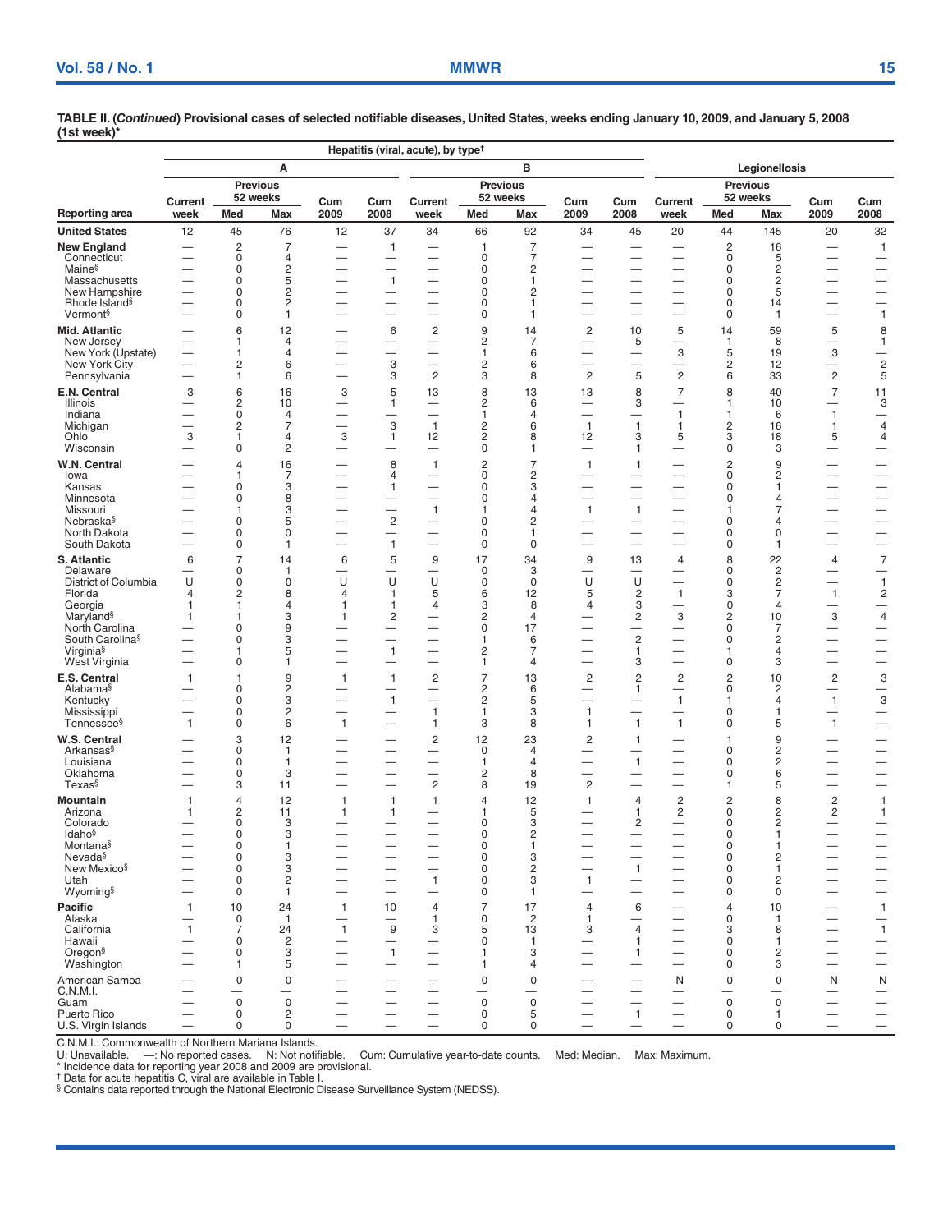**TABLE II. (*Continued*) Provisional cases of selected notifiable diseases, United States, weeks ending January 10, 2009, and January 5, 2008 (1st week)***

| Reporting area | Hepatitis (viral, acute), by type† A | | | | | B | | | | | Legionellosis | | | | |
|---|---|---|---|---|---|---|---|---|---|---|---|---|---|---|---|
| | Current week | Previous 52 weeks Med | Previous 52 weeks Max | Cum 2009 | Cum 2008 | Current week | Previous 52 weeks Med | Previous 52 weeks Max | Cum 2009 | Cum 2008 | Current week | Previous 52 weeks Med | Previous 52 weeks Max | Cum 2009 | Cum 2008 |
| **United States** | 12 | 45 | 76 | 12 | 37 | 34 | 66 | 92 | 34 | 45 | 20 | 44 | 145 | 20 | 32 |
| **New England** | — | 2 | 7 | — | 1 | — | 1 | 7 | — | — | — | 2 | 16 | — | 1 |
| Connecticut | — | 0 | 4 | — | — | — | 0 | 7 | — | — | — | 0 | 5 | — | — |
| Maine§ | — | 0 | 2 | — | — | — | 0 | 2 | — | — | — | 0 | 2 | — | — |
| Massachusetts | — | 0 | 5 | — | 1 | — | 0 | 1 | — | — | — | 0 | 2 | — | — |
| New Hampshire | — | 0 | 2 | — | — | — | 0 | 2 | — | — | — | 0 | 5 | — | — |
| Rhode Island§ | — | 0 | 2 | — | — | — | 0 | 1 | — | — | — | 0 | 14 | — | — |
| Vermont§ | — | 0 | 1 | — | — | — | 0 | 1 | — | — | — | 0 | 1 | — | 1 |
| **Mid. Atlantic** | — | 6 | 12 | — | 6 | 2 | 9 | 14 | 2 | 10 | 5 | 14 | 59 | 5 | 8 |
| New Jersey | — | 1 | 4 | — | — | — | 2 | 7 | — | 5 | — | 1 | 8 | — | 1 |
| New York (Upstate) | — | 1 | 4 | — | — | — | 1 | 6 | — | — | 3 | 5 | 19 | 3 | — |
| New York City | — | 2 | 6 | — | 3 | — | 2 | 6 | — | — | — | 2 | 12 | — | 2 |
| Pennsylvania | — | 1 | 6 | — | 3 | 2 | 3 | 8 | 2 | 5 | 2 | 6 | 33 | 2 | 5 |
| **E.N. Central** | 3 | 6 | 16 | 3 | 5 | 13 | 8 | 13 | 13 | 8 | 7 | 8 | 40 | 7 | 11 |
| Illinois | — | 2 | 10 | — | 1 | — | 2 | 6 | — | 3 | — | 1 | 10 | — | 3 |
| Indiana | — | 0 | 4 | — | — | — | 1 | 4 | — | — | 1 | 1 | 6 | 1 | — |
| Michigan | — | 2 | 7 | — | 3 | 1 | 2 | 6 | 1 | 1 | 1 | 2 | 16 | 1 | 4 |
| Ohio | 3 | 1 | 4 | 3 | 1 | 12 | 2 | 8 | 12 | 3 | 5 | 3 | 18 | 5 | 4 |
| Wisconsin | — | 0 | 2 | — | — | — | 0 | 1 | — | 1 | — | 0 | 3 | — | — |
| **W.N. Central** | — | 4 | 16 | — | 8 | 1 | 2 | 7 | 1 | 1 | — | 2 | 9 | — | — |
| Iowa | — | 1 | 7 | — | 4 | — | 0 | 2 | — | — | — | 0 | 2 | — | — |
| Kansas | — | 0 | 3 | — | 1 | — | 0 | 3 | — | — | — | 0 | 1 | — | — |
| Minnesota | — | 0 | 8 | — | — | — | 0 | 4 | — | — | — | 0 | 4 | — | — |
| Missouri | — | 1 | 3 | — | — | 1 | 1 | 4 | 1 | 1 | — | 1 | 7 | — | — |
| Nebraska§ | — | 0 | 5 | — | 2 | — | 0 | 2 | — | — | — | 0 | 4 | — | — |
| North Dakota | — | 0 | 0 | — | — | — | 0 | 1 | — | — | — | 0 | 0 | — | — |
| South Dakota | — | 0 | 1 | — | 1 | — | 0 | 0 | — | — | — | 0 | 1 | — | — |
| **S. Atlantic** | 6 | 7 | 14 | 6 | 5 | 9 | 17 | 34 | 9 | 13 | 4 | 8 | 22 | 4 | 7 |
| Delaware | — | 0 | 1 | — | — | — | 0 | 3 | — | — | — | 0 | 2 | — | — |
| District of Columbia | U | 0 | 0 | U | U | U | 0 | 0 | U | U | — | 0 | 2 | — | 1 |
| Florida | 4 | 2 | 8 | 4 | 1 | 5 | 6 | 12 | 5 | 2 | 1 | 3 | 7 | 1 | 2 |
| Georgia | 1 | 1 | 4 | 1 | 1 | 4 | 3 | 8 | 4 | 3 | — | 0 | 4 | — | — |
| Maryland§ | 1 | 1 | 3 | 1 | 2 | — | 2 | 4 | — | 2 | 3 | 2 | 10 | 3 | 4 |
| North Carolina | — | 0 | 9 | — | — | — | 0 | 17 | — | — | — | 0 | 7 | — | — |
| South Carolina§ | — | 0 | 3 | — | — | — | 1 | 6 | — | 2 | — | 0 | 2 | — | — |
| Virginia§ | — | 1 | 5 | — | 1 | — | 2 | 7 | — | 1 | — | 1 | 4 | — | — |
| West Virginia | — | 0 | 1 | — | — | — | 1 | 4 | — | 3 | — | 0 | 3 | — | — |
| **E.S. Central** | 1 | 1 | 9 | 1 | 1 | 2 | 7 | 13 | 2 | 2 | 2 | 2 | 10 | 2 | 3 |
| Alabama§ | — | 0 | 2 | — | — | — | 2 | 6 | — | 1 | — | 0 | 2 | — | — |
| Kentucky | — | 0 | 3 | — | 1 | — | 2 | 5 | — | — | 1 | 1 | 4 | 1 | 3 |
| Mississippi | — | 0 | 2 | — | — | 1 | 1 | 3 | 1 | — | — | 0 | 1 | — | — |
| Tennessee§ | 1 | 0 | 6 | 1 | — | 1 | 3 | 8 | 1 | 1 | 1 | 0 | 5 | 1 | — |
| **W.S. Central** | — | 3 | 12 | — | — | 2 | 12 | 23 | 2 | 1 | — | 1 | 9 | — | — |
| Arkansas§ | — | 0 | 1 | — | — | — | 0 | 4 | — | — | — | 0 | 2 | — | — |
| Louisiana | — | 0 | 1 | — | — | — | 1 | 4 | — | 1 | — | 0 | 2 | — | — |
| Oklahoma | — | 0 | 3 | — | — | — | 2 | 8 | — | — | — | 0 | 6 | — | — |
| Texas§ | — | 3 | 11 | — | — | 2 | 8 | 19 | 2 | — | — | 1 | 5 | — | — |
| **Mountain** | 1 | 4 | 12 | 1 | 1 | 1 | 4 | 12 | 1 | 4 | 2 | 2 | 8 | 2 | 1 |
| Arizona | 1 | 2 | 11 | 1 | 1 | — | 1 | 5 | — | 1 | 2 | 0 | 2 | 2 | 1 |
| Colorado | — | 0 | 3 | — | — | — | 0 | 3 | — | 2 | — | 0 | 2 | — | — |
| Idaho§ | — | 0 | 3 | — | — | — | 0 | 2 | — | — | — | 0 | 1 | — | — |
| Montana§ | — | 0 | 1 | — | — | — | 0 | 1 | — | — | — | 0 | 1 | — | — |
| Nevada§ | — | 0 | 3 | — | — | — | 0 | 3 | — | — | — | 0 | 2 | — | — |
| New Mexico§ | — | 0 | 3 | — | — | — | 0 | 2 | — | 1 | — | 0 | 1 | — | — |
| Utah | — | 0 | 2 | — | — | 1 | 0 | 3 | 1 | — | — | 0 | 2 | — | — |
| Wyoming§ | — | 0 | 1 | — | — | — | 0 | 1 | — | — | — | 0 | 0 | — | — |
| **Pacific** | 1 | 10 | 24 | 1 | 10 | 4 | 7 | 17 | 4 | 6 | — | 4 | 10 | — | 1 |
| Alaska | — | 0 | 1 | — | — | 1 | 0 | 2 | 1 | — | — | 0 | 1 | — | — |
| California | 1 | 7 | 24 | 1 | 9 | 3 | 5 | 13 | 3 | 4 | — | 3 | 8 | — | 1 |
| Hawaii | — | 0 | 2 | — | — | — | 0 | 1 | — | 1 | — | 0 | 1 | — | — |
| Oregon§ | — | 0 | 3 | — | 1 | — | 1 | 3 | — | 1 | — | 0 | 2 | — | — |
| Washington | — | 1 | 5 | — | — | — | 1 | 4 | — | — | — | 0 | 3 | — | — |
| American Samoa | — | 0 | 0 | — | — | — | 0 | 0 | — | — | N | 0 | 0 | N | N |
| C.N.M.I. | — | — | — | — | — | — | — | — | — | — | — | — | — | — | — |
| Guam | — | 0 | 0 | — | — | — | 0 | 0 | — | — | — | 0 | 0 | — | — |
| Puerto Rico | — | 0 | 2 | — | — | — | 0 | 5 | — | 1 | — | 0 | 1 | — | — |
| U.S. Virgin Islands | — | 0 | 0 | — | — | — | 0 | 0 | — | — | — | 0 | 0 | — | — |

C.N.M.I.: Commonwealth of Northern Mariana Islands.
U: Unavailable. —: No reported cases. N: Not notifiable. Cum: Cumulative year-to-date counts. Med: Median. Max: Maximum.
* Incidence data for reporting year 2008 and 2009 are provisional.
† Data for acute hepatitis C, viral are available in Table I.
§ Contains data reported through the National Electronic Disease Surveillance System (NEDSS).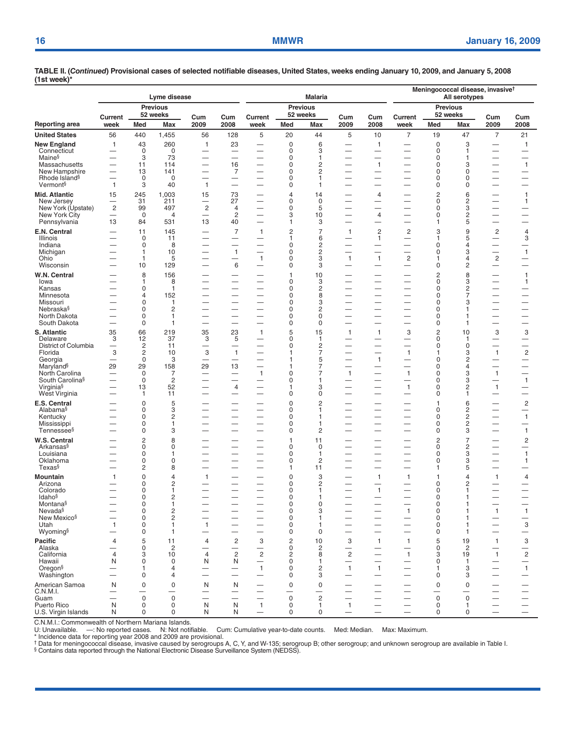**TABLE II. (*Continued*) Provisional cases of selected notifiable diseases, United States, weeks ending January 10, 2009, and January 5, 2008 (1st week)***

| Reporting area | Lyme disease | | | | | Malaria | | | | | Meningococcal disease, invasive† All serotypes | | | | |
|---|---|---|---|---|---|---|---|---|---|---|---|---|---|---|---|
| | Current week | Previous 52 weeks Med | Previous 52 weeks Max | Cum 2009 | Cum 2008 | Current week | Previous 52 weeks Med | Previous 52 weeks Max | Cum 2009 | Cum 2008 | Current week | Previous 52 weeks Med | Previous 52 weeks Max | Cum 2009 | Cum 2008 |
| **United States** | 56 | 440 | 1,455 | 56 | 128 | 5 | 20 | 44 | 5 | 10 | 7 | 19 | 47 | 7 | 21 |
| **New England** | 1 | 43 | 260 | 1 | 23 | — | 0 | 6 | — | 1 | — | 0 | 3 | — | 1 |
| Connecticut | — | 0 | 0 | — | — | — | 0 | 3 | — | — | — | 0 | 1 | — | — |
| Maine§ | — | 3 | 73 | — | — | — | 0 | 1 | — | — | — | 0 | 1 | — | — |
| Massachusetts | — | 11 | 114 | — | 16 | — | 0 | 2 | — | 1 | — | 0 | 3 | — | 1 |
| New Hampshire | — | 13 | 141 | — | 7 | — | 0 | 2 | — | — | — | 0 | 0 | — | — |
| Rhode Island§ | — | 0 | 0 | — | — | — | 0 | 1 | — | — | — | 0 | 0 | — | — |
| Vermont§ | 1 | 3 | 40 | 1 | — | — | 0 | 1 | — | — | — | 0 | 0 | — | — |
| **Mid. Atlantic** | 15 | 245 | 1,003 | 15 | 73 | — | 4 | 14 | — | 4 | — | 2 | 6 | — | 1 |
| New Jersey | — | 31 | 211 | — | 27 | — | 0 | 0 | — | — | — | 0 | 2 | — | 1 |
| New York (Upstate) | 2 | 99 | 497 | 2 | 4 | — | 0 | 5 | — | — | — | 0 | 3 | — | — |
| New York City | — | 0 | 4 | — | 2 | — | 3 | 10 | — | 4 | — | 0 | 2 | — | — |
| Pennsylvania | 13 | 84 | 531 | 13 | 40 | — | 1 | 3 | — | — | — | 1 | 5 | — | — |
| **E.N. Central** | — | 11 | 145 | — | 7 | 1 | 2 | 7 | 1 | 2 | 2 | 3 | 9 | 2 | 4 |
| Illinois | — | 0 | 11 | — | — | — | 1 | 6 | — | 1 | — | 1 | 5 | — | 3 |
| Indiana | — | 0 | 8 | — | — | — | 0 | 2 | — | — | — | 0 | 4 | — | — |
| Michigan | — | 1 | 10 | — | 1 | — | 0 | 2 | — | — | — | 0 | 3 | — | 1 |
| Ohio | — | 1 | 5 | — | — | 1 | 0 | 3 | 1 | 1 | 2 | 1 | 4 | 2 | — |
| Wisconsin | — | 10 | 129 | — | 6 | — | 0 | 3 | — | — | — | 0 | 2 | — | — |
| **W.N. Central** | — | 8 | 156 | — | — | — | 1 | 10 | — | — | — | 2 | 8 | — | 1 |
| Iowa | — | 1 | 8 | — | — | — | 0 | 3 | — | — | — | 0 | 3 | — | 1 |
| Kansas | — | 0 | 1 | — | — | — | 0 | 2 | — | — | — | 0 | 2 | — | — |
| Minnesota | — | 4 | 152 | — | — | — | 0 | 8 | — | — | — | 0 | 7 | — | — |
| Missouri | — | 0 | 1 | — | — | — | 0 | 3 | — | — | — | 0 | 3 | — | — |
| Nebraska§ | — | 0 | 2 | — | — | — | 0 | 2 | — | — | — | 0 | 1 | — | — |
| North Dakota | — | 0 | 1 | — | — | — | 0 | 0 | — | — | — | 0 | 1 | — | — |
| South Dakota | — | 0 | 1 | — | — | — | 0 | 0 | — | — | — | 0 | 1 | — | — |
| **S. Atlantic** | 35 | 66 | 219 | 35 | 23 | 1 | 5 | 15 | 1 | 1 | 3 | 2 | 10 | 3 | 3 |
| Delaware | 3 | 12 | 37 | 3 | 5 | — | 0 | 1 | — | — | — | 0 | 1 | — | — |
| District of Columbia | — | 2 | 11 | — | — | — | 0 | 2 | — | — | — | 0 | 0 | — | — |
| Florida | 3 | 2 | 10 | 3 | 1 | — | 1 | 7 | — | — | 1 | 1 | 3 | 1 | 2 |
| Georgia | — | 0 | 3 | — | — | — | 1 | 5 | — | 1 | — | 0 | 2 | — | — |
| Maryland§ | 29 | 29 | 158 | 29 | 13 | — | 1 | 7 | — | — | — | 0 | 4 | — | — |
| North Carolina | — | 0 | 7 | — | — | 1 | 0 | 7 | 1 | — | 1 | 0 | 3 | 1 | — |
| South Carolina§ | — | 0 | 2 | — | — | — | 0 | 1 | — | — | — | 0 | 3 | — | 1 |
| Virginia§ | — | 13 | 52 | — | 4 | — | 1 | 3 | — | — | 1 | 0 | 2 | 1 | — |
| West Virginia | — | 1 | 11 | — | — | — | 0 | 0 | — | — | — | 0 | 1 | — | — |
| **E.S. Central** | — | 0 | 5 | — | — | — | 0 | 2 | — | — | — | 1 | 6 | — | 2 |
| Alabama§ | — | 0 | 3 | — | — | — | 0 | 1 | — | — | — | 0 | 2 | — | — |
| Kentucky | — | 0 | 2 | — | — | — | 0 | 1 | — | — | — | 0 | 2 | — | 1 |
| Mississippi | — | 0 | 1 | — | — | — | 0 | 1 | — | — | — | 0 | 2 | — | — |
| Tennessee§ | — | 0 | 3 | — | — | — | 0 | 2 | — | — | — | 0 | 3 | — | 1 |
| **W.S. Central** | — | 2 | 8 | — | — | — | 1 | 11 | — | — | — | 2 | 7 | — | 2 |
| Arkansas§ | — | 0 | 0 | — | — | — | 0 | 0 | — | — | — | 0 | 2 | — | — |
| Louisiana | — | 0 | 1 | — | — | — | 0 | 1 | — | — | — | 0 | 3 | — | 1 |
| Oklahoma | — | 0 | 0 | — | — | — | 0 | 2 | — | — | — | 0 | 3 | — | 1 |
| Texas§ | — | 2 | 8 | — | — | — | 1 | 11 | — | — | — | 1 | 5 | — | — |
| **Mountain** | 1 | 0 | 4 | 1 | — | — | 0 | 3 | — | 1 | 1 | 1 | 4 | 1 | 4 |
| Arizona | — | 0 | 2 | — | — | — | 0 | 2 | — | — | — | 0 | 2 | — | — |
| Colorado | — | 0 | 1 | — | — | — | 0 | 1 | — | 1 | — | 0 | 1 | — | — |
| Idaho§ | — | 0 | 2 | — | — | — | 0 | 1 | — | — | — | 0 | 1 | — | — |
| Montana§ | — | 0 | 1 | — | — | — | 0 | 0 | — | — | — | 0 | 1 | — | — |
| Nevada§ | — | 0 | 2 | — | — | — | 0 | 3 | — | — | 1 | 0 | 1 | 1 | 1 |
| New Mexico§ | — | 0 | 2 | — | — | — | 0 | 1 | — | — | — | 0 | 1 | — | — |
| Utah | 1 | 0 | 1 | 1 | — | — | 0 | 1 | — | — | — | 0 | 1 | — | 3 |
| Wyoming§ | — | 0 | 1 | — | — | — | 0 | 0 | — | — | — | 0 | 1 | — | — |
| **Pacific** | 4 | 5 | 11 | 4 | 2 | 3 | 2 | 10 | 3 | 1 | 1 | 5 | 19 | 1 | 3 |
| Alaska | — | 0 | 2 | — | — | — | 0 | 2 | — | — | — | 0 | 2 | — | — |
| California | 4 | 3 | 10 | 4 | 2 | 2 | 2 | 8 | 2 | — | 1 | 3 | 19 | 1 | 2 |
| Hawaii | N | 0 | 0 | N | N | — | 0 | 1 | — | — | — | 0 | 1 | — | — |
| Oregon§ | — | 1 | 4 | — | — | 1 | 0 | 2 | 1 | 1 | — | 1 | 3 | — | 1 |
| Washington | — | 0 | 4 | — | — | — | 0 | 3 | — | — | — | 0 | 3 | — | — |
| American Samoa | N | 0 | 0 | N | N | — | 0 | 0 | — | — | — | 0 | 0 | — | — |
| C.N.M.I. | — | — | — | — | — | — | — | — | — | — | — | — | — | — | — |
| Guam | — | 0 | 0 | — | — | — | 0 | 2 | — | — | — | 0 | 0 | — | — |
| Puerto Rico | N | 0 | 0 | N | N | 1 | 0 | 1 | 1 | — | — | 0 | 1 | — | — |
| U.S. Virgin Islands | N | 0 | 0 | N | N | — | 0 | 0 | — | — | — | 0 | 0 | — | — |

C.N.M.I.: Commonwealth of Northern Mariana Islands.
U: Unavailable. —: No reported cases. N: Not notifiable. Cum: Cumulative year-to-date counts. Med: Median. Max: Maximum.
\* Incidence data for reporting year 2008 and 2009 are provisional.
† Data for meningococcal disease, invasive caused by serogroups A, C, Y, and W-135; serogroup B; other serogroup; and unknown serogroup are available in Table I.
§ Contains data reported through the National Electronic Disease Surveillance System (NEDSS).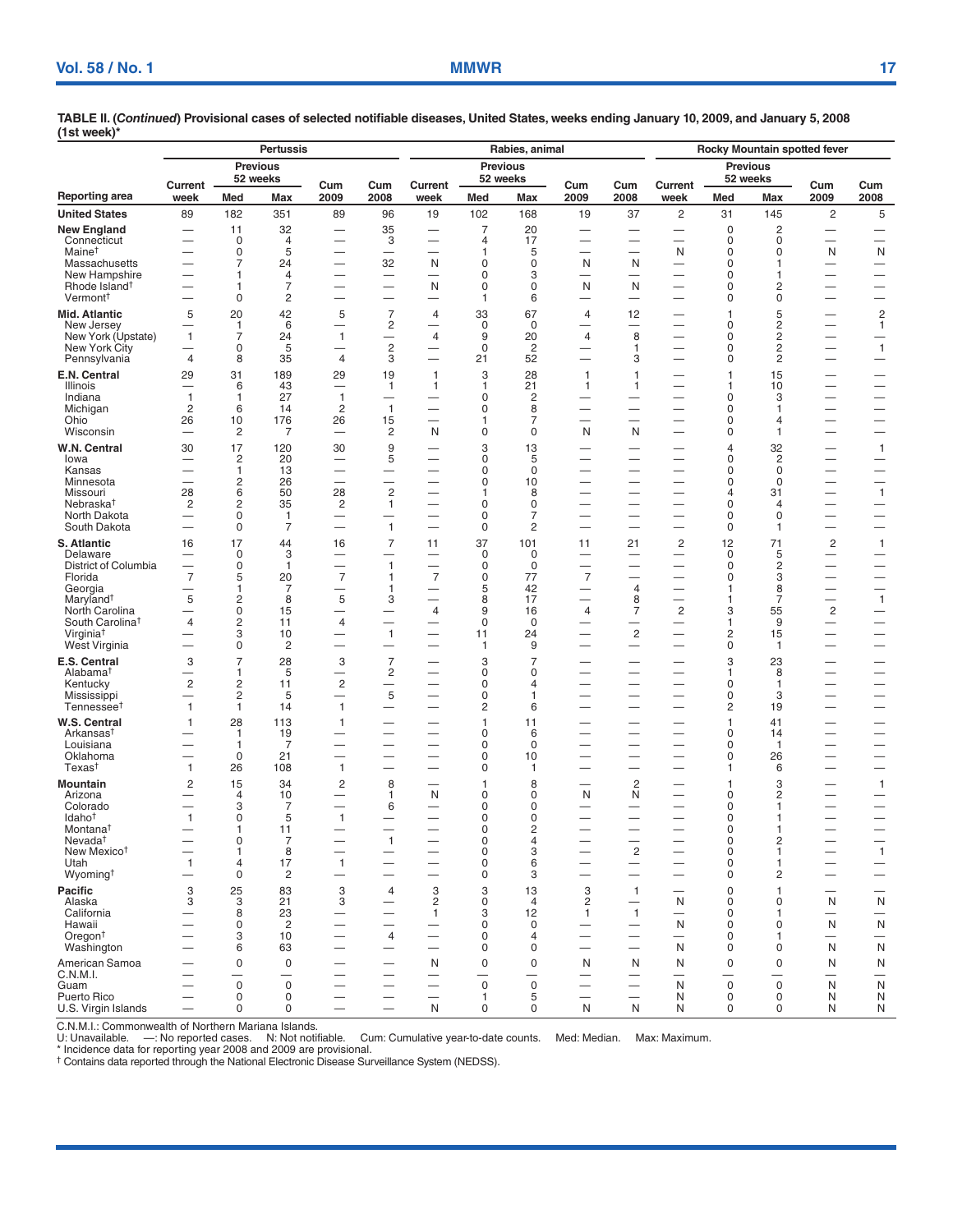**TABLE II. (*Continued*) Provisional cases of selected notifiable diseases, United States, weeks ending January 10, 2009, and January 5, 2008 (1st week)***

| Reporting area | Pertussis | | | | | Rabies, animal | | | | | Rocky Mountain spotted fever | | | | |
|---|---|---|---|---|---|---|---|---|---|---|---|---|---|---|---|
| | Current week | Previous 52 weeks Med | Previous 52 weeks Max | Cum 2009 | Cum 2008 | Current week | Previous 52 weeks Med | Previous 52 weeks Max | Cum 2009 | Cum 2008 | Current week | Previous 52 weeks Med | Previous 52 weeks Max | Cum 2009 | Cum 2008 |
| **United States** | 89 | 182 | 351 | 89 | 96 | 19 | 102 | 168 | 19 | 37 | 2 | 31 | 145 | 2 | 5 |
| **New England** | — | 11 | 32 | — | 35 | — | 7 | 20 | — | — | — | 0 | 2 | — | — |
| Connecticut | — | 0 | 4 | — | 3 | — | 4 | 17 | — | — | — | 0 | 0 | — | — |
| Maine† | — | 0 | 5 | — | — | — | 1 | 5 | — | — | N | 0 | 0 | N | N |
| Massachusetts | — | 7 | 24 | — | 32 | N | 0 | 0 | N | N | — | 0 | 1 | — | — |
| New Hampshire | — | 1 | 4 | — | — | — | 0 | 3 | — | — | — | 0 | 1 | — | — |
| Rhode Island† | — | 1 | 7 | — | — | N | 0 | 0 | N | N | — | 0 | 2 | — | — |
| Vermont† | — | 0 | 2 | — | — | — | 1 | 6 | — | — | — | 0 | 0 | — | — |
| **Mid. Atlantic** | 5 | 20 | 42 | 5 | 7 | 4 | 33 | 67 | 4 | 12 | — | 1 | 5 | — | 2 |
| New Jersey | — | 1 | 6 | — | 2 | — | 0 | 0 | — | — | — | 0 | 2 | — | 1 |
| New York (Upstate) | 1 | 7 | 24 | 1 | — | 4 | 9 | 20 | 4 | 8 | — | 0 | 2 | — | — |
| New York City | — | 0 | 5 | — | 2 | — | 0 | 2 | — | 1 | — | 0 | 2 | — | 1 |
| Pennsylvania | 4 | 8 | 35 | 4 | 3 | — | 21 | 52 | — | 3 | — | 0 | 2 | — | — |
| **E.N. Central** | 29 | 31 | 189 | 29 | 19 | 1 | 3 | 28 | 1 | 1 | — | 1 | 15 | — | — |
| Illinois | — | 6 | 43 | — | 1 | 1 | 1 | 21 | 1 | 1 | — | 1 | 10 | — | — |
| Indiana | 1 | 1 | 27 | 1 | — | — | 0 | 2 | — | — | — | 0 | 3 | — | — |
| Michigan | 2 | 6 | 14 | 2 | 1 | — | 0 | 8 | — | — | — | 0 | 1 | — | — |
| Ohio | 26 | 10 | 176 | 26 | 15 | — | 1 | 7 | — | — | — | 0 | 4 | — | — |
| Wisconsin | — | 2 | 7 | — | 2 | N | 0 | 0 | N | N | — | 0 | 1 | — | — |
| **W.N. Central** | 30 | 17 | 120 | 30 | 9 | — | 3 | 13 | — | — | — | 4 | 32 | — | 1 |
| Iowa | — | 2 | 20 | — | 5 | — | 0 | 5 | — | — | — | 0 | 2 | — | — |
| Kansas | — | 1 | 13 | — | — | — | 0 | 0 | — | — | — | 0 | 0 | — | — |
| Minnesota | — | 2 | 26 | — | — | — | 0 | 10 | — | — | — | 0 | 0 | — | — |
| Missouri | 28 | 6 | 50 | 28 | 2 | — | 1 | 8 | — | — | — | 4 | 31 | — | 1 |
| Nebraska† | 2 | 2 | 35 | 2 | 1 | — | 0 | 0 | — | — | — | 0 | 4 | — | — |
| North Dakota | — | 0 | 1 | — | — | — | 0 | 7 | — | — | — | 0 | 0 | — | — |
| South Dakota | — | 0 | 7 | — | 1 | — | 0 | 2 | — | — | — | 0 | 1 | — | — |
| **S. Atlantic** | 16 | 17 | 44 | 16 | 7 | 11 | 37 | 101 | 11 | 21 | 2 | 12 | 71 | 2 | 1 |
| Delaware | — | 0 | 3 | — | — | — | 0 | 0 | — | — | — | 0 | 5 | — | — |
| District of Columbia | — | 0 | 1 | — | 1 | — | 0 | 0 | — | — | — | 0 | 2 | — | — |
| Florida | 7 | 5 | 20 | 7 | 1 | 7 | 0 | 77 | 7 | — | — | 0 | 3 | — | — |
| Georgia | — | 1 | 7 | — | 1 | — | 5 | 42 | — | 4 | — | 1 | 8 | — | — |
| Maryland† | 5 | 2 | 8 | 5 | 3 | — | 8 | 17 | — | 8 | — | 1 | 7 | — | 1 |
| North Carolina | — | 0 | 15 | — | — | 4 | 9 | 16 | 4 | 7 | 2 | 3 | 55 | 2 | — |
| South Carolina† | 4 | 2 | 11 | 4 | — | — | 0 | 0 | — | — | — | 1 | 9 | — | — |
| Virginia† | — | 3 | 10 | — | 1 | — | 11 | 24 | — | 2 | — | 2 | 15 | — | — |
| West Virginia | — | 0 | 2 | — | — | — | 1 | 9 | — | — | — | 0 | 1 | — | — |
| **E.S. Central** | 3 | 7 | 28 | 3 | 7 | — | 3 | 7 | — | — | — | 3 | 23 | — | — |
| Alabama† | — | 1 | 5 | — | 2 | — | 0 | 0 | — | — | — | 1 | 8 | — | — |
| Kentucky | 2 | 2 | 11 | 2 | — | — | 0 | 4 | — | — | — | 0 | 1 | — | — |
| Mississippi | — | 2 | 5 | — | 5 | — | 0 | 1 | — | — | — | 0 | 3 | — | — |
| Tennessee† | 1 | 1 | 14 | 1 | — | — | 2 | 6 | — | — | — | 2 | 19 | — | — |
| **W.S. Central** | 1 | 28 | 113 | 1 | — | — | 1 | 11 | — | — | — | 1 | 41 | — | — |
| Arkansas† | — | 1 | 19 | — | — | — | 0 | 6 | — | — | — | 0 | 14 | — | — |
| Louisiana | — | 1 | 7 | — | — | — | 0 | 0 | — | — | — | 0 | 1 | — | — |
| Oklahoma | — | 0 | 21 | — | — | — | 0 | 10 | — | — | — | 0 | 26 | — | — |
| Texas† | 1 | 26 | 108 | 1 | — | — | 0 | 1 | — | — | — | 1 | 6 | — | — |
| **Mountain** | 2 | 15 | 34 | 2 | 8 | — | 1 | 8 | — | 2 | — | 1 | 3 | — | 1 |
| Arizona | — | 4 | 10 | — | 1 | N | 0 | 0 | N | N | — | 0 | 2 | — | — |
| Colorado | — | 3 | 7 | — | 6 | — | 0 | 0 | — | — | — | 0 | 1 | — | — |
| Idaho† | 1 | 0 | 5 | 1 | — | — | 0 | 0 | — | — | — | 0 | 1 | — | — |
| Montana† | — | 1 | 11 | — | — | — | 0 | 2 | — | — | — | 0 | 1 | — | — |
| Nevada† | — | 0 | 7 | — | 1 | — | 0 | 4 | — | — | — | 0 | 2 | — | — |
| New Mexico† | — | 1 | 8 | — | — | — | 0 | 3 | — | 2 | — | 0 | 1 | — | 1 |
| Utah | 1 | 4 | 17 | 1 | — | — | 0 | 6 | — | — | — | 0 | 1 | — | — |
| Wyoming† | — | 0 | 2 | — | — | — | 0 | 3 | — | — | — | 0 | 2 | — | — |
| **Pacific** | 3 | 25 | 83 | 3 | 4 | 3 | 3 | 13 | 3 | 1 | — | 0 | 1 | — | — |
| Alaska | 3 | 3 | 21 | 3 | — | 2 | 0 | 4 | 2 | — | N | 0 | 0 | N | N |
| California | — | 8 | 23 | — | — | 1 | 3 | 12 | 1 | 1 | — | 0 | 1 | — | — |
| Hawaii | — | 0 | 2 | — | — | — | 0 | 0 | — | — | N | 0 | 0 | N | N |
| Oregon† | — | 3 | 10 | — | 4 | — | 0 | 4 | — | — | — | 0 | 1 | — | — |
| Washington | — | 6 | 63 | — | — | — | 0 | 0 | — | — | N | 0 | 0 | N | N |
| American Samoa | — | 0 | 0 | — | — | N | 0 | 0 | N | N | N | 0 | 0 | N | N |
| C.N.M.I. | — | — | — | — | — | — | — | — | — | — | — | — | — | — | — |
| Guam | — | 0 | 0 | — | — | — | 0 | 0 | — | — | N | 0 | 0 | N | N |
| Puerto Rico | — | 0 | 0 | — | — | — | 1 | 5 | — | — | N | 0 | 0 | N | N |
| U.S. Virgin Islands | — | 0 | 0 | — | — | N | 0 | 0 | N | N | N | 0 | 0 | N | N |

C.N.M.I.: Commonwealth of Northern Mariana Islands.
U: Unavailable. —: No reported cases. N: Not notifiable. Cum: Cumulative year-to-date counts. Med: Median. Max: Maximum.
* Incidence data for reporting year 2008 and 2009 are provisional.
† Contains data reported through the National Electronic Disease Surveillance System (NEDSS).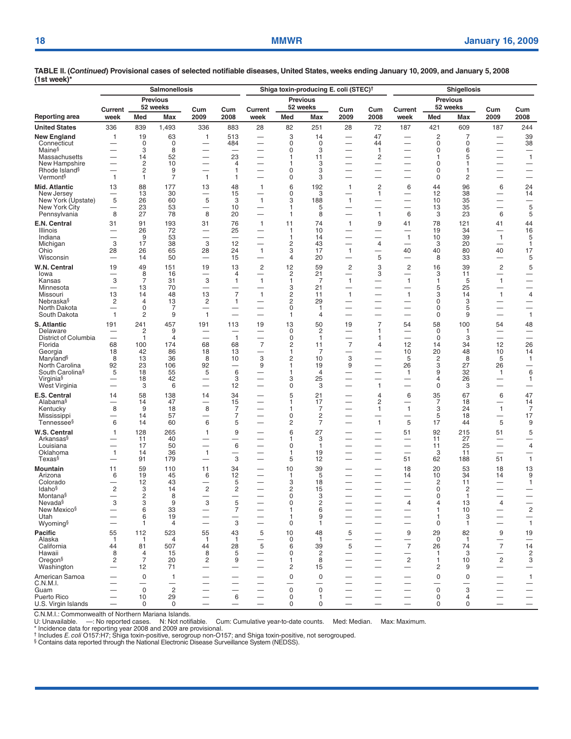**TABLE II. (*Continued*) Provisional cases of selected notifiable diseases, United States, weeks ending January 10, 2009, and January 5, 2008 (1st week)***

| Reporting area | Salmonellosis | | | | | Shiga toxin-producing E. coli (STEC)† | | | | | Shigellosis | | | | |
|---|---|---|---|---|---|---|---|---|---|---|---|---|---|---|---|
| | Current week | Previous 52 weeks Med | Previous 52 weeks Max | Cum 2009 | Cum 2008 | Current week | Previous 52 weeks Med | Previous 52 weeks Max | Cum 2009 | Cum 2008 | Current week | Previous 52 weeks Med | Previous 52 weeks Max | Cum 2009 | Cum 2008 |
| **United States** | 336 | 839 | 1,493 | 336 | 883 | 28 | 82 | 251 | 28 | 72 | 187 | 421 | 609 | 187 | 244 |
| **New England** | 1 | 19 | 63 | 1 | 513 | — | 3 | 14 | — | 47 | — | 2 | 7 | — | 39 |
| Connecticut | — | 0 | 0 | — | 484 | — | 0 | 0 | — | 44 | — | 0 | 0 | — | 38 |
| Maine§ | — | 3 | 8 | — | — | — | 0 | 3 | — | 1 | — | 0 | 6 | — | — |
| Massachusetts | — | 14 | 52 | — | 23 | — | 1 | 11 | — | 2 | — | 1 | 5 | — | 1 |
| New Hampshire | — | 2 | 10 | — | 4 | — | 1 | 3 | — | — | — | 0 | 1 | — | — |
| Rhode Island§ | — | 2 | 9 | — | 1 | — | 0 | 3 | — | — | — | 0 | 1 | — | — |
| Vermont§ | 1 | 1 | 7 | 1 | 1 | — | 0 | 3 | — | — | — | 0 | 2 | — | — |
| **Mid. Atlantic** | 13 | 88 | 177 | 13 | 48 | 1 | 6 | 192 | 1 | 2 | 6 | 44 | 96 | 6 | 24 |
| New Jersey | — | 13 | 30 | — | 15 | — | 0 | 3 | — | 1 | — | 12 | 38 | — | 14 |
| New York (Upstate) | 5 | 26 | 60 | 5 | 3 | 1 | 3 | 188 | 1 | — | — | 10 | 35 | — | — |
| New York City | — | 23 | 53 | — | 10 | — | 1 | 5 | — | — | — | 13 | 35 | — | 5 |
| Pennsylvania | 8 | 27 | 78 | 8 | 20 | — | 1 | 8 | — | 1 | 6 | 3 | 23 | 6 | 5 |
| **E.N. Central** | 31 | 91 | 193 | 31 | 76 | 1 | 11 | 74 | 1 | 9 | 41 | 78 | 121 | 41 | 44 |
| Illinois | — | 26 | 72 | — | 25 | — | 1 | 10 | — | — | — | 19 | 34 | — | 16 |
| Indiana | — | 9 | 53 | — | — | — | 1 | 14 | — | — | 1 | 10 | 39 | 1 | 5 |
| Michigan | 3 | 17 | 38 | 3 | 12 | — | 2 | 43 | — | 4 | — | 3 | 20 | — | 1 |
| Ohio | 28 | 26 | 65 | 28 | 24 | 1 | 3 | 17 | 1 | — | 40 | 40 | 80 | 40 | 17 |
| Wisconsin | — | 14 | 50 | — | 15 | — | 4 | 20 | — | 5 | — | 8 | 33 | — | 5 |
| **W.N. Central** | 19 | 49 | 151 | 19 | 13 | 2 | 12 | 59 | 2 | 3 | 2 | 16 | 39 | 2 | 5 |
| Iowa | — | 8 | 16 | — | 4 | — | 2 | 21 | — | 3 | — | 3 | 11 | — | — |
| Kansas | 3 | 7 | 31 | 3 | 1 | 1 | 1 | 7 | 1 | — | 1 | 1 | 5 | 1 | — |
| Minnesota | — | 13 | 70 | — | — | — | 3 | 21 | — | — | — | 5 | 25 | — | — |
| Missouri | 13 | 14 | 48 | 13 | 7 | 1 | 2 | 11 | 1 | — | 1 | 3 | 14 | 1 | 4 |
| Nebraska§ | 2 | 4 | 13 | 2 | 1 | — | 2 | 29 | — | — | — | 0 | 3 | — | — |
| North Dakota | — | 0 | 7 | — | — | — | 0 | 1 | — | — | — | 0 | 5 | — | — |
| South Dakota | 1 | 2 | 9 | 1 | — | — | 1 | 4 | — | — | — | 0 | 9 | — | 1 |
| **S. Atlantic** | 191 | 241 | 457 | 191 | 113 | 19 | 13 | 50 | 19 | 7 | 54 | 58 | 100 | 54 | 48 |
| Delaware | — | 2 | 9 | — | — | — | 0 | 2 | — | 1 | — | 0 | 1 | — | — |
| District of Columbia | — | 1 | 4 | — | 1 | — | 0 | 1 | — | 1 | — | 0 | 3 | — | — |
| Florida | 68 | 100 | 174 | 68 | 68 | 7 | 2 | 11 | 7 | 4 | 12 | 14 | 34 | 12 | 26 |
| Georgia | 18 | 42 | 86 | 18 | 13 | — | 1 | 7 | — | — | 10 | 20 | 48 | 10 | 14 |
| Maryland§ | 8 | 13 | 36 | 8 | 10 | 3 | 2 | 10 | 3 | — | 5 | 2 | 8 | 5 | 1 |
| North Carolina | 92 | 23 | 106 | 92 | — | 9 | 1 | 19 | 9 | — | 26 | 3 | 27 | 26 | — |
| South Carolina§ | 5 | 18 | 55 | 5 | 6 | — | 1 | 4 | — | — | 1 | 9 | 32 | 1 | 6 |
| Virginia§ | — | 18 | 42 | — | 3 | — | 3 | 25 | — | — | — | 4 | 26 | — | 1 |
| West Virginia | — | 3 | 6 | — | 12 | — | 0 | 3 | — | 1 | — | 0 | 3 | — | — |
| **E.S. Central** | 14 | 58 | 138 | 14 | 34 | — | 5 | 21 | — | 4 | 6 | 35 | 67 | 6 | 47 |
| Alabama§ | — | 14 | 47 | — | 15 | — | 1 | 17 | — | 2 | — | 7 | 18 | — | 14 |
| Kentucky | 8 | 9 | 18 | 8 | 7 | — | 1 | 7 | — | 1 | 1 | 3 | 24 | 1 | 7 |
| Mississippi | — | 14 | 57 | — | 7 | — | 0 | 2 | — | — | — | 5 | 18 | — | 17 |
| Tennessee§ | 6 | 14 | 60 | 6 | 5 | — | 2 | 7 | — | 1 | 5 | 17 | 44 | 5 | 9 |
| **W.S. Central** | 1 | 128 | 265 | 1 | 9 | — | 6 | 27 | — | — | 51 | 92 | 215 | 51 | 5 |
| Arkansas§ | — | 11 | 40 | — | — | — | 1 | 3 | — | — | — | 11 | 27 | — | — |
| Louisiana | — | 17 | 50 | — | 6 | — | 0 | 1 | — | — | — | 11 | 25 | — | 4 |
| Oklahoma | 1 | 14 | 36 | 1 | — | — | 1 | 19 | — | — | — | 3 | 11 | — | — |
| Texas§ | — | 91 | 179 | — | 3 | — | 5 | 12 | — | — | 51 | 62 | 188 | 51 | 1 |
| **Mountain** | 11 | 59 | 110 | 11 | 34 | — | 10 | 39 | — | — | 18 | 20 | 53 | 18 | 13 |
| Arizona | 6 | 19 | 45 | 6 | 12 | — | 1 | 5 | — | — | 14 | 10 | 34 | 14 | 9 |
| Colorado | — | 12 | 43 | — | 5 | — | 3 | 18 | — | — | — | 2 | 11 | — | 1 |
| Idaho§ | 2 | 3 | 14 | 2 | 2 | — | 2 | 15 | — | — | — | 0 | 2 | — | — |
| Montana§ | — | 2 | 8 | — | — | — | 0 | 3 | — | — | — | 0 | 1 | — | — |
| Nevada§ | 3 | 3 | 9 | 3 | 5 | — | 0 | 2 | — | — | 4 | 4 | 13 | 4 | — |
| New Mexico§ | — | 6 | 33 | — | 7 | — | 1 | 6 | — | — | — | 1 | 10 | — | 2 |
| Utah | — | 6 | 19 | — | — | — | 1 | 9 | — | — | — | 1 | 3 | — | — |
| Wyoming§ | — | 1 | 4 | — | 3 | — | 0 | 1 | — | — | — | 0 | 1 | — | 1 |
| **Pacific** | 55 | 112 | 523 | 55 | 43 | 5 | 10 | 48 | 5 | — | 9 | 29 | 82 | 9 | 19 |
| Alaska | 1 | 1 | 4 | 1 | 1 | — | 0 | 1 | — | — | — | 0 | 1 | — | — |
| California | 44 | 81 | 507 | 44 | 28 | 5 | 6 | 39 | 5 | — | 7 | 26 | 74 | 7 | 14 |
| Hawaii | 8 | 4 | 15 | 8 | 5 | — | 0 | 2 | — | — | — | 1 | 3 | — | 2 |
| Oregon§ | 2 | 7 | 20 | 2 | 9 | — | 1 | 8 | — | — | 2 | 1 | 10 | 2 | 3 |
| Washington | — | 12 | 71 | — | — | — | 2 | 15 | — | — | — | 2 | 9 | — | — |
| American Samoa | — | 0 | 1 | — | — | — | 0 | 0 | — | — | — | 0 | 0 | — | 1 |
| C.N.M.I. | — | — | — | — | — | — | — | — | — | — | — | — | — | — | — |
| Guam | — | 0 | 2 | — | — | — | 0 | 0 | — | — | — | 0 | 3 | — | — |
| Puerto Rico | — | 10 | 29 | — | 6 | — | 0 | 1 | — | — | — | 0 | 4 | — | — |
| U.S. Virgin Islands | — | 0 | 0 | — | — | — | 0 | 0 | — | — | — | 0 | 0 | — | — |

C.N.M.I.: Commonwealth of Northern Mariana Islands.
U: Unavailable. —: No reported cases. N: Not notifiable. Cum: Cumulative year-to-date counts. Med: Median. Max: Maximum.
* Incidence data for reporting year 2008 and 2009 are provisional.
† Includes *E. coli* O157:H7; Shiga toxin-positive, serogroup non-O157; and Shiga toxin-positive, not serogrouped.
§ Contains data reported through the National Electronic Disease Surveillance System (NEDSS).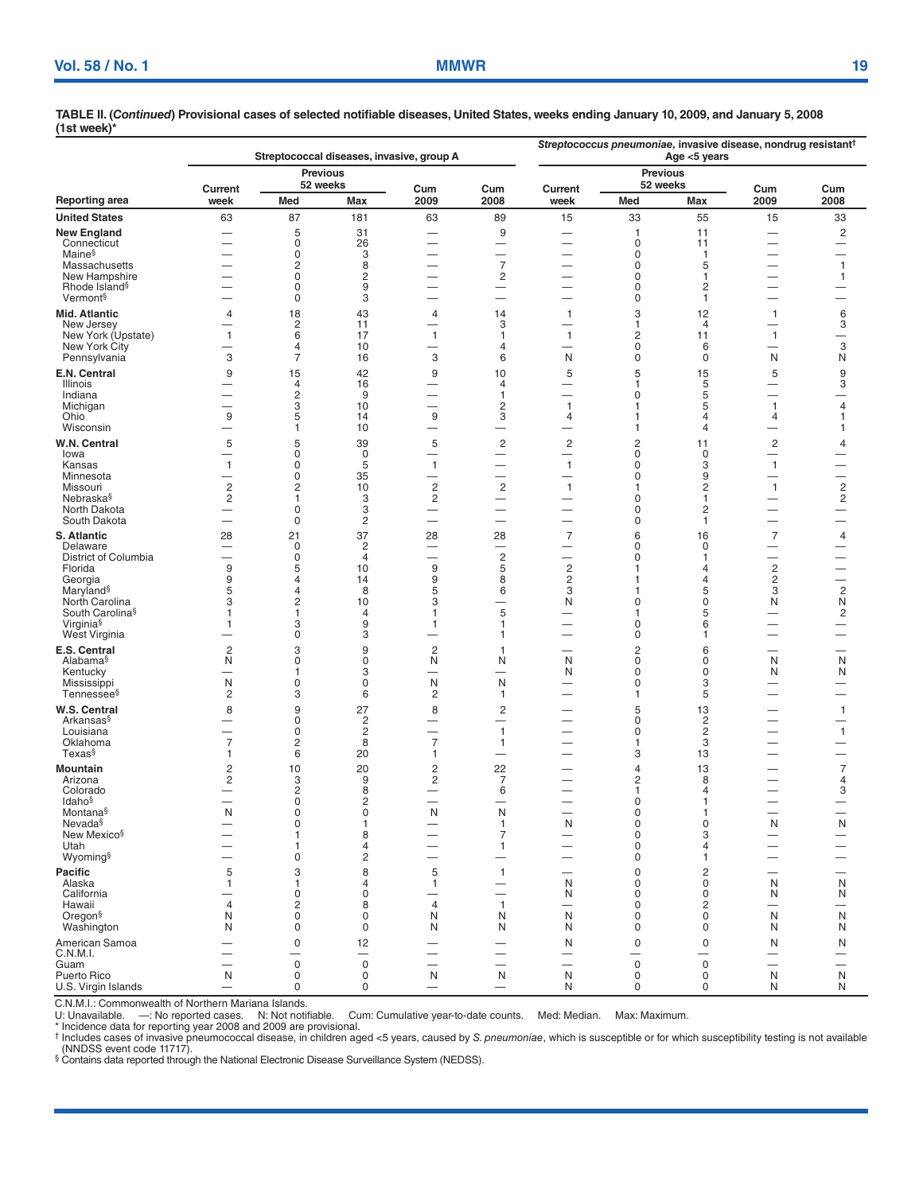**TABLE II. (*Continued*) Provisional cases of selected notifiable diseases, United States, weeks ending January 10, 2009, and January 5, 2008 (1st week)***

| Reporting area | Streptococcal diseases, invasive, group A | | | | | *Streptococcus pneumoniae*, invasive disease, nondrug resistant† Age <5 years | | | | |
|---|---|---|---|---|---|---|---|---|---|---|
| | Current week | Previous 52 weeks Med | Previous 52 weeks Max | Cum 2009 | Cum 2008 | Current week | Previous 52 weeks Med | Previous 52 weeks Max | Cum 2009 | Cum 2008 |
| **United States** | 63 | 87 | 181 | 63 | 89 | 15 | 33 | 55 | 15 | 33 |
| **New England** | — | 5 | 31 | — | 9 | — | 1 | 11 | — | 2 |
| Connecticut | — | 0 | 26 | — | — | — | 0 | 11 | — | — |
| Maine§ | — | 0 | 3 | — | — | — | 0 | 1 | — | — |
| Massachusetts | — | 2 | 8 | — | 7 | — | 0 | 5 | — | 1 |
| New Hampshire | — | 0 | 2 | — | 2 | — | 0 | 1 | — | 1 |
| Rhode Island§ | — | 0 | 9 | — | — | — | 0 | 2 | — | — |
| Vermont§ | — | 0 | 3 | — | — | — | 0 | 1 | — | — |
| **Mid. Atlantic** | 4 | 18 | 43 | 4 | 14 | 1 | 3 | 12 | 1 | 6 |
| New Jersey | — | 2 | 11 | — | 3 | — | 1 | 4 | — | 3 |
| New York (Upstate) | 1 | 6 | 17 | 1 | 1 | 1 | 2 | 11 | 1 | — |
| New York City | — | 4 | 10 | — | 4 | — | 0 | 6 | — | 3 |
| Pennsylvania | 3 | 7 | 16 | 3 | 6 | N | 0 | 0 | N | N |
| **E.N. Central** | 9 | 15 | 42 | 9 | 10 | 5 | 5 | 15 | 5 | 9 |
| Illinois | — | 4 | 16 | — | 4 | — | 1 | 5 | — | 3 |
| Indiana | — | 2 | 9 | — | 1 | — | 0 | 5 | — | — |
| Michigan | — | 3 | 10 | — | 2 | 1 | 1 | 5 | 1 | 4 |
| Ohio | 9 | 5 | 14 | 9 | 3 | 4 | 1 | 4 | 4 | 1 |
| Wisconsin | — | 1 | 10 | — | — | — | 1 | 4 | — | 1 |
| **W.N. Central** | 5 | 5 | 39 | 5 | 2 | 2 | 2 | 11 | 2 | 4 |
| Iowa | — | 0 | 0 | — | — | — | 0 | 0 | — | — |
| Kansas | 1 | 0 | 5 | 1 | — | 1 | 0 | 3 | 1 | — |
| Minnesota | — | 0 | 35 | — | — | — | 0 | 9 | — | — |
| Missouri | 2 | 2 | 10 | 2 | 2 | 1 | 1 | 2 | 1 | 2 |
| Nebraska§ | 2 | 1 | 3 | 2 | — | — | 0 | 1 | — | 2 |
| North Dakota | — | 0 | 3 | — | — | — | 0 | 2 | — | — |
| South Dakota | — | 0 | 2 | — | — | — | 0 | 1 | — | — |
| **S. Atlantic** | 28 | 21 | 37 | 28 | 28 | 7 | 6 | 16 | 7 | 4 |
| Delaware | — | 0 | 2 | — | — | — | 0 | 0 | — | — |
| District of Columbia | — | 0 | 4 | — | 2 | — | 0 | 1 | — | — |
| Florida | 9 | 5 | 10 | 9 | 5 | 2 | 1 | 4 | 2 | — |
| Georgia | 9 | 4 | 14 | 9 | 8 | 2 | 1 | 4 | 2 | — |
| Maryland§ | 5 | 4 | 8 | 5 | 6 | 3 | 1 | 5 | 3 | 2 |
| North Carolina | 3 | 2 | 10 | 3 | — | N | 0 | 0 | N | N |
| South Carolina§ | 1 | 1 | 4 | 1 | 5 | — | 1 | 5 | — | 2 |
| Virginia§ | 1 | 3 | 9 | 1 | 1 | — | 0 | 6 | — | — |
| West Virginia | — | 0 | 3 | — | 1 | — | 0 | 1 | — | — |
| **E.S. Central** | 2 | 3 | 9 | 2 | 1 | — | 2 | 6 | — | — |
| Alabama§ | N | 0 | 0 | N | N | N | 0 | 0 | N | N |
| Kentucky | — | 1 | 3 | — | — | N | 0 | 0 | N | N |
| Mississippi | N | 0 | 0 | N | N | — | 0 | 3 | — | — |
| Tennessee§ | 2 | 3 | 6 | 2 | 1 | — | 1 | 5 | — | — |
| **W.S. Central** | 8 | 9 | 27 | 8 | 2 | — | 5 | 13 | — | 1 |
| Arkansas§ | — | 0 | 2 | — | — | — | 0 | 2 | — | — |
| Louisiana | — | 0 | 2 | — | 1 | — | 0 | 2 | — | 1 |
| Oklahoma | 7 | 2 | 8 | 7 | 1 | — | 1 | 3 | — | — |
| Texas§ | 1 | 6 | 20 | 1 | — | — | 3 | 13 | — | — |
| **Mountain** | 2 | 10 | 20 | 2 | 22 | — | 4 | 13 | — | 7 |
| Arizona | 2 | 3 | 9 | 2 | 7 | — | 2 | 8 | — | 4 |
| Colorado | — | 2 | 8 | — | 6 | — | 1 | 4 | — | 3 |
| Idaho§ | — | 0 | 2 | — | — | — | 0 | 1 | — | — |
| Montana§ | N | 0 | 0 | N | N | — | 0 | 1 | — | — |
| Nevada§ | — | 0 | 1 | — | 1 | N | 0 | 0 | N | N |
| New Mexico§ | — | 1 | 8 | — | 7 | — | 0 | 3 | — | — |
| Utah | — | 1 | 4 | — | 1 | — | 0 | 4 | — | — |
| Wyoming§ | — | 0 | 2 | — | — | — | 0 | 1 | — | — |
| **Pacific** | 5 | 3 | 8 | 5 | 1 | — | 0 | 2 | — | — |
| Alaska | 1 | 1 | 4 | 1 | — | N | 0 | 0 | N | N |
| California | — | 0 | 0 | — | — | N | 0 | 0 | N | N |
| Hawaii | 4 | 2 | 8 | 4 | 1 | — | 0 | 2 | — | — |
| Oregon§ | N | 0 | 0 | N | N | N | 0 | 0 | N | N |
| Washington | N | 0 | 0 | N | N | N | 0 | 0 | N | N |
| American Samoa | — | 0 | 12 | — | — | N | 0 | 0 | N | N |
| C.N.M.I. | — | — | — | — | — | — | — | — | — | — |
| Guam | — | 0 | 0 | — | — | — | 0 | 0 | — | — |
| Puerto Rico | N | 0 | 0 | N | N | N | 0 | 0 | N | N |
| U.S. Virgin Islands | — | 0 | 0 | — | — | N | 0 | 0 | N | N |

C.N.M.I.: Commonwealth of Northern Mariana Islands.
U: Unavailable. —: No reported cases. N: Not notifiable. Cum: Cumulative year-to-date counts. Med: Median. Max: Maximum.
\* Incidence data for reporting year 2008 and 2009 are provisional.
† Includes cases of invasive pneumococcal disease, in children aged <5 years, caused by *S. pneumoniae*, which is susceptible or for which susceptibility testing is not available (NNDSS event code 11717).
§ Contains data reported through the National Electronic Disease Surveillance System (NEDSS).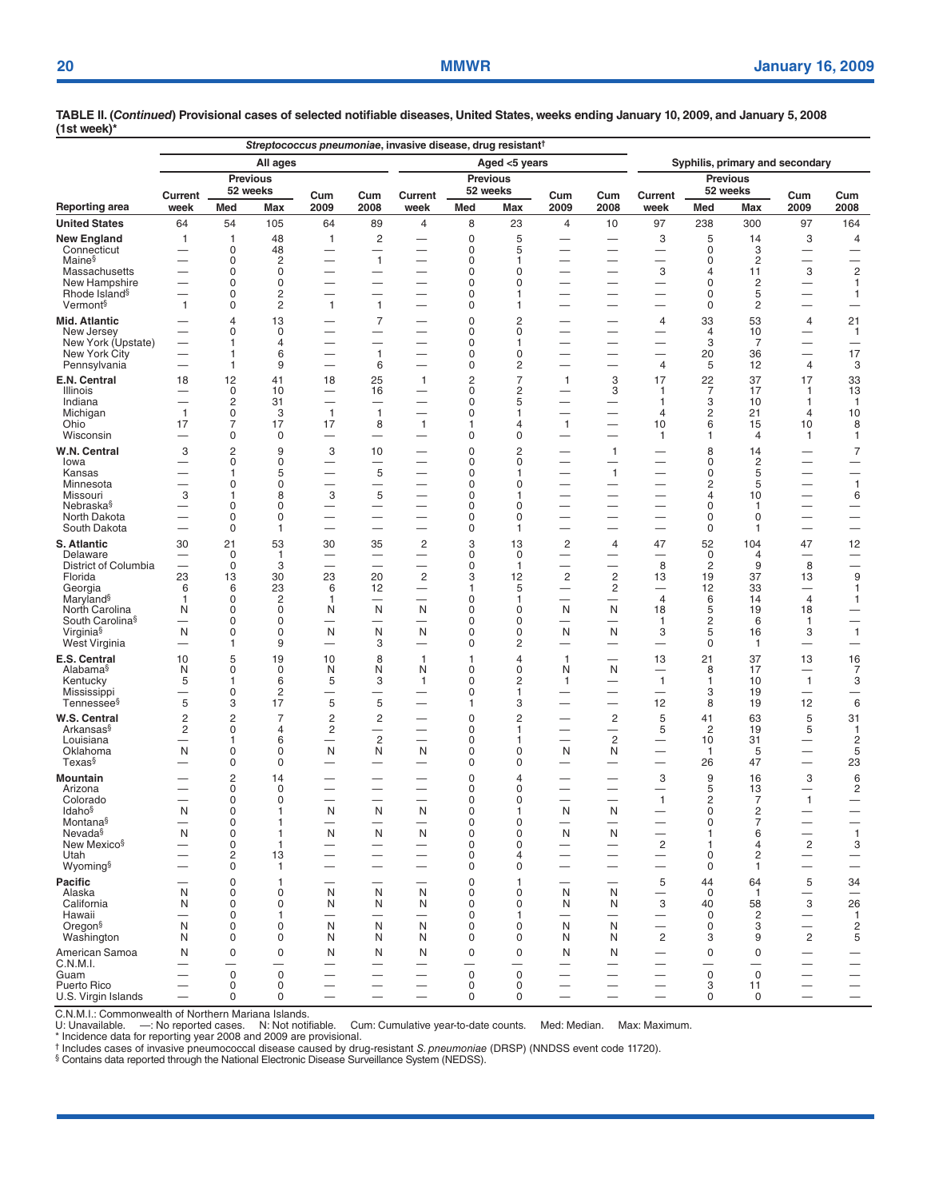**TABLE II. (*Continued*) Provisional cases of selected notifiable diseases, United States, weeks ending January 10, 2009, and January 5, 2008 (1st week)***

| Reporting area | *Streptococcus pneumoniae*, invasive disease, drug resistant† All ages | | | | | Aged <5 years | | | | | Syphilis, primary and secondary | | | | |
|---|---|---|---|---|---|---|---|---|---|---|---|---|---|---|---|
| | Current week | Previous 52 weeks Med | Previous 52 weeks Max | Cum 2009 | Cum 2008 | Current week | Previous 52 weeks Med | Previous 52 weeks Max | Cum 2009 | Cum 2008 | Current week | Previous 52 weeks Med | Previous 52 weeks Max | Cum 2009 | Cum 2008 |
| **United States** | 64 | 54 | 105 | 64 | 89 | 4 | 8 | 23 | 4 | 10 | 97 | 238 | 300 | 97 | 164 |
| **New England** | 1 | 1 | 48 | 1 | 2 | — | 0 | 5 | — | — | 3 | 5 | 14 | 3 | 4 |
| Connecticut | — | 0 | 48 | — | — | — | 0 | 5 | — | — | — | 0 | 3 | — | — |
| Maine§ | — | 0 | 2 | — | 1 | — | 0 | 1 | — | — | — | 0 | 2 | — | — |
| Massachusetts | — | 0 | 0 | — | — | — | 0 | 0 | — | — | 3 | 4 | 11 | 3 | 2 |
| New Hampshire | — | 0 | 0 | — | — | — | 0 | 0 | — | — | — | 0 | 2 | — | 1 |
| Rhode Island§ | — | 0 | 2 | — | — | — | 0 | 1 | — | — | — | 0 | 5 | — | 1 |
| Vermont§ | 1 | 0 | 2 | 1 | 1 | — | 0 | 1 | — | — | — | 0 | 2 | — | — |
| **Mid. Atlantic** | — | 4 | 13 | — | 7 | — | 0 | 2 | — | — | 4 | 33 | 53 | 4 | 21 |
| New Jersey | — | 0 | 0 | — | — | — | 0 | 0 | — | — | — | 4 | 10 | — | 1 |
| New York (Upstate) | — | 1 | 4 | — | — | — | 0 | 1 | — | — | — | 3 | 7 | — | — |
| New York City | — | 1 | 6 | — | 1 | — | 0 | 0 | — | — | — | 20 | 36 | — | 17 |
| Pennsylvania | — | 1 | 9 | — | 6 | — | 0 | 2 | — | — | 4 | 5 | 12 | 4 | 3 |
| **E.N. Central** | 18 | 12 | 41 | 18 | 25 | 1 | 2 | 7 | 1 | 3 | 17 | 22 | 37 | 17 | 33 |
| Illinois | — | 0 | 10 | — | 16 | — | 0 | 2 | — | 3 | 1 | 7 | 17 | 1 | 13 |
| Indiana | — | 2 | 31 | — | — | — | 0 | 5 | — | — | 1 | 3 | 10 | 1 | 1 |
| Michigan | 1 | 0 | 3 | 1 | 1 | — | 0 | 1 | — | — | 4 | 2 | 21 | 4 | 10 |
| Ohio | 17 | 7 | 17 | 17 | 8 | 1 | 1 | 4 | 1 | — | 10 | 6 | 15 | 10 | 8 |
| Wisconsin | — | 0 | 0 | — | — | — | 0 | 0 | — | — | 1 | 1 | 4 | 1 | 1 |
| **W.N. Central** | 3 | 2 | 9 | 3 | 10 | — | 0 | 2 | — | 1 | — | 8 | 14 | — | 7 |
| Iowa | — | 0 | 0 | — | — | — | 0 | 0 | — | — | — | 0 | 2 | — | — |
| Kansas | — | 1 | 5 | — | 5 | — | 0 | 1 | — | 1 | — | 0 | 5 | — | — |
| Minnesota | — | 0 | 0 | — | — | — | 0 | 0 | — | — | — | 2 | 5 | — | 1 |
| Missouri | 3 | 1 | 8 | 3 | 5 | — | 0 | 1 | — | — | — | 4 | 10 | — | 6 |
| Nebraska§ | — | 0 | 0 | — | — | — | 0 | 0 | — | — | — | 0 | 1 | — | — |
| North Dakota | — | 0 | 0 | — | — | — | 0 | 0 | — | — | — | 0 | 0 | — | — |
| South Dakota | — | 0 | 1 | — | — | — | 0 | 1 | — | — | — | 0 | 1 | — | — |
| **S. Atlantic** | 30 | 21 | 53 | 30 | 35 | 2 | 3 | 13 | 2 | 4 | 47 | 52 | 104 | 47 | 12 |
| Delaware | — | 0 | 1 | — | — | — | 0 | 0 | — | — | — | 0 | 4 | — | — |
| District of Columbia | — | 0 | 3 | — | — | — | 0 | 1 | — | — | 8 | 2 | 9 | 8 | — |
| Florida | 23 | 13 | 30 | 23 | 20 | 2 | 3 | 12 | 2 | 2 | 13 | 19 | 37 | 13 | 9 |
| Georgia | 6 | 6 | 23 | 6 | 12 | — | 1 | 5 | — | 2 | — | 12 | 33 | — | 1 |
| Maryland§ | 1 | 0 | 2 | 1 | — | — | 0 | 1 | — | — | 4 | 6 | 14 | 4 | 1 |
| North Carolina | N | 0 | 0 | N | N | N | 0 | 0 | N | N | 18 | 5 | 19 | 18 | — |
| South Carolina§ | — | 0 | 0 | — | — | — | 0 | 0 | — | — | 1 | 2 | 6 | 1 | — |
| Virginia§ | N | 0 | 0 | N | N | N | 0 | 0 | N | N | 3 | 5 | 16 | 3 | 1 |
| West Virginia | — | 1 | 9 | — | 3 | — | 0 | 2 | — | — | — | 0 | 1 | — | — |
| **E.S. Central** | 10 | 5 | 19 | 10 | 8 | 1 | 1 | 4 | 1 | — | 13 | 21 | 37 | 13 | 16 |
| Alabama§ | N | 0 | 0 | N | N | N | 0 | 0 | N | N | — | 8 | 17 | — | 7 |
| Kentucky | 5 | 1 | 6 | 5 | 3 | 1 | 0 | 2 | 1 | — | 1 | 1 | 10 | 1 | 3 |
| Mississippi | — | 0 | 2 | — | — | — | 0 | 1 | — | — | — | 3 | 19 | — | — |
| Tennessee§ | 5 | 3 | 17 | 5 | 5 | — | 1 | 3 | — | — | 12 | 8 | 19 | 12 | 6 |
| **W.S. Central** | 2 | 2 | 7 | 2 | 2 | — | 0 | 2 | — | 2 | 5 | 41 | 63 | 5 | 31 |
| Arkansas§ | 2 | 0 | 4 | 2 | — | — | 0 | 1 | — | — | 5 | 2 | 19 | 5 | 1 |
| Louisiana | — | 1 | 6 | — | 2 | — | 0 | 1 | — | 2 | — | 10 | 31 | — | 2 |
| Oklahoma | N | 0 | 0 | N | N | N | 0 | 0 | N | N | — | 1 | 5 | — | 5 |
| Texas§ | — | 0 | 0 | — | — | — | 0 | 0 | — | — | — | 26 | 47 | — | 23 |
| **Mountain** | — | 2 | 14 | — | — | — | 0 | 4 | — | — | 3 | 9 | 16 | 3 | 6 |
| Arizona | — | 0 | 0 | — | — | — | 0 | 0 | — | — | — | 5 | 13 | — | 2 |
| Colorado | — | 0 | 0 | — | — | — | 0 | 0 | — | — | 1 | 2 | 7 | 1 | — |
| Idaho§ | N | 0 | 1 | N | N | N | 0 | 1 | N | N | — | 0 | 2 | — | — |
| Montana§ | — | 0 | 1 | — | — | — | 0 | 0 | — | — | — | 0 | 7 | — | — |
| Nevada§ | N | 0 | 1 | N | N | N | 0 | 0 | N | N | — | 1 | 6 | — | 1 |
| New Mexico§ | — | 0 | 1 | — | — | — | 0 | 0 | — | — | 2 | 1 | 4 | 2 | 3 |
| Utah | — | 2 | 13 | — | — | — | 0 | 4 | — | — | — | 0 | 2 | — | — |
| Wyoming§ | — | 0 | 1 | — | — | — | 0 | 0 | — | — | — | 0 | 1 | — | — |
| **Pacific** | — | 0 | 1 | — | — | — | 0 | 1 | — | — | 5 | 44 | 64 | 5 | 34 |
| Alaska | N | 0 | 0 | N | N | N | 0 | 0 | N | N | — | 0 | 1 | — | — |
| California | N | 0 | 0 | N | N | N | 0 | 0 | N | N | 3 | 40 | 58 | 3 | 26 |
| Hawaii | — | 0 | 1 | — | — | — | 0 | 1 | — | — | — | 0 | 2 | — | 1 |
| Oregon§ | N | 0 | 0 | N | N | N | 0 | 0 | N | N | — | 0 | 3 | — | 2 |
| Washington | N | 0 | 0 | N | N | N | 0 | 0 | N | N | 2 | 3 | 9 | 2 | 5 |
| American Samoa | N | 0 | 0 | N | N | N | 0 | 0 | N | N | — | 0 | 0 | — | — |
| C.N.M.I. | — | — | — | — | — | — | — | — | — | — | — | — | — | — | — |
| Guam | — | 0 | 0 | — | — | — | 0 | 0 | — | — | — | 0 | 0 | — | — |
| Puerto Rico | — | 0 | 0 | — | — | — | 0 | 0 | — | — | — | 3 | 11 | — | — |
| U.S. Virgin Islands | — | 0 | 0 | — | — | — | 0 | 0 | — | — | — | 0 | 0 | — | — |

C.N.M.I.: Commonwealth of Northern Mariana Islands.
U: Unavailable. —: No reported cases. N: Not notifiable. Cum: Cumulative year-to-date counts. Med: Median. Max: Maximum.
\* Incidence data for reporting year 2008 and 2009 are provisional.
† Includes cases of invasive pneumococcal disease caused by drug-resistant *S. pneumoniae* (DRSP) (NNDSS event code 11720).
§ Contains data reported through the National Electronic Disease Surveillance System (NEDSS).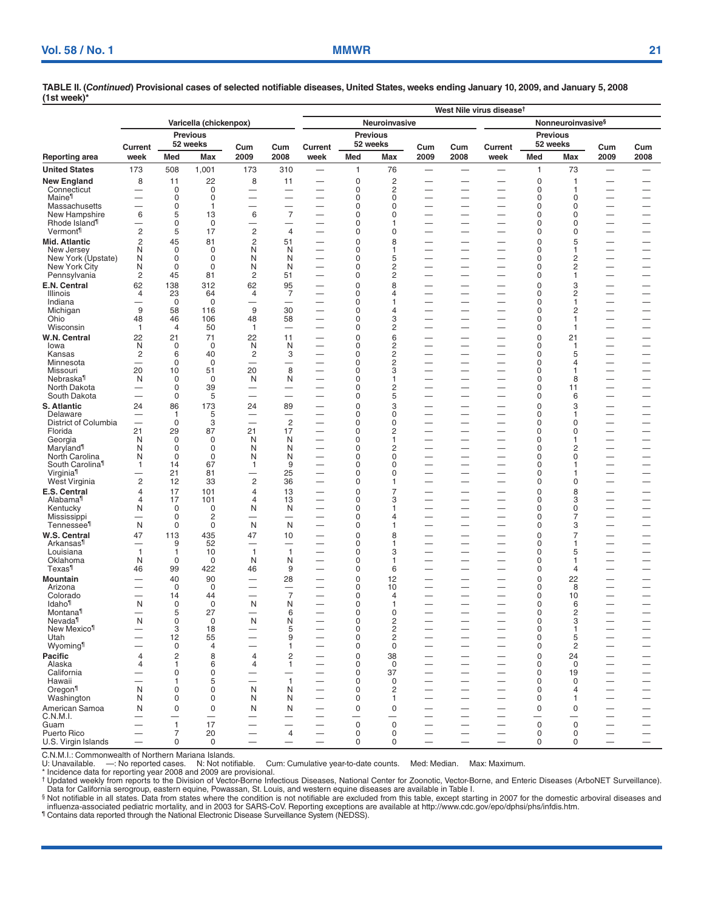**TABLE II. (*Continued*) Provisional cases of selected notifiable diseases, United States, weeks ending January 10, 2009, and January 5, 2008 (1st week)***

| | Varicella (chickenpox) | | | | | West Nile virus disease† | | | | | | | | | |
|---|---|---|---|---|---|---|---|---|---|---|---|---|---|---|---|
| | | | | | | Neuroinvasive | | | | | Nonneuroinvasive§ | | | | |
| | Current | Previous 52 weeks | | Cum | Cum | Current | Previous 52 weeks | | Cum | Cum | Current | Previous 52 weeks | | Cum | Cum |
| Reporting area | week | Med | Max | 2009 | 2008 | week | Med | Max | 2009 | 2008 | week | Med | Max | 2009 | 2008 |
| **United States** | 173 | 508 | 1,001 | 173 | 310 | — | 1 | 76 | — | — | — | 1 | 73 | — | — |
| **New England** | 8 | 11 | 22 | 8 | 11 | — | 0 | 2 | — | — | — | 0 | 1 | — | — |
| Connecticut | — | 0 | 0 | — | — | — | 0 | 2 | — | — | — | 0 | 1 | — | — |
| Maine¶ | — | 0 | 0 | — | — | — | 0 | 0 | — | — | — | 0 | 0 | — | — |
| Massachusetts | — | 0 | 1 | — | — | — | 0 | 0 | — | — | — | 0 | 0 | — | — |
| New Hampshire | 6 | 5 | 13 | 6 | 7 | — | 0 | 0 | — | — | — | 0 | 0 | — | — |
| Rhode Island¶ | — | 0 | 0 | — | — | — | 0 | 1 | — | — | — | 0 | 0 | — | — |
| Vermont¶ | 2 | 5 | 17 | 2 | 4 | — | 0 | 0 | — | — | — | 0 | 0 | — | — |
| **Mid. Atlantic** | 2 | 45 | 81 | 2 | 51 | — | 0 | 8 | — | — | — | 0 | 5 | — | — |
| New Jersey | N | 0 | 0 | N | N | — | 0 | 1 | — | — | — | 0 | 1 | — | — |
| New York (Upstate) | N | 0 | 0 | N | N | — | 0 | 5 | — | — | — | 0 | 2 | — | — |
| New York City | N | 0 | 0 | N | N | — | 0 | 2 | — | — | — | 0 | 2 | — | — |
| Pennsylvania | 2 | 45 | 81 | 2 | 51 | — | 0 | 2 | — | — | — | 0 | 1 | — | — |
| **E.N. Central** | 62 | 138 | 312 | 62 | 95 | — | 0 | 8 | — | — | — | 0 | 3 | — | — |
| Illinois | 4 | 23 | 64 | 4 | 7 | — | 0 | 4 | — | — | — | 0 | 2 | — | — |
| Indiana | — | 0 | 0 | — | — | — | 0 | 1 | — | — | — | 0 | 1 | — | — |
| Michigan | 9 | 58 | 116 | 9 | 30 | — | 0 | 4 | — | — | — | 0 | 2 | — | — |
| Ohio | 48 | 46 | 106 | 48 | 58 | — | 0 | 3 | — | — | — | 0 | 1 | — | — |
| Wisconsin | 1 | 4 | 50 | 1 | — | — | 0 | 2 | — | — | — | 0 | 1 | — | — |
| **W.N. Central** | 22 | 21 | 71 | 22 | 11 | — | 0 | 6 | — | — | — | 0 | 21 | — | — |
| Iowa | N | 0 | 0 | N | N | — | 0 | 2 | — | — | — | 0 | 1 | — | — |
| Kansas | 2 | 6 | 40 | 2 | 3 | — | 0 | 2 | — | — | — | 0 | 5 | — | — |
| Minnesota | — | 0 | 0 | — | — | — | 0 | 2 | — | — | — | 0 | 4 | — | — |
| Missouri | 20 | 10 | 51 | 20 | 8 | — | 0 | 3 | — | — | — | 0 | 1 | — | — |
| Nebraska¶ | N | 0 | 0 | N | N | — | 0 | 1 | — | — | — | 0 | 8 | — | — |
| North Dakota | — | 0 | 39 | — | — | — | 0 | 2 | — | — | — | 0 | 11 | — | — |
| South Dakota | — | 0 | 5 | — | — | — | 0 | 5 | — | — | — | 0 | 6 | — | — |
| **S. Atlantic** | 24 | 86 | 173 | 24 | 89 | — | 0 | 3 | — | — | — | 0 | 3 | — | — |
| Delaware | — | 1 | 5 | — | — | — | 0 | 0 | — | — | — | 0 | 1 | — | — |
| District of Columbia | — | 0 | 3 | — | 2 | — | 0 | 0 | — | — | — | 0 | 0 | — | — |
| Florida | 21 | 29 | 87 | 21 | 17 | — | 0 | 2 | — | — | — | 0 | 0 | — | — |
| Georgia | N | 0 | 0 | N | N | — | 0 | 1 | — | — | — | 0 | 1 | — | — |
| Maryland¶ | N | 0 | 0 | N | N | — | 0 | 2 | — | — | — | 0 | 2 | — | — |
| North Carolina | N | 0 | 0 | N | N | — | 0 | 0 | — | — | — | 0 | 0 | — | — |
| South Carolina¶ | 1 | 14 | 67 | 1 | 9 | — | 0 | 0 | — | — | — | 0 | 1 | — | — |
| Virginia¶ | — | 21 | 81 | — | 25 | — | 0 | 0 | — | — | — | 0 | 1 | — | — |
| West Virginia | 2 | 12 | 33 | 2 | 36 | — | 0 | 1 | — | — | — | 0 | 0 | — | — |
| **E.S. Central** | 4 | 17 | 101 | 4 | 13 | — | 0 | 7 | — | — | — | 0 | 8 | — | — |
| Alabama¶ | 4 | 17 | 101 | 4 | 13 | — | 0 | 3 | — | — | — | 0 | 3 | — | — |
| Kentucky | N | 0 | 0 | N | N | — | 0 | 1 | — | — | — | 0 | 0 | — | — |
| Mississippi | — | 0 | 2 | — | — | — | 0 | 4 | — | — | — | 0 | 7 | — | — |
| Tennessee¶ | N | 0 | 0 | N | N | — | 0 | 1 | — | — | — | 0 | 3 | — | — |
| **W.S. Central** | 47 | 113 | 435 | 47 | 10 | — | 0 | 8 | — | — | — | 0 | 7 | — | — |
| Arkansas¶ | — | 9 | 52 | — | — | — | 0 | 1 | — | — | — | 0 | 1 | — | — |
| Louisiana | 1 | 1 | 10 | 1 | 1 | — | 0 | 3 | — | — | — | 0 | 5 | — | — |
| Oklahoma | N | 0 | 0 | N | N | — | 0 | 1 | — | — | — | 0 | 1 | — | — |
| Texas¶ | 46 | 99 | 422 | 46 | 9 | — | 0 | 6 | — | — | — | 0 | 4 | — | — |
| **Mountain** | — | 40 | 90 | — | 28 | — | 0 | 12 | — | — | — | 0 | 22 | — | — |
| Arizona | — | 0 | 0 | — | — | — | 0 | 10 | — | — | — | 0 | 8 | — | — |
| Colorado | — | 14 | 44 | — | 7 | — | 0 | 4 | — | — | — | 0 | 10 | — | — |
| Idaho¶ | N | 0 | 0 | N | N | — | 0 | 1 | — | — | — | 0 | 6 | — | — |
| Montana¶ | — | 5 | 27 | — | 6 | — | 0 | 0 | — | — | — | 0 | 2 | — | — |
| Nevada¶ | N | 0 | 0 | N | N | — | 0 | 2 | — | — | — | 0 | 3 | — | — |
| New Mexico¶ | — | 3 | 18 | — | 5 | — | 0 | 2 | — | — | — | 0 | 1 | — | — |
| Utah | — | 12 | 55 | — | 9 | — | 0 | 2 | — | — | — | 0 | 5 | — | — |
| Wyoming¶ | — | 0 | 4 | — | 1 | — | 0 | 0 | — | — | — | 0 | 2 | — | — |
| **Pacific** | 4 | 2 | 8 | 4 | 2 | — | 0 | 38 | — | — | — | 0 | 24 | — | — |
| Alaska | 4 | 1 | 6 | 4 | 1 | — | 0 | 0 | — | — | — | 0 | 0 | — | — |
| California | — | 0 | 0 | — | — | — | 0 | 37 | — | — | — | 0 | 19 | — | — |
| Hawaii | — | 1 | 5 | — | 1 | — | 0 | 0 | — | — | — | 0 | 0 | — | — |
| Oregon¶ | N | 0 | 0 | N | N | — | 0 | 2 | — | — | — | 0 | 4 | — | — |
| Washington | N | 0 | 0 | N | N | — | 0 | 1 | — | — | — | 0 | 1 | — | — |
| American Samoa | N | 0 | 0 | N | N | — | 0 | 0 | — | — | — | 0 | 0 | — | — |
| C.N.M.I. | — | — | — | — | — | — | — | — | — | — | — | — | — | — | — |
| Guam | — | 1 | 17 | — | — | — | 0 | 0 | — | — | — | 0 | 0 | — | — |
| Puerto Rico | — | 7 | 20 | — | 4 | — | 0 | 0 | — | — | — | 0 | 0 | — | — |
| U.S. Virgin Islands | — | 0 | 0 | — | — | — | 0 | 0 | — | — | — | 0 | 0 | — | — |

C.N.M.I.: Commonwealth of Northern Mariana Islands.
U: Unavailable. —: No reported cases. N: Not notifiable. Cum: Cumulative year-to-date counts. Med: Median. Max: Maximum.
\* Incidence data for reporting year 2008 and 2009 are provisional.
† Updated weekly from reports to the Division of Vector-Borne Infectious Diseases, National Center for Zoonotic, Vector-Borne, and Enteric Diseases (ArboNET Surveillance). Data for California serogroup, eastern equine, Powassan, St. Louis, and western equine diseases are available in Table I.
§ Not notifiable in all states. Data from states where the condition is not notifiable are excluded from this table, except starting in 2007 for the domestic arboviral diseases and influenza-associated pediatric mortality, and in 2003 for SARS-CoV. Reporting exceptions are available at http://www.cdc.gov/epo/dphsi/phs/infdis.htm.
¶ Contains data reported through the National Electronic Disease Surveillance System (NEDSS).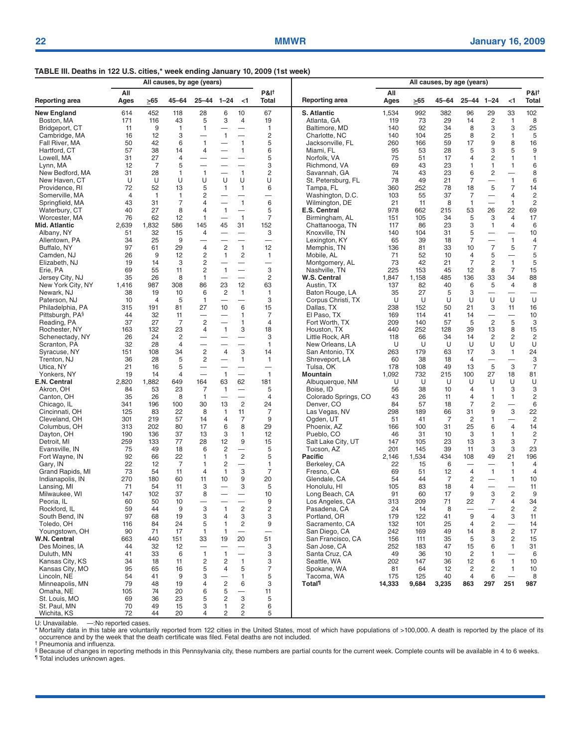**TABLE III. Deaths in 122 U.S. cities,* week ending January 10, 2009 (1st week)**

| Reporting area | All causes, by age (years) | | | | | | | P&I† |
|---|---|---|---|---|---|---|---|---|
| | All Ages | ≥65 | 45–64 | 25–44 | 1–24 | <1 | | Total |
| **New England** | 614 | 452 | 118 | 28 | 6 | 10 | | 67 |
| Boston, MA | 171 | 116 | 43 | 5 | 3 | 4 | | 19 |
| Bridgeport, CT | 11 | 9 | 1 | 1 | — | — | | 1 |
| Cambridge, MA | 16 | 12 | 3 | — | 1 | — | | 2 |
| Fall River, MA | 50 | 42 | 6 | 1 | — | 1 | | 5 |
| Hartford, CT | 57 | 38 | 14 | 4 | — | 1 | | 6 |
| Lowell, MA | 31 | 27 | 4 | — | — | — | | 5 |
| Lynn, MA | 12 | 7 | 5 | — | — | — | | 3 |
| New Bedford, MA | 31 | 28 | 1 | 1 | — | 1 | | 2 |
| New Haven, CT | U | U | U | U | U | U | | U |
| Providence, RI | 72 | 52 | 13 | 5 | 1 | 1 | | 6 |
| Somerville, MA | 4 | 1 | 1 | 2 | — | — | | — |
| Springfield, MA | 43 | 31 | 7 | 4 | — | 1 | | 6 |
| Waterbury, CT | 40 | 27 | 8 | 4 | 1 | — | | 5 |
| Worcester, MA | 76 | 62 | 12 | 1 | — | 1 | | 7 |
| **Mid. Atlantic** | 2,639 | 1,832 | 586 | 145 | 45 | 31 | | 152 |
| Albany, NY | 51 | 32 | 15 | 4 | — | — | | 3 |
| Allentown, PA | 34 | 25 | 9 | — | — | — | | — |
| Buffalo, NY | 97 | 61 | 29 | 4 | 2 | 1 | | 12 |
| Camden, NJ | 26 | 9 | 12 | 2 | 1 | 2 | | 1 |
| Elizabeth, NJ | 19 | 14 | 3 | 2 | — | — | | — |
| Erie, PA | 69 | 55 | 11 | 2 | 1 | — | | 3 |
| Jersey City, NJ | 35 | 26 | 8 | 1 | — | — | | 2 |
| New York City, NY | 1,416 | 987 | 308 | 86 | 23 | 12 | | 63 |
| Newark, NJ | 38 | 19 | 10 | 6 | 2 | 1 | | 1 |
| Paterson, NJ | 10 | 4 | 5 | 1 | — | — | | 3 |
| Philadelphia, PA | 315 | 191 | 81 | 27 | 10 | 6 | | 15 |
| Pittsburgh, PA§ | 44 | 32 | 11 | — | — | 1 | | 7 |
| Reading, PA | 37 | 27 | 7 | 2 | — | 1 | | 4 |
| Rochester, NY | 163 | 132 | 23 | 4 | 1 | 3 | | 18 |
| Schenectady, NY | 26 | 24 | 2 | — | — | — | | 3 |
| Scranton, PA | 32 | 28 | 4 | — | — | — | | 1 |
| Syracuse, NY | 151 | 108 | 34 | 2 | 4 | 3 | | 14 |
| Trenton, NJ | 36 | 28 | 5 | 2 | — | 1 | | 1 |
| Utica, NY | 21 | 16 | 5 | — | — | — | | — |
| Yonkers, NY | 19 | 14 | 4 | — | 1 | — | | 1 |
| **E.N. Central** | 2,820 | 1,882 | 649 | 164 | 63 | 62 | | 181 |
| Akron, OH | 84 | 53 | 23 | 7 | 1 | — | | 5 |
| Canton, OH | 35 | 26 | 8 | 1 | — | — | | 4 |
| Chicago, IL | 341 | 196 | 100 | 30 | 13 | 2 | | 24 |
| Cincinnati, OH | 125 | 83 | 22 | 8 | 1 | 11 | | 7 |
| Cleveland, OH | 301 | 219 | 57 | 14 | 4 | 7 | | 9 |
| Columbus, OH | 313 | 202 | 80 | 17 | 6 | 8 | | 29 |
| Dayton, OH | 190 | 136 | 37 | 13 | 3 | 1 | | 12 |
| Detroit, MI | 259 | 133 | 77 | 28 | 12 | 9 | | 15 |
| Evansville, IN | 75 | 49 | 18 | 6 | 2 | — | | 5 |
| Fort Wayne, IN | 92 | 66 | 22 | 1 | 1 | 2 | | 5 |
| Gary, IN | 22 | 12 | 7 | 1 | 2 | — | | 1 |
| Grand Rapids, MI | 73 | 54 | 11 | 4 | 1 | 3 | | 7 |
| Indianapolis, IN | 270 | 180 | 60 | 11 | 10 | 9 | | 20 |
| Lansing, MI | 71 | 54 | 11 | 3 | — | 3 | | 5 |
| Milwaukee, WI | 147 | 102 | 37 | 8 | — | — | | 10 |
| Peoria, IL | 60 | 50 | 10 | — | — | — | | 9 |
| Rockford, IL | 59 | 44 | 9 | 3 | 1 | 2 | | 2 |
| South Bend, IN | 97 | 68 | 19 | 3 | 4 | 3 | | 3 |
| Toledo, OH | 116 | 84 | 24 | 5 | 1 | 2 | | 9 |
| Youngstown, OH | 90 | 71 | 17 | 1 | 1 | — | | — |
| **W.N. Central** | 663 | 440 | 151 | 33 | 19 | 20 | | 51 |
| Des Moines, IA | 44 | 32 | 12 | — | — | — | | 3 |
| Duluth, MN | 41 | 33 | 6 | 1 | 1 | — | | 3 |
| Kansas City, KS | 34 | 18 | 11 | 2 | 2 | 1 | | 3 |
| Kansas City, MO | 95 | 65 | 16 | 5 | 4 | 5 | | 7 |
| Lincoln, NE | 54 | 41 | 9 | 3 | — | 1 | | 5 |
| Minneapolis, MN | 79 | 48 | 19 | 4 | 2 | 6 | | 3 |
| Omaha, NE | 105 | 74 | 20 | 6 | 5 | — | | 11 |
| St. Louis, MO | 69 | 36 | 23 | 5 | 2 | 3 | | 5 |
| St. Paul, MN | 70 | 49 | 15 | 3 | 1 | 2 | | 6 |
| Wichita, KS | 72 | 44 | 20 | 4 | 2 | 2 | | 5 |
| **S. Atlantic** | 1,534 | 992 | 382 | 96 | 29 | 33 | | 102 |
| Atlanta, GA | 119 | 73 | 29 | 14 | 2 | 1 | | 8 |
| Baltimore, MD | 140 | 92 | 34 | 8 | 3 | 3 | | 25 |
| Charlotte, NC | 140 | 104 | 25 | 8 | 2 | 1 | | 5 |
| Jacksonville, FL | 260 | 166 | 59 | 17 | 9 | 8 | | 16 |
| Miami, FL | 95 | 53 | 28 | 5 | 3 | 5 | | 9 |
| Norfolk, VA | 75 | 51 | 17 | 4 | 2 | 1 | | 1 |
| Richmond, VA | 69 | 43 | 23 | 1 | 1 | 1 | | 6 |
| Savannah, GA | 74 | 43 | 23 | 6 | 2 | — | | 8 |
| St. Petersburg, FL | 78 | 49 | 21 | 7 | — | 1 | | 6 |
| Tampa, FL | 360 | 252 | 78 | 18 | 5 | 7 | | 14 |
| Washington, D.C. | 103 | 55 | 37 | 7 | — | 4 | | 2 |
| Wilmington, DE | 21 | 11 | 8 | 1 | — | 1 | | 2 |
| **E.S. Central** | 978 | 662 | 215 | 53 | 26 | 22 | | 69 |
| Birmingham, AL | 151 | 105 | 34 | 5 | 3 | 4 | | 17 |
| Chattanooga, TN | 117 | 86 | 23 | 3 | 1 | 4 | | 6 |
| Knoxville, TN | 140 | 104 | 31 | 5 | — | — | | 10 |
| Lexington, KY | 65 | 39 | 18 | 7 | — | 1 | | 4 |
| Memphis, TN | 136 | 81 | 33 | 10 | 7 | 5 | | 7 |
| Mobile, AL | 71 | 52 | 10 | 4 | 5 | — | | 5 |
| Montgomery, AL | 73 | 42 | 21 | 7 | 2 | 1 | | 5 |
| Nashville, TN | 225 | 153 | 45 | 12 | 8 | 7 | | 15 |
| **W.S. Central** | 1,847 | 1,158 | 485 | 136 | 33 | 34 | | 88 |
| Austin, TX | 137 | 82 | 40 | 6 | 5 | 4 | | 8 |
| Baton Rouge, LA | 35 | 27 | 5 | 3 | — | — | | — |
| Corpus Christi, TX | U | U | U | U | U | U | | U |
| Dallas, TX | 238 | 152 | 50 | 21 | 3 | 11 | | 16 |
| El Paso, TX | 169 | 114 | 41 | 14 | — | — | | 10 |
| Fort Worth, TX | 209 | 140 | 57 | 5 | 2 | 5 | | 3 |
| Houston, TX | 440 | 252 | 128 | 39 | 13 | 8 | | 15 |
| Little Rock, AR | 118 | 66 | 34 | 14 | 2 | 2 | | 2 |
| New Orleans, LA | U | U | U | U | U | U | | U |
| San Antonio, TX | 263 | 179 | 63 | 17 | 3 | 1 | | 24 |
| Shreveport, LA | 60 | 38 | 18 | 4 | — | — | | 3 |
| Tulsa, OK | 178 | 108 | 49 | 13 | 5 | 3 | | 7 |
| **Mountain** | 1,092 | 732 | 215 | 100 | 27 | 18 | | 81 |
| Albuquerque, NM | U | U | U | U | U | U | | U |
| Boise, ID | 56 | 38 | 10 | 4 | 1 | 3 | | 3 |
| Colorado Springs, CO | 43 | 26 | 11 | 4 | 1 | 1 | | 2 |
| Denver, CO | 84 | 57 | 18 | 7 | 2 | — | | 6 |
| Las Vegas, NV | 298 | 189 | 66 | 31 | 9 | 3 | | 22 |
| Ogden, UT | 51 | 41 | 7 | 2 | 1 | — | | 2 |
| Phoenix, AZ | 166 | 100 | 31 | 25 | 6 | 4 | | 14 |
| Pueblo, CO | 46 | 31 | 10 | 3 | 1 | 1 | | 2 |
| Salt Lake City, UT | 147 | 105 | 23 | 13 | 3 | 3 | | 7 |
| Tucson, AZ | 201 | 145 | 39 | 11 | 3 | 3 | | 23 |
| **Pacific** | 2,146 | 1,534 | 434 | 108 | 49 | 21 | | 196 |
| Berkeley, CA | 22 | 15 | 6 | — | — | 1 | | 4 |
| Fresno, CA | 69 | 51 | 12 | 4 | 1 | 1 | | 4 |
| Glendale, CA | 54 | 44 | 7 | 2 | — | 1 | | 10 |
| Honolulu, HI | 105 | 83 | 18 | 4 | — | — | | 11 |
| Long Beach, CA | 91 | 60 | 17 | 9 | 3 | 2 | | 9 |
| Los Angeles, CA | 313 | 209 | 71 | 22 | 7 | 4 | | 34 |
| Pasadena, CA | 24 | 14 | 8 | — | — | 2 | | 2 |
| Portland, OR | 179 | 122 | 41 | 9 | 4 | 3 | | 11 |
| Sacramento, CA | 132 | 101 | 25 | 4 | 2 | — | | 14 |
| San Diego, CA | 242 | 169 | 49 | 14 | 8 | 2 | | 17 |
| San Francisco, CA | 156 | 111 | 35 | 5 | 3 | 2 | | 15 |
| San Jose, CA | 252 | 183 | 47 | 15 | 6 | 1 | | 31 |
| Santa Cruz, CA | 49 | 36 | 10 | 2 | 1 | — | | 6 |
| Seattle, WA | 202 | 147 | 36 | 12 | 6 | 1 | | 10 |
| Spokane, WA | 81 | 64 | 12 | 2 | 2 | 1 | | 10 |
| Tacoma, WA | 175 | 125 | 40 | 4 | 6 | — | | 8 |
| **Total¶** | **14,333** | **9,684** | **3,235** | **863** | **297** | **251** | | **987** |

U: Unavailable. —:No reported cases.

\* Mortality data in this table are voluntarily reported from 122 cities in the United States, most of which have populations of >100,000. A death is reported by the place of its occurrence and by the week that the death certificate was filed. Fetal deaths are not included.

† Pneumonia and influenza.

§ Because of changes in reporting methods in this Pennsylvania city, these numbers are partial counts for the current week. Complete counts will be available in 4 to 6 weeks.

¶ Total includes unknown ages.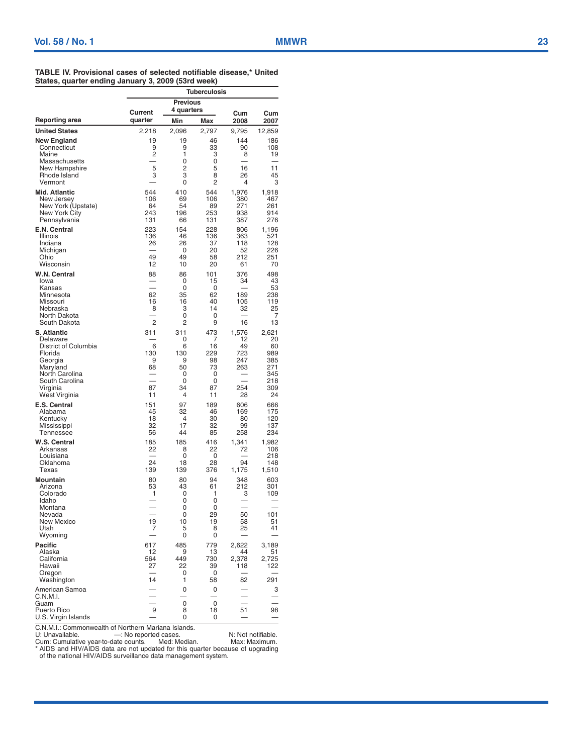**TABLE IV. Provisional cases of selected notifiable disease,* United States, quarter ending January 3, 2009 (53rd week)**

| Reporting area | Tuberculosis | | | | |
|---|---|---|---|---|---|
| | Current quarter | Previous 4 quarters | | Cum 2008 | Cum 2007 |
| | | Min | Max | | |
| **United States** | 2,218 | 2,096 | 2,797 | 9,795 | 12,859 |
| **New England** | 19 | 19 | 46 | 144 | 186 |
| Connecticut | 9 | 9 | 33 | 90 | 108 |
| Maine | 2 | 1 | 3 | 8 | 19 |
| Massachusetts | — | 0 | 0 | — | — |
| New Hampshire | 5 | 2 | 5 | 16 | 11 |
| Rhode Island | 3 | 3 | 8 | 26 | 45 |
| Vermont | — | 0 | 2 | 4 | 3 |
| **Mid. Atlantic** | 544 | 410 | 544 | 1,976 | 1,918 |
| New Jersey | 106 | 69 | 106 | 380 | 467 |
| New York (Upstate) | 64 | 54 | 89 | 271 | 261 |
| New York City | 243 | 196 | 253 | 938 | 914 |
| Pennsylvania | 131 | 66 | 131 | 387 | 276 |
| **E.N. Central** | 223 | 154 | 228 | 806 | 1,196 |
| Illinois | 136 | 46 | 136 | 363 | 521 |
| Indiana | 26 | 26 | 37 | 118 | 128 |
| Michigan | — | 0 | 20 | 52 | 226 |
| Ohio | 49 | 49 | 58 | 212 | 251 |
| Wisconsin | 12 | 10 | 20 | 61 | 70 |
| **W.N. Central** | 88 | 86 | 101 | 376 | 498 |
| Iowa | — | 0 | 15 | 34 | 43 |
| Kansas | — | 0 | 0 | — | 53 |
| Minnesota | 62 | 35 | 62 | 189 | 238 |
| Missouri | 16 | 16 | 40 | 105 | 119 |
| Nebraska | 8 | 3 | 14 | 32 | 25 |
| North Dakota | — | 0 | 0 | — | 7 |
| South Dakota | 2 | 2 | 9 | 16 | 13 |
| **S. Atlantic** | 311 | 311 | 473 | 1,576 | 2,621 |
| Delaware | — | 0 | 7 | 12 | 20 |
| District of Columbia | 6 | 6 | 16 | 49 | 60 |
| Florida | 130 | 130 | 229 | 723 | 989 |
| Georgia | 9 | 9 | 98 | 247 | 385 |
| Maryland | 68 | 50 | 73 | 263 | 271 |
| North Carolina | — | 0 | 0 | — | 345 |
| South Carolina | — | 0 | 0 | — | 218 |
| Virginia | 87 | 34 | 87 | 254 | 309 |
| West Virginia | 11 | 4 | 11 | 28 | 24 |
| **E.S. Central** | 151 | 97 | 189 | 606 | 666 |
| Alabama | 45 | 32 | 46 | 169 | 175 |
| Kentucky | 18 | 4 | 30 | 80 | 120 |
| Mississippi | 32 | 17 | 32 | 99 | 137 |
| Tennessee | 56 | 44 | 85 | 258 | 234 |
| **W.S. Central** | 185 | 185 | 416 | 1,341 | 1,982 |
| Arkansas | 22 | 8 | 22 | 72 | 106 |
| Louisiana | — | 0 | 0 | — | 218 |
| Oklahoma | 24 | 18 | 28 | 94 | 148 |
| Texas | 139 | 139 | 376 | 1,175 | 1,510 |
| **Mountain** | 80 | 80 | 94 | 348 | 603 |
| Arizona | 53 | 43 | 61 | 212 | 301 |
| Colorado | 1 | 0 | 1 | 3 | 109 |
| Idaho | — | 0 | 0 | — | — |
| Montana | — | 0 | 0 | — | — |
| Nevada | — | 0 | 29 | 50 | 101 |
| New Mexico | 19 | 10 | 19 | 58 | 51 |
| Utah | 7 | 5 | 8 | 25 | 41 |
| Wyoming | — | 0 | 0 | — | — |
| **Pacific** | 617 | 485 | 779 | 2,622 | 3,189 |
| Alaska | 12 | 9 | 13 | 44 | 51 |
| California | 564 | 449 | 730 | 2,378 | 2,725 |
| Hawaii | 27 | 22 | 39 | 118 | 122 |
| Oregon | — | 0 | 0 | — | — |
| Washington | 14 | 1 | 58 | 82 | 291 |
| American Samoa | — | 0 | 0 | — | 3 |
| C.N.M.I. | — | — | — | — | — |
| Guam | — | 0 | 0 | — | — |
| Puerto Rico | 9 | 8 | 18 | 51 | 98 |
| U.S. Virgin Islands | — | 0 | 0 | — | — |

C.N.M.I.: Commonwealth of Northern Mariana Islands.
U: Unavailable. —: No reported cases. N: Not notifiable.
Cum: Cumulative year-to-date counts. Med: Median. Max: Maximum.
* AIDS and HIV/AIDS data are not updated for this quarter because of upgrading of the national HIV/AIDS surveillance data management system.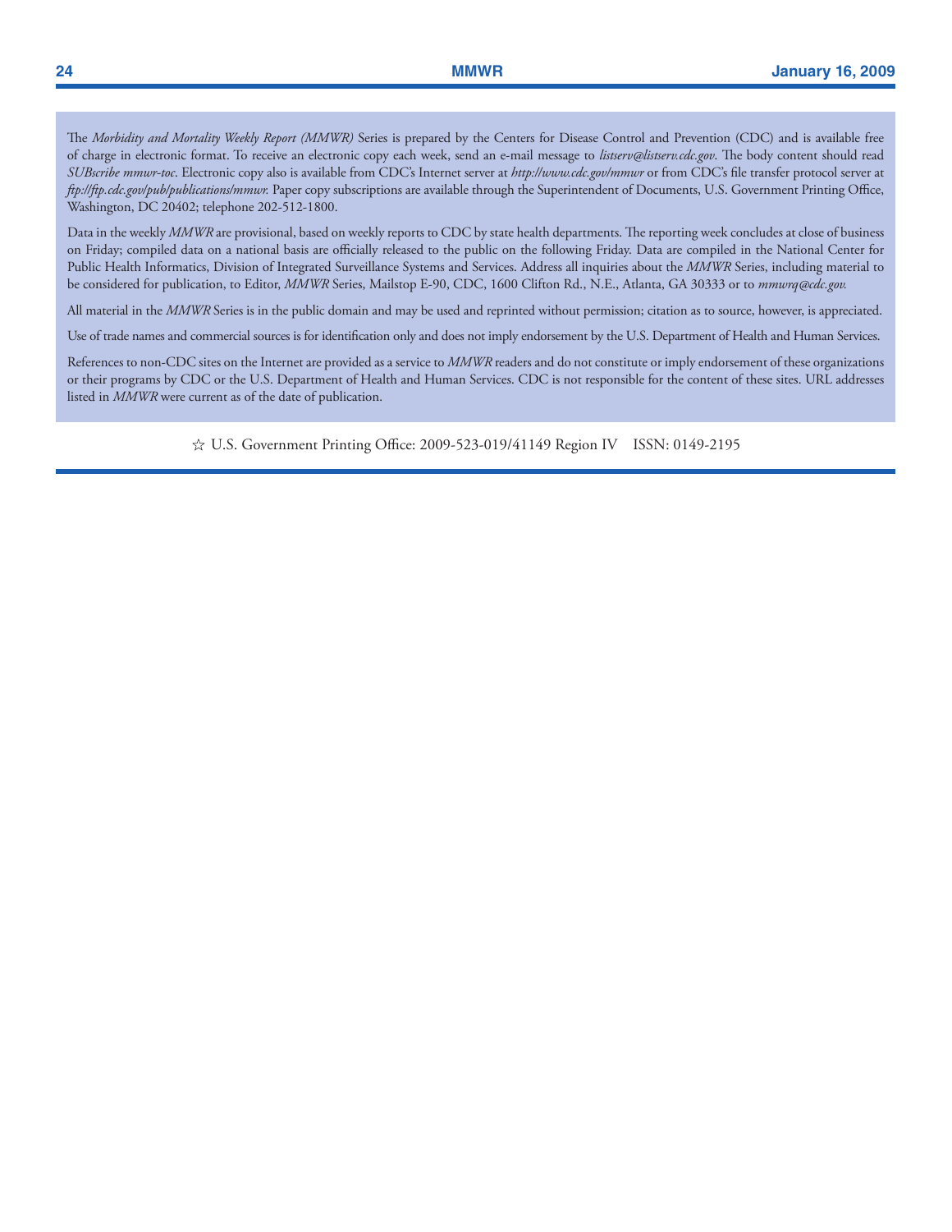The *Morbidity and Mortality Weekly Report (MMWR)* Series is prepared by the Centers for Disease Control and Prevention (CDC) and is available free of charge in electronic format. To receive an electronic copy each week, send an e-mail message to *listserv@listserv.cdc.gov*. The body content should read *SUBscribe mmwr-toc*. Electronic copy also is available from CDC's Internet server at *http://www.cdc.gov/mmwr* or from CDC's file transfer protocol server at *ftp://ftp.cdc.gov/pub/publications/mmwr.* Paper copy subscriptions are available through the Superintendent of Documents, U.S. Government Printing Office, Washington, DC 20402; telephone 202-512-1800.

Data in the weekly *MMWR* are provisional, based on weekly reports to CDC by state health departments. The reporting week concludes at close of business on Friday; compiled data on a national basis are officially released to the public on the following Friday. Data are compiled in the National Center for Public Health Informatics, Division of Integrated Surveillance Systems and Services. Address all inquiries about the *MMWR* Series, including material to be considered for publication, to Editor, *MMWR* Series, Mailstop E-90, CDC, 1600 Clifton Rd., N.E., Atlanta, GA 30333 or to *mmwrq@cdc.gov.*

All material in the *MMWR* Series is in the public domain and may be used and reprinted without permission; citation as to source, however, is appreciated.

Use of trade names and commercial sources is for identification only and does not imply endorsement by the U.S. Department of Health and Human Services.

References to non-CDC sites on the Internet are provided as a service to *MMWR* readers and do not constitute or imply endorsement of these organizations or their programs by CDC or the U.S. Department of Health and Human Services. CDC is not responsible for the content of these sites. URL addresses listed in *MMWR* were current as of the date of publication.

☆ U.S. Government Printing Office: 2009-523-019/41149 Region IV ISSN: 0149-2195